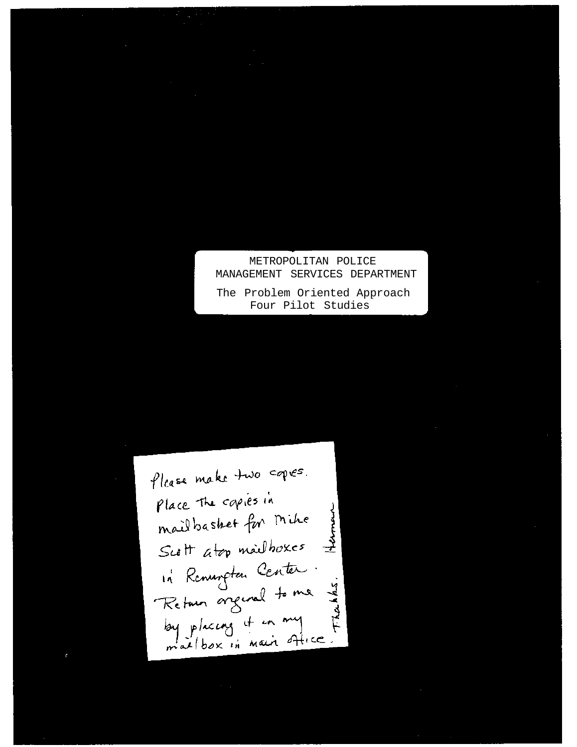METROPOLITAN POLICE
MANAGEMENT SERVICES DEPARTMENT

# The Problem Oriented Approach
## Four Pilot Studies

Please make two copies.
Place the copies in mailbasket for Mike Scott atop mailboxes in Remington Center.
Return original to me by placing it in my mailbox in main office.
Thanks.
Herman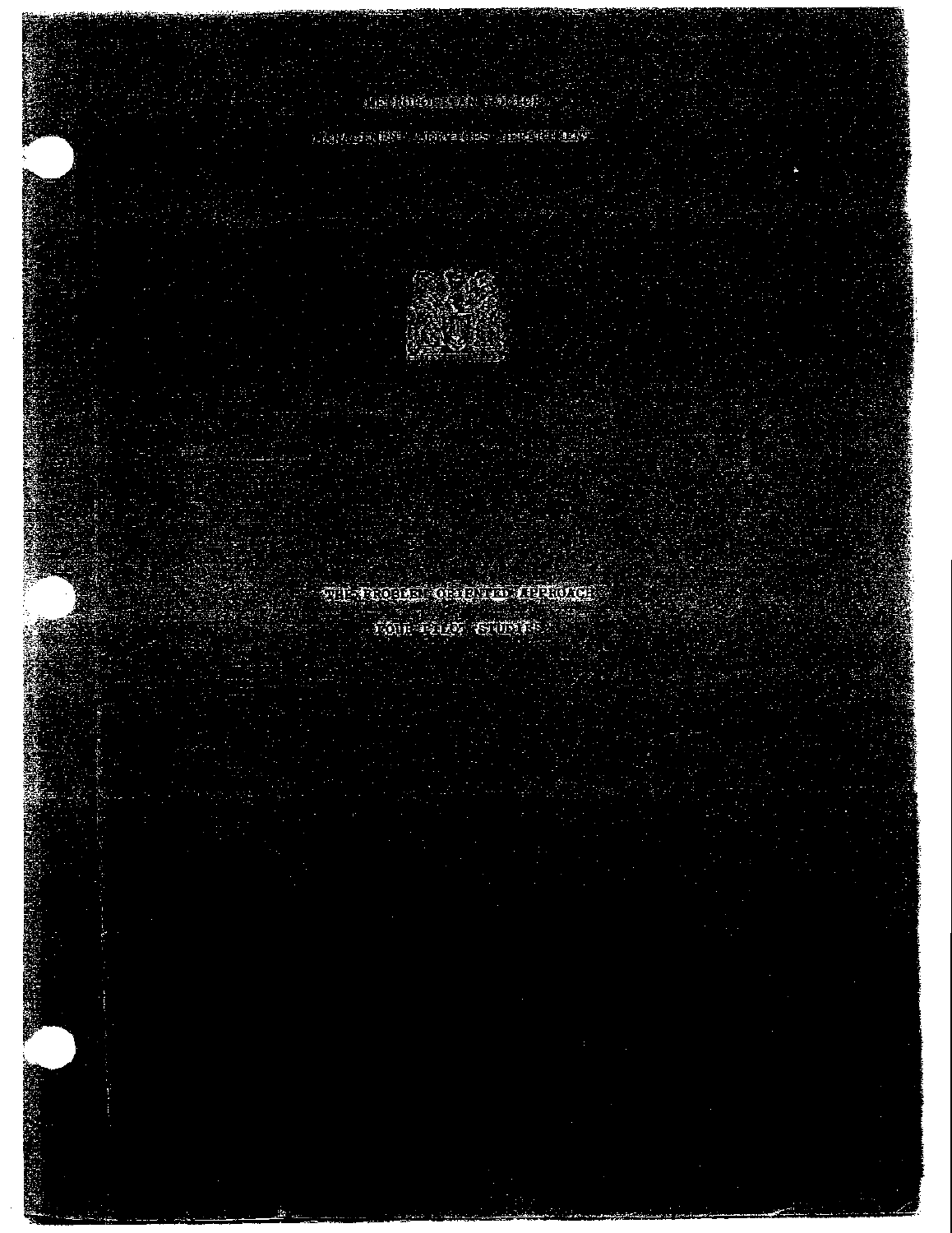METROPOLITAN POLICE

MANAGEMENT SERVICES DEPARTMENT

THE PROBLEM ORIENTED APPROACH

FOUR PILOT STUDIES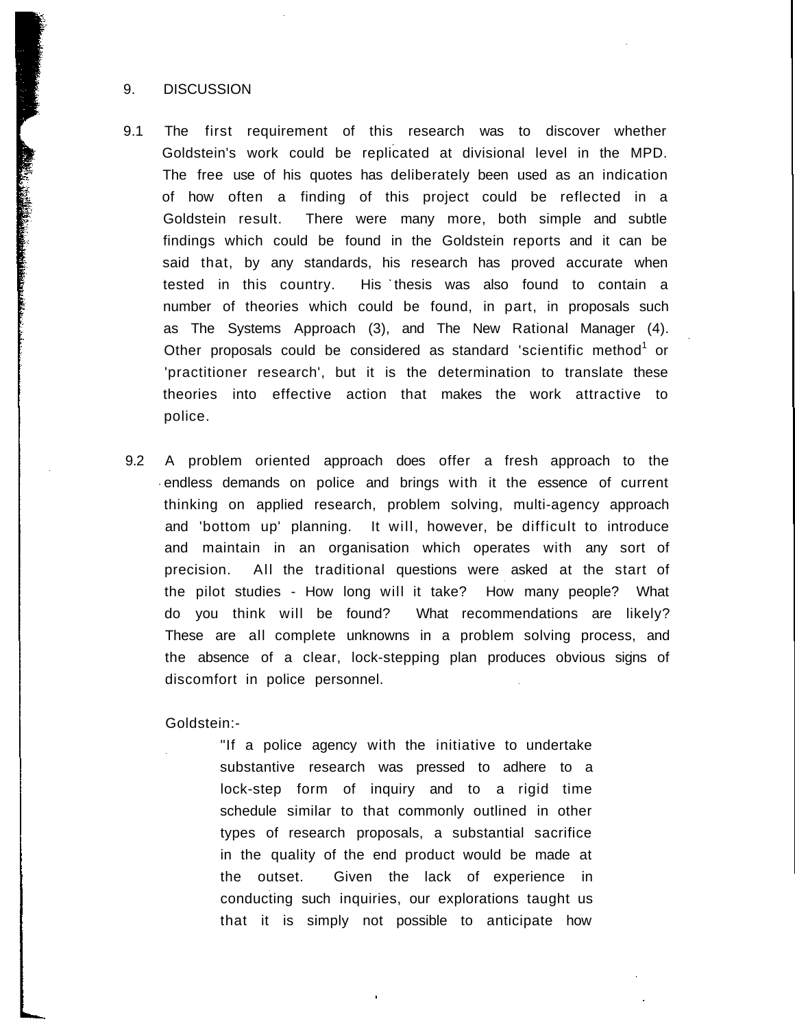## 9. DISCUSSION

9.1 The first requirement of this research was to discover whether Goldstein's work could be replicated at divisional level in the MPD. The free use of his quotes has deliberately been used as an indication of how often a finding of this project could be reflected in a Goldstein result. There were many more, both simple and subtle findings which could be found in the Goldstein reports and it can be said that, by any standards, his research has proved accurate when tested in this country. His thesis was also found to contain a number of theories which could be found, in part, in proposals such as The Systems Approach (3), and The New Rational Manager (4). Other proposals could be considered as standard 'scientific method' or 'practitioner research', but it is the determination to translate these theories into effective action that makes the work attractive to police.

9.2 A problem oriented approach does offer a fresh approach to the endless demands on police and brings with it the essence of current thinking on applied research, problem solving, multi-agency approach and 'bottom up' planning. It will, however, be difficult to introduce and maintain in an organisation which operates with any sort of precision. All the traditional questions were asked at the start of the pilot studies - How long will it take? How many people? What do you think will be found? What recommendations are likely? These are all complete unknowns in a problem solving process, and the absence of a clear, lock-stepping plan produces obvious signs of discomfort in police personnel.

Goldstein:-

> "If a police agency with the initiative to undertake substantive research was pressed to adhere to a lock-step form of inquiry and to a rigid time schedule similar to that commonly outlined in other types of research proposals, a substantial sacrifice in the quality of the end product would be made at the outset. Given the lack of experience in conducting such inquiries, our explorations taught us that it is simply not possible to anticipate how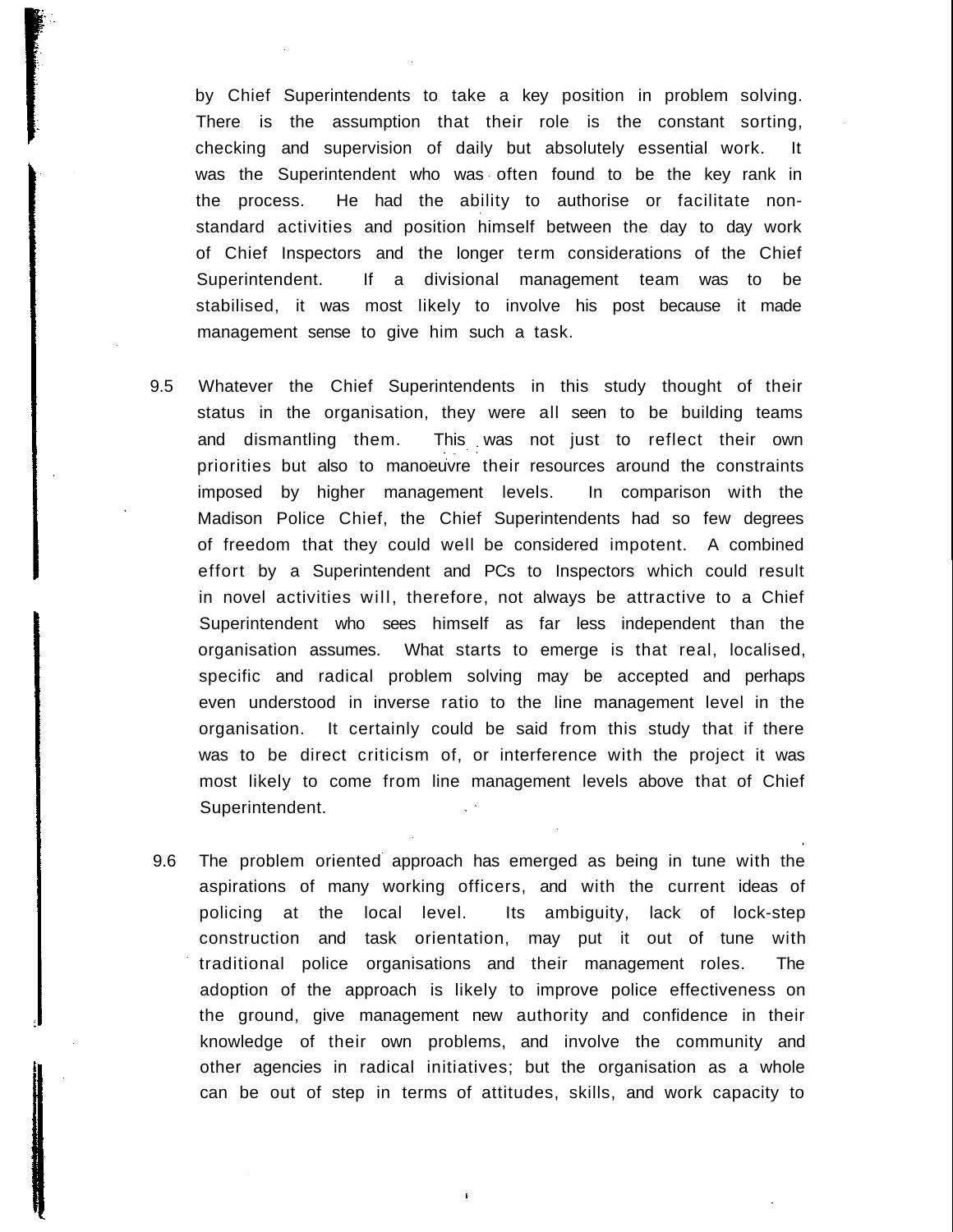by Chief Superintendents to take a key position in problem solving. There is the assumption that their role is the constant sorting, checking and supervision of daily but absolutely essential work. It was the Superintendent who was often found to be the key rank in the process. He had the ability to authorise or facilitate non-standard activities and position himself between the day to day work of Chief Inspectors and the longer term considerations of the Chief Superintendent. If a divisional management team was to be stabilised, it was most likely to involve his post because it made management sense to give him such a task.

9.5 Whatever the Chief Superintendents in this study thought of their status in the organisation, they were all seen to be building teams and dismantling them. This was not just to reflect their own priorities but also to manoeuvre their resources around the constraints imposed by higher management levels. In comparison with the Madison Police Chief, the Chief Superintendents had so few degrees of freedom that they could well be considered impotent. A combined effort by a Superintendent and PCs to Inspectors which could result in novel activities will, therefore, not always be attractive to a Chief Superintendent who sees himself as far less independent than the organisation assumes. What starts to emerge is that real, localised, specific and radical problem solving may be accepted and perhaps even understood in inverse ratio to the line management level in the organisation. It certainly could be said from this study that if there was to be direct criticism of, or interference with the project it was most likely to come from line management levels above that of Chief Superintendent.

9.6 The problem oriented approach has emerged as being in tune with the aspirations of many working officers, and with the current ideas of policing at the local level. Its ambiguity, lack of lock-step construction and task orientation, may put it out of tune with traditional police organisations and their management roles. The adoption of the approach is likely to improve police effectiveness on the ground, give management new authority and confidence in their knowledge of their own problems, and involve the community and other agencies in radical initiatives; but the organisation as a whole can be out of step in terms of attitudes, skills, and work capacity to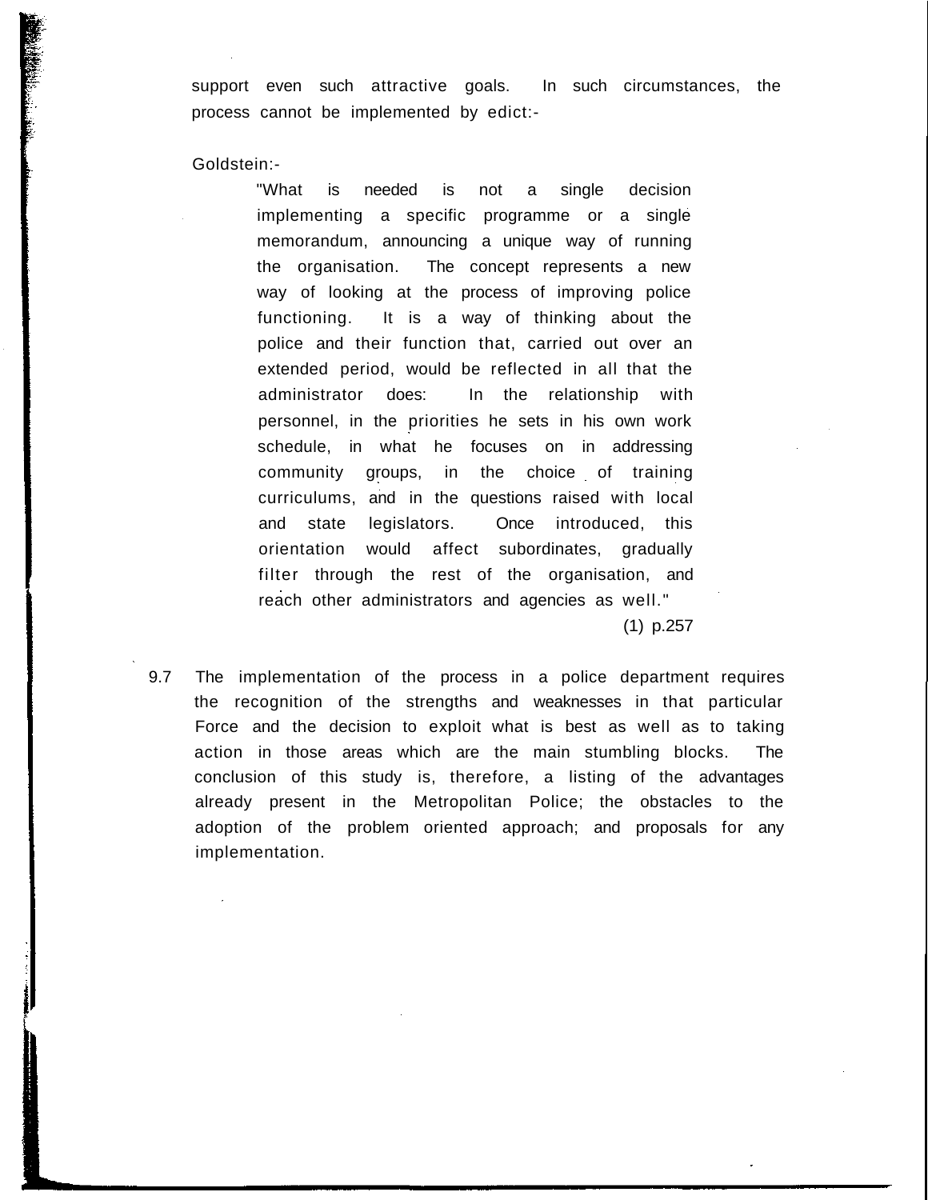support even such attractive goals. In such circumstances, the process cannot be implemented by edict:-

Goldstein:-

> "What is needed is not a single decision implementing a specific programme or a single memorandum, announcing a unique way of running the organisation. The concept represents a new way of looking at the process of improving police functioning. It is a way of thinking about the police and their function that, carried out over an extended period, would be reflected in all that the administrator does: In the relationship with personnel, in the priorities he sets in his own work schedule, in what he focuses on in addressing community groups, in the choice of training curriculums, and in the questions raised with local and state legislators. Once introduced, this orientation would affect subordinates, gradually filter through the rest of the organisation, and reach other administrators and agencies as well."
>
> (1) p.257

9.7 The implementation of the process in a police department requires the recognition of the strengths and weaknesses in that particular Force and the decision to exploit what is best as well as to taking action in those areas which are the main stumbling blocks. The conclusion of this study is, therefore, a listing of the advantages already present in the Metropolitan Police; the obstacles to the adoption of the problem oriented approach; and proposals for any implementation.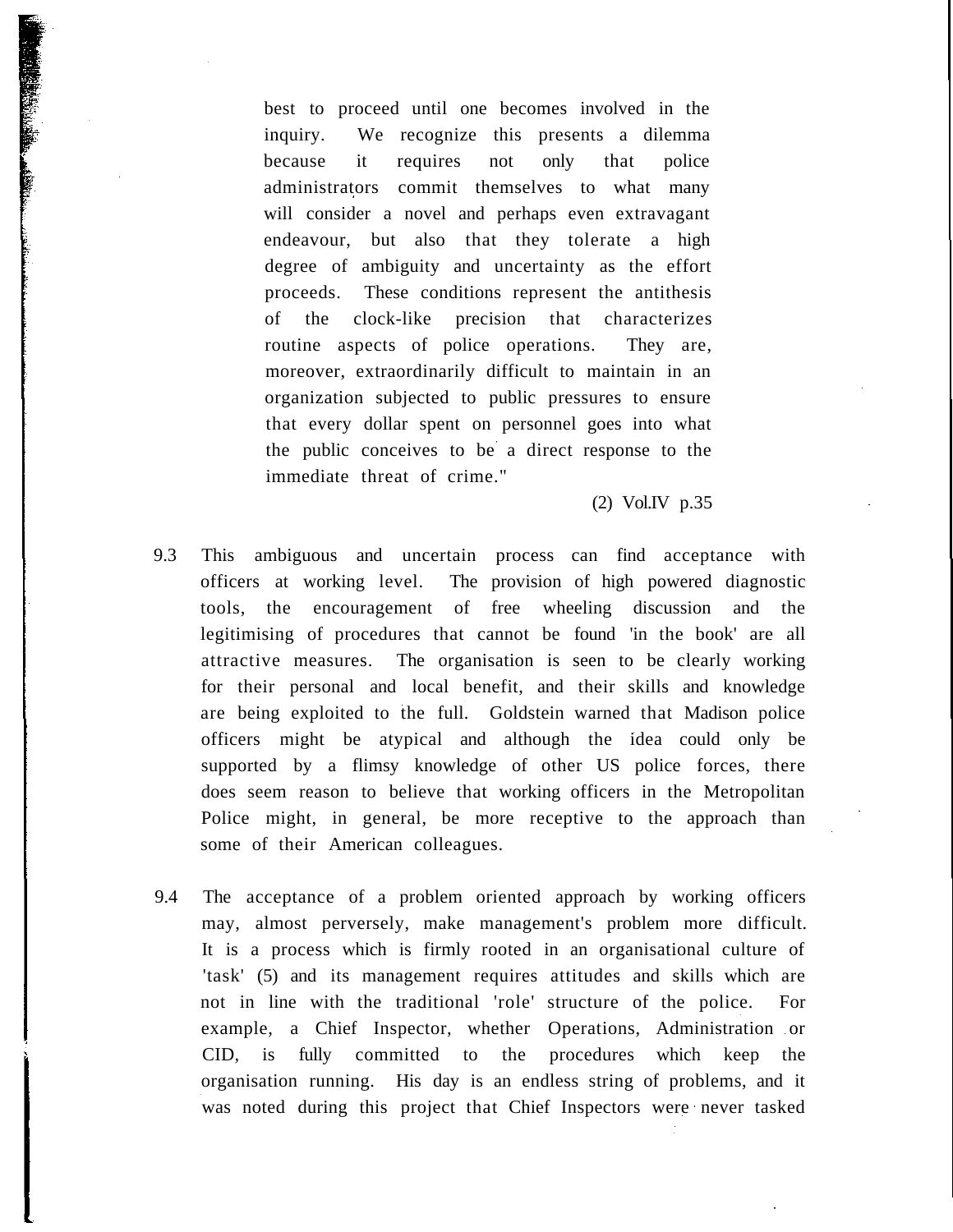> best to proceed until one becomes involved in the inquiry. We recognize this presents a dilemma because it requires not only that police administrators commit themselves to what many will consider a novel and perhaps even extravagant endeavour, but also that they tolerate a high degree of ambiguity and uncertainty as the effort proceeds. These conditions represent the antithesis of the clock-like precision that characterizes routine aspects of police operations. They are, moreover, extraordinarily difficult to maintain in an organization subjected to public pressures to ensure that every dollar spent on personnel goes into what the public conceives to be a direct response to the immediate threat of crime."
>
> (2) Vol.IV p.35

9.3 This ambiguous and uncertain process can find acceptance with officers at working level. The provision of high powered diagnostic tools, the encouragement of free wheeling discussion and the legitimising of procedures that cannot be found 'in the book' are all attractive measures. The organisation is seen to be clearly working for their personal and local benefit, and their skills and knowledge are being exploited to the full. Goldstein warned that Madison police officers might be atypical and although the idea could only be supported by a flimsy knowledge of other US police forces, there does seem reason to believe that working officers in the Metropolitan Police might, in general, be more receptive to the approach than some of their American colleagues.

9.4 The acceptance of a problem oriented approach by working officers may, almost perversely, make management's problem more difficult. It is a process which is firmly rooted in an organisational culture of 'task' (5) and its management requires attitudes and skills which are not in line with the traditional 'role' structure of the police. For example, a Chief Inspector, whether Operations, Administration or CID, is fully committed to the procedures which keep the organisation running. His day is an endless string of problems, and it was noted during this project that Chief Inspectors were never tasked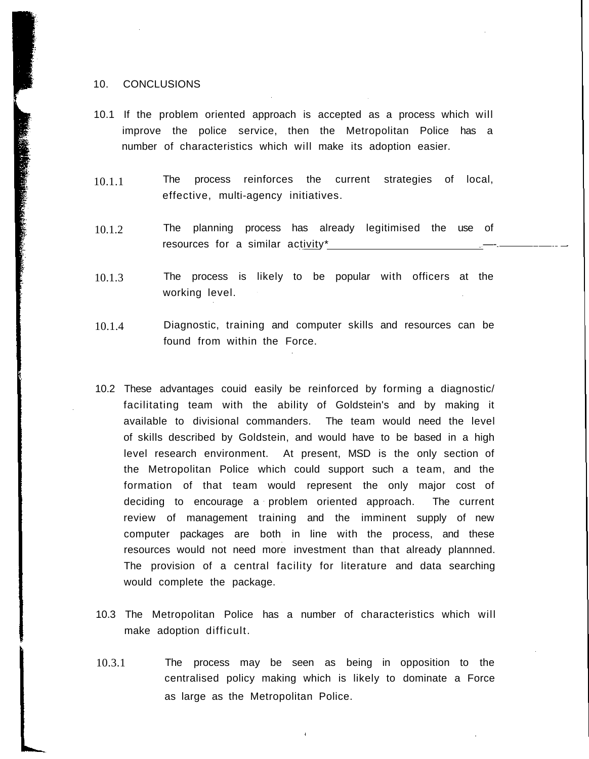## 10. CONCLUSIONS

10.1 If the problem oriented approach is accepted as a process which will improve the police service, then the Metropolitan Police has a number of characteristics which will make its adoption easier.

10.1.1 The process reinforces the current strategies of local, effective, multi-agency initiatives.

10.1.2 The planning process has already legitimised the use of resources for a similar activity*

10.1.3 The process is likely to be popular with officers at the working level.

10.1.4 Diagnostic, training and computer skills and resources can be found from within the Force.

10.2 These advantages couid easily be reinforced by forming a diagnostic/ facilitating team with the ability of Goldstein's and by making it available to divisional commanders. The team would need the level of skills described by Goldstein, and would have to be based in a high level research environment. At present, MSD is the only section of the Metropolitan Police which could support such a team, and the formation of that team would represent the only major cost of deciding to encourage a problem oriented approach. The current review of management training and the imminent supply of new computer packages are both in line with the process, and these resources would not need more investment than that already plannned. The provision of a central facility for literature and data searching would complete the package.

10.3 The Metropolitan Police has a number of characteristics which will make adoption difficult.

10.3.1 The process may be seen as being in opposition to the centralised policy making which is likely to dominate a Force as large as the Metropolitan Police.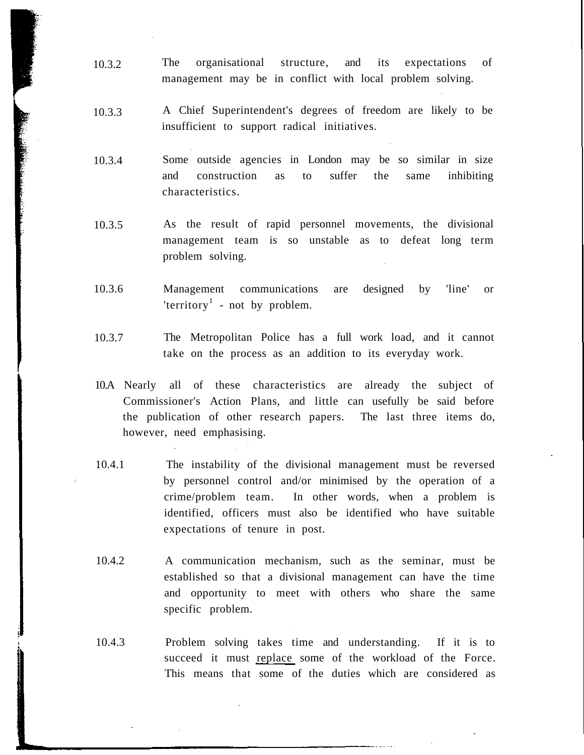10.3.2 The organisational structure, and its expectations of management may be in conflict with local problem solving.

10.3.3 A Chief Superintendent's degrees of freedom are likely to be insufficient to support radical initiatives.

10.3.4 Some outside agencies in London may be so similar in size and construction as to suffer the same inhibiting characteristics.

10.3.5 As the result of rapid personnel movements, the divisional management team is so unstable as to defeat long term problem solving.

10.3.6 Management communications are designed by 'line' or 'territory[1] - not by problem.

10.3.7 The Metropolitan Police has a full work load, and it cannot take on the process as an addition to its everyday work.

10.A Nearly all of these characteristics are already the subject of Commissioner's Action Plans, and little can usefully be said before the publication of other research papers. The last three items do, however, need emphasising.

10.4.1 The instability of the divisional management must be reversed by personnel control and/or minimised by the operation of a crime/problem team. In other words, when a problem is identified, officers must also be identified who have suitable expectations of tenure in post.

10.4.2 A communication mechanism, such as the seminar, must be established so that a divisional management can have the time and opportunity to meet with others who share the same specific problem.

10.4.3 Problem solving takes time and understanding. If it is to succeed it must replace some of the workload of the Force. This means that some of the duties which are considered as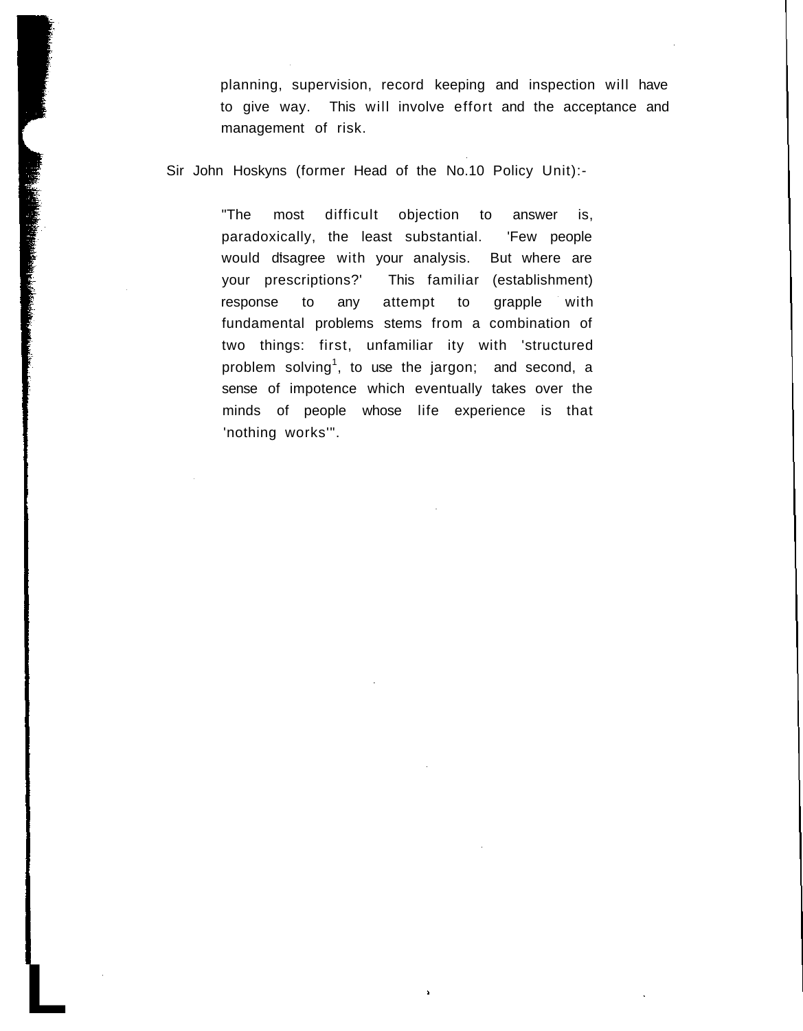planning, supervision, record keeping and inspection will have to give way. This will involve effort and the acceptance and management of risk.

Sir John Hoskyns (former Head of the No.10 Policy Unit):-

> "The most difficult objection to answer is, paradoxically, the least substantial. 'Few people would disagree with your analysis. But where are your prescriptions?' This familiar (establishment) response to any attempt to grapple with fundamental problems stems from a combination of two things: first, unfamiliar ity with 'structured problem solving[1], to use the jargon; and second, a sense of impotence which eventually takes over the minds of people whose life experience is that 'nothing works'".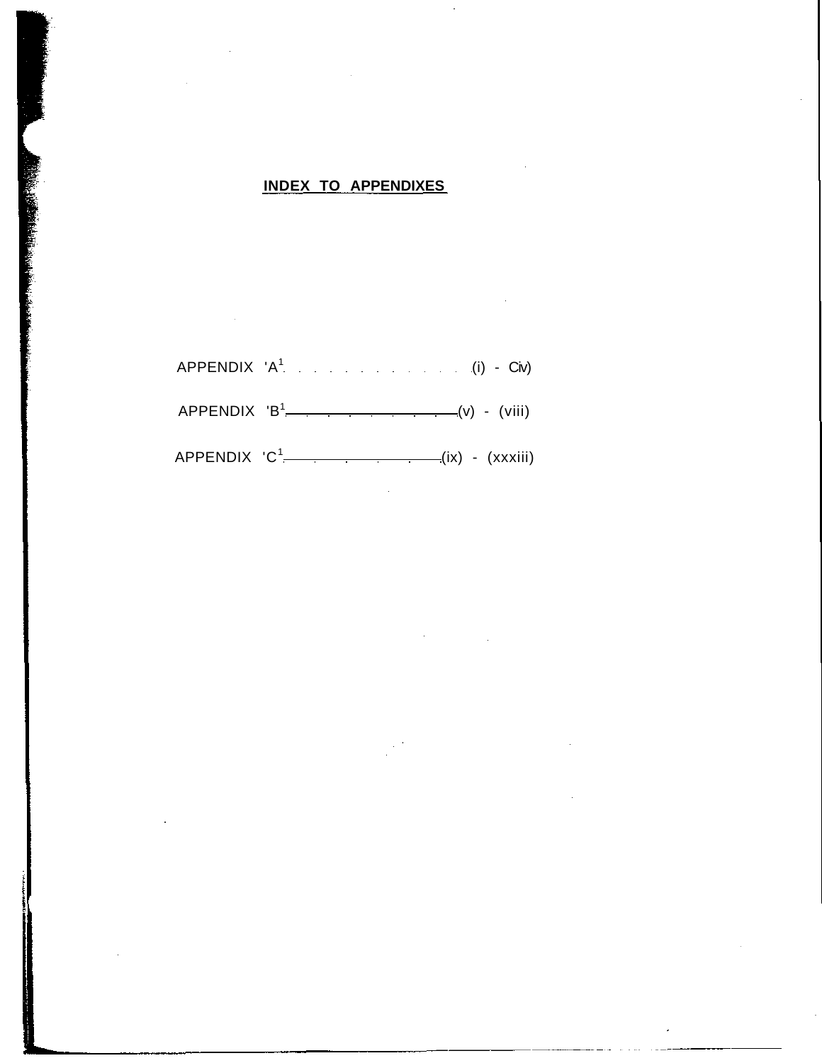## INDEX TO APPENDIXES

APPENDIX 'A' ............ (i) - (iv)

APPENDIX 'B' ............ (v) - (viii)

APPENDIX 'C' ............ (ix) - (xxxiii)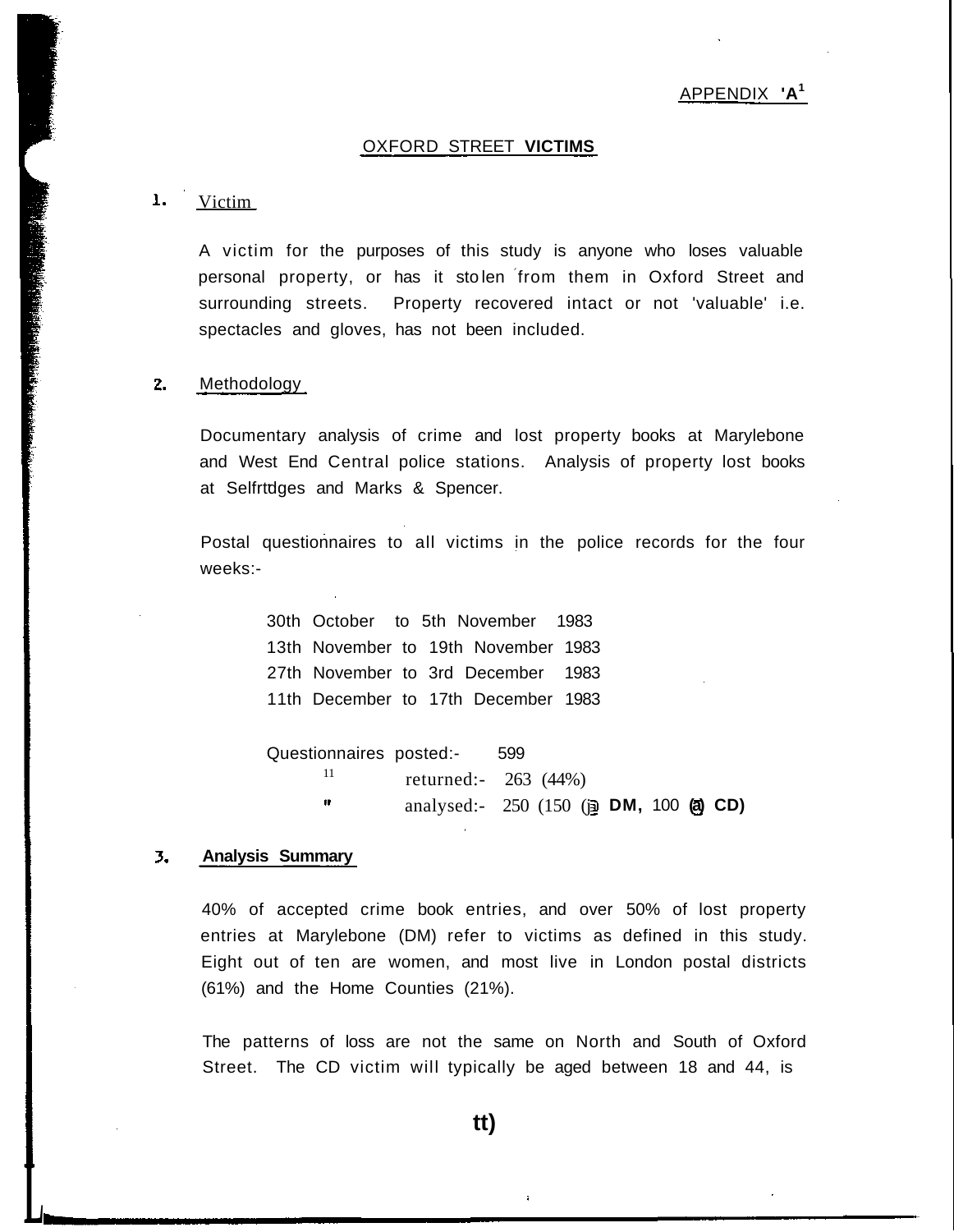APPENDIX 'A'

## OXFORD STREET VICTIMS

### 1. Victim

A victim for the purposes of this study is anyone who loses valuable personal property, or has it stolen from them in Oxford Street and surrounding streets. Property recovered intact or not 'valuable' i.e. spectacles and gloves, has not been included.

### 2. Methodology

Documentary analysis of crime and lost property books at Marylebone and West End Central police stations. Analysis of property lost books at Selfridges and Marks & Spencer.

Postal questionnaires to all victims in the police records for the four weeks:-

30th October to 5th November 1983
13th November to 19th November 1983
27th November to 3rd December 1983
11th December to 17th December 1983

Questionnaires posted:- 599
" returned:- 263 (44%)
" analysed:- 250 (150 @ DM, 100 @ CD)

### 3. Analysis Summary

40% of accepted crime book entries, and over 50% of lost property entries at Marylebone (DM) refer to victims as defined in this study. Eight out of ten are women, and most live in London postal districts (61%) and the Home Counties (21%).

The patterns of loss are not the same on North and South of Oxford Street. The CD victim will typically be aged between 18 and 44, is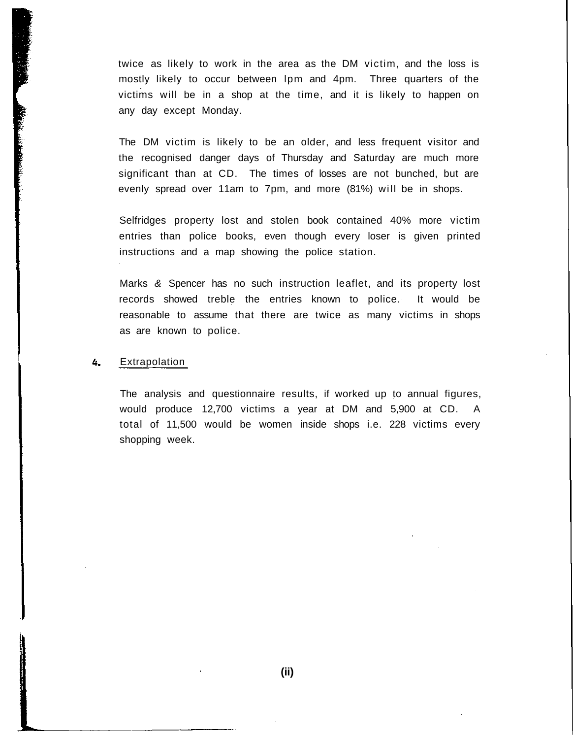twice as likely to work in the area as the DM victim, and the loss is mostly likely to occur between lpm and 4pm. Three quarters of the victims will be in a shop at the time, and it is likely to happen on any day except Monday.

The DM victim is likely to be an older, and less frequent visitor and the recognised danger days of Thursday and Saturday are much more significant than at CD. The times of losses are not bunched, but are evenly spread over 11am to 7pm, and more (81%) will be in shops.

Selfridges property lost and stolen book contained 40% more victim entries than police books, even though every loser is given printed instructions and a map showing the police station.

Marks & Spencer has no such instruction leaflet, and its property lost records showed treble the entries known to police. It would be reasonable to assume that there are twice as many victims in shops as are known to police.

## 4. Extrapolation

The analysis and questionnaire results, if worked up to annual figures, would produce 12,700 victims a year at DM and 5,900 at CD. A total of 11,500 would be women inside shops i.e. 228 victims every shopping week.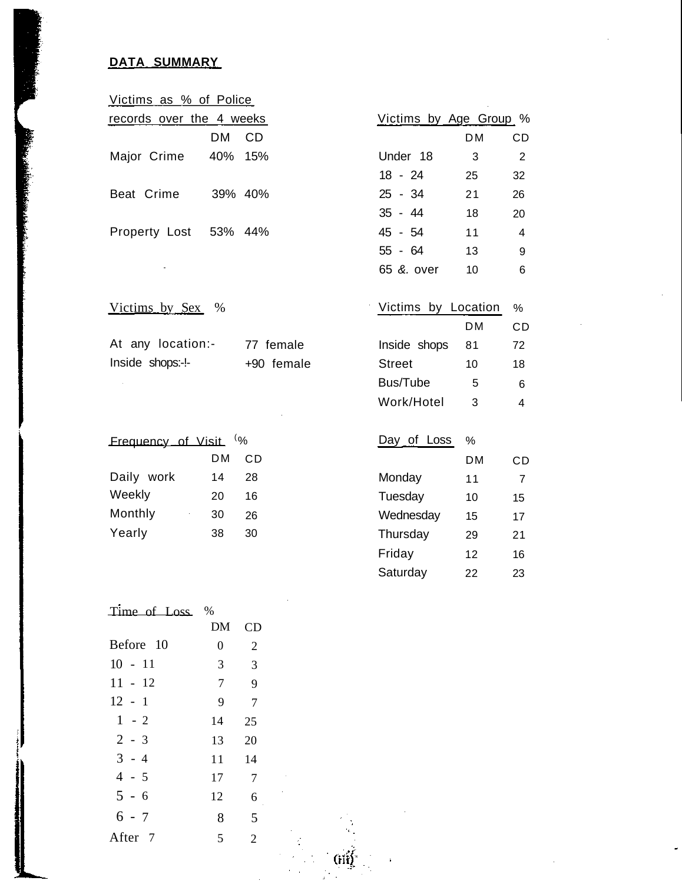## DATA SUMMARY

**Victims as % of Police records over the 4 weeks**

| | DM | CD |
|---|---|---|
| Major Crime | 40% | 15% |
| Beat Crime | 39% | 40% |
| Property Lost | 53% | 44% |

**Victims by Age Group %**

| | DM | CD |
|---|---|---|
| Under 18 | 3 | 2 |
| 18 - 24 | 25 | 32 |
| 25 - 34 | 21 | 26 |
| 35 - 44 | 18 | 20 |
| 45 - 54 | 11 | 4 |
| 55 - 64 | 13 | 9 |
| 65 &. over | 10 | 6 |

**Victims by Sex %**

| | |
|---|---|
| At any location:- | 77 female |
| Inside shops:-!- | +90 female |

**Victims by Location %**

| | DM | CD |
|---|---|---|
| Inside shops | 81 | 72 |
| Street | 10 | 18 |
| Bus/Tube | 5 | 6 |
| Work/Hotel | 3 | 4 |

**Frequency of Visit %**

| | DM | CD |
|---|---|---|
| Daily work | 14 | 28 |
| Weekly | 20 | 16 |
| Monthly | 30 | 26 |
| Yearly | 38 | 30 |

**Day of Loss %**

| | DM | CD |
|---|---|---|
| Monday | 11 | 7 |
| Tuesday | 10 | 15 |
| Wednesday | 15 | 17 |
| Thursday | 29 | 21 |
| Friday | 12 | 16 |
| Saturday | 22 | 23 |

**Time of Loss %**

| | DM | CD |
|---|---|---|
| Before 10 | 0 | 2 |
| 10 - 11 | 3 | 3 |
| 11 - 12 | 7 | 9 |
| 12 - 1 | 9 | 7 |
| 1 - 2 | 14 | 25 |
| 2 - 3 | 13 | 20 |
| 3 - 4 | 11 | 14 |
| 4 - 5 | 17 | 7 |
| 5 - 6 | 12 | 6 |
| 6 - 7 | 8 | 5 |
| After 7 | 5 | 2 |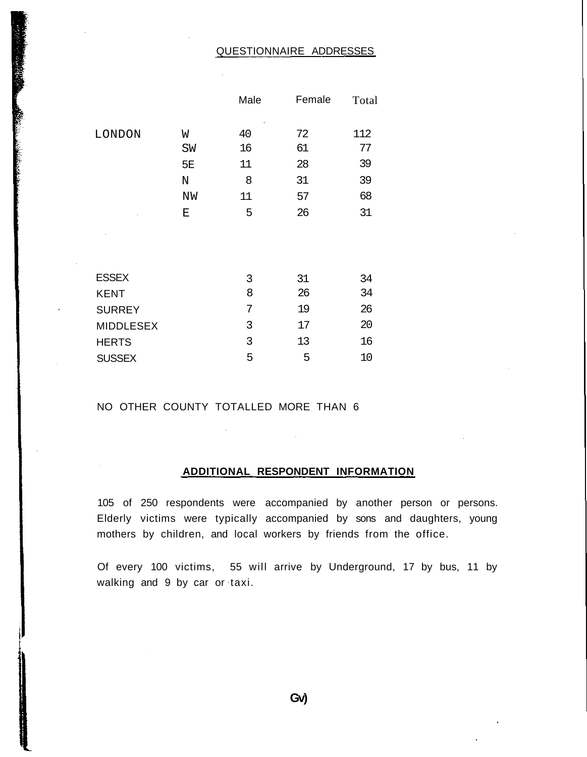## QUESTIONNAIRE ADDRESSES

| | | Male | Female | Total |
|---|---|---|---|---|
| LONDON | W | 40 | 72 | 112 |
| | SW | 16 | 61 | 77 |
| | 5E | 11 | 28 | 39 |
| | N | 8 | 31 | 39 |
| | NW | 11 | 57 | 68 |
| | E | 5 | 26 | 31 |
| ESSEX | | 3 | 31 | 34 |
| KENT | | 8 | 26 | 34 |
| SURREY | | 7 | 19 | 26 |
| MIDDLESEX | | 3 | 17 | 20 |
| HERTS | | 3 | 13 | 16 |
| SUSSEX | | 5 | 5 | 10 |

NO OTHER COUNTY TOTALLED MORE THAN 6

## ADDITIONAL RESPONDENT INFORMATION

105 of 250 respondents were accompanied by another person or persons. Elderly victims were typically accompanied by sons and daughters, young mothers by children, and local workers by friends from the office.

Of every 100 victims, 55 will arrive by Underground, 17 by bus, 11 by walking and 9 by car or taxi.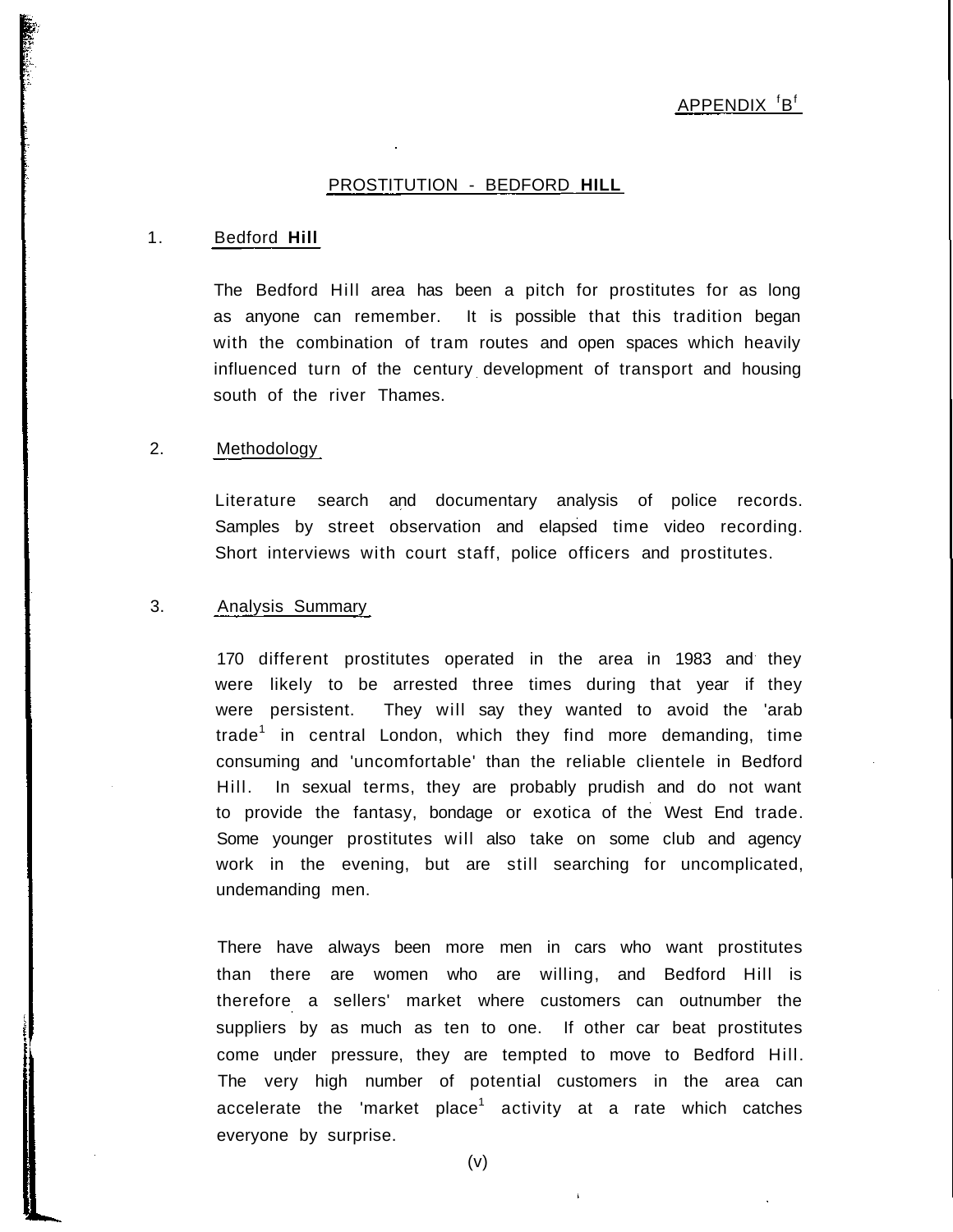APPENDIX 'B'

# PROSTITUTION - BEDFORD HILL

## 1. Bedford Hill

The Bedford Hill area has been a pitch for prostitutes for as long as anyone can remember. It is possible that this tradition began with the combination of tram routes and open spaces which heavily influenced turn of the century development of transport and housing south of the river Thames.

## 2. Methodology

Literature search and documentary analysis of police records. Samples by street observation and elapsed time video recording. Short interviews with court staff, police officers and prostitutes.

## 3. Analysis Summary

170 different prostitutes operated in the area in 1983 and they were likely to be arrested three times during that year if they were persistent. They will say they wanted to avoid the 'arab trade' in central London, which they find more demanding, time consuming and 'uncomfortable' than the reliable clientele in Bedford Hill. In sexual terms, they are probably prudish and do not want to provide the fantasy, bondage or exotica of the West End trade. Some younger prostitutes will also take on some club and agency work in the evening, but are still searching for uncomplicated, undemanding men.

There have always been more men in cars who want prostitutes than there are women who are willing, and Bedford Hill is therefore a sellers' market where customers can outnumber the suppliers by as much as ten to one. If other car beat prostitutes come under pressure, they are tempted to move to Bedford Hill. The very high number of potential customers in the area can accelerate the 'market place' activity at a rate which catches everyone by surprise.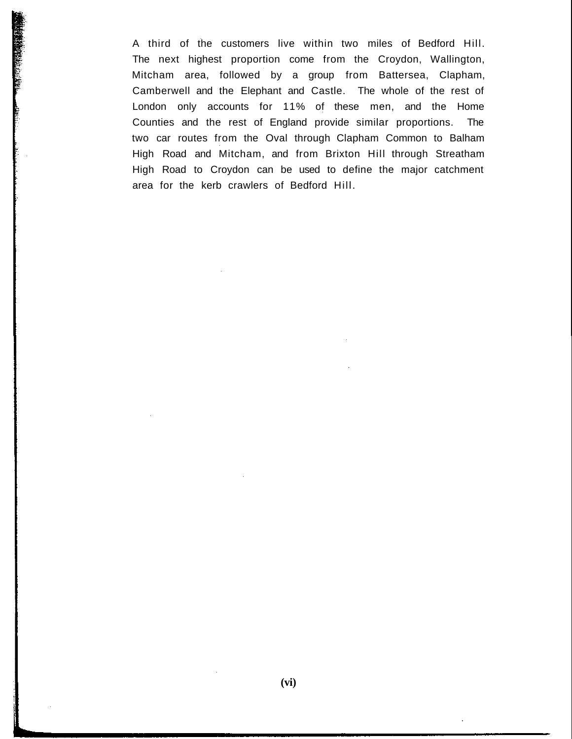A third of the customers live within two miles of Bedford Hill. The next highest proportion come from the Croydon, Wallington, Mitcham area, followed by a group from Battersea, Clapham, Camberwell and the Elephant and Castle. The whole of the rest of London only accounts for 11% of these men, and the Home Counties and the rest of England provide similar proportions. The two car routes from the Oval through Clapham Common to Balham High Road and Mitcham, and from Brixton Hill through Streatham High Road to Croydon can be used to define the major catchment area for the kerb crawlers of Bedford Hill.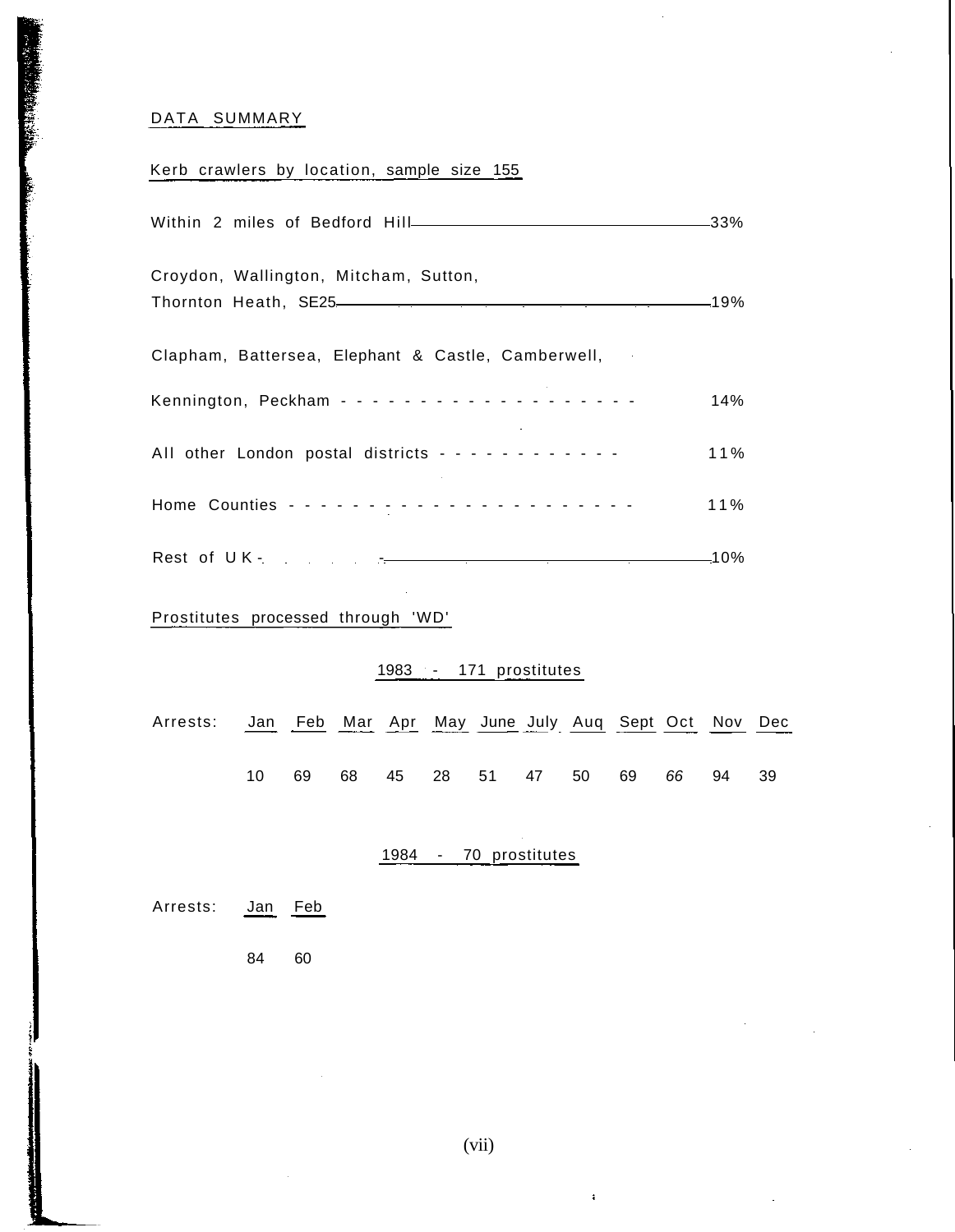## DATA SUMMARY

### Kerb crawlers by location, sample size 155

| Location | Percentage |
|---|---|
| Within 2 miles of Bedford Hill | 33% |
| Croydon, Wallington, Mitcham, Sutton, Thornton Heath, SE25 | 19% |
| Clapham, Battersea, Elephant & Castle, Camberwell, Kennington, Peckham | 14% |
| All other London postal districts | 11% |
| Home Counties | 11% |
| Rest of U K | 10% |

### Prostitutes processed through 'WD'

**1983 - 171 prostitutes**

| Arrests: | Jan | Feb | Mar | Apr | May | June | July | Aug | Sept | Oct | Nov | Dec |
|---|---|---|---|---|---|---|---|---|---|---|---|---|
| | 10 | 69 | 68 | 45 | 28 | 51 | 47 | 50 | 69 | 66 | 94 | 39 |

**1984 - 70 prostitutes**

| Arrests: | Jan | Feb |
|---|---|---|
| | 84 | 60 |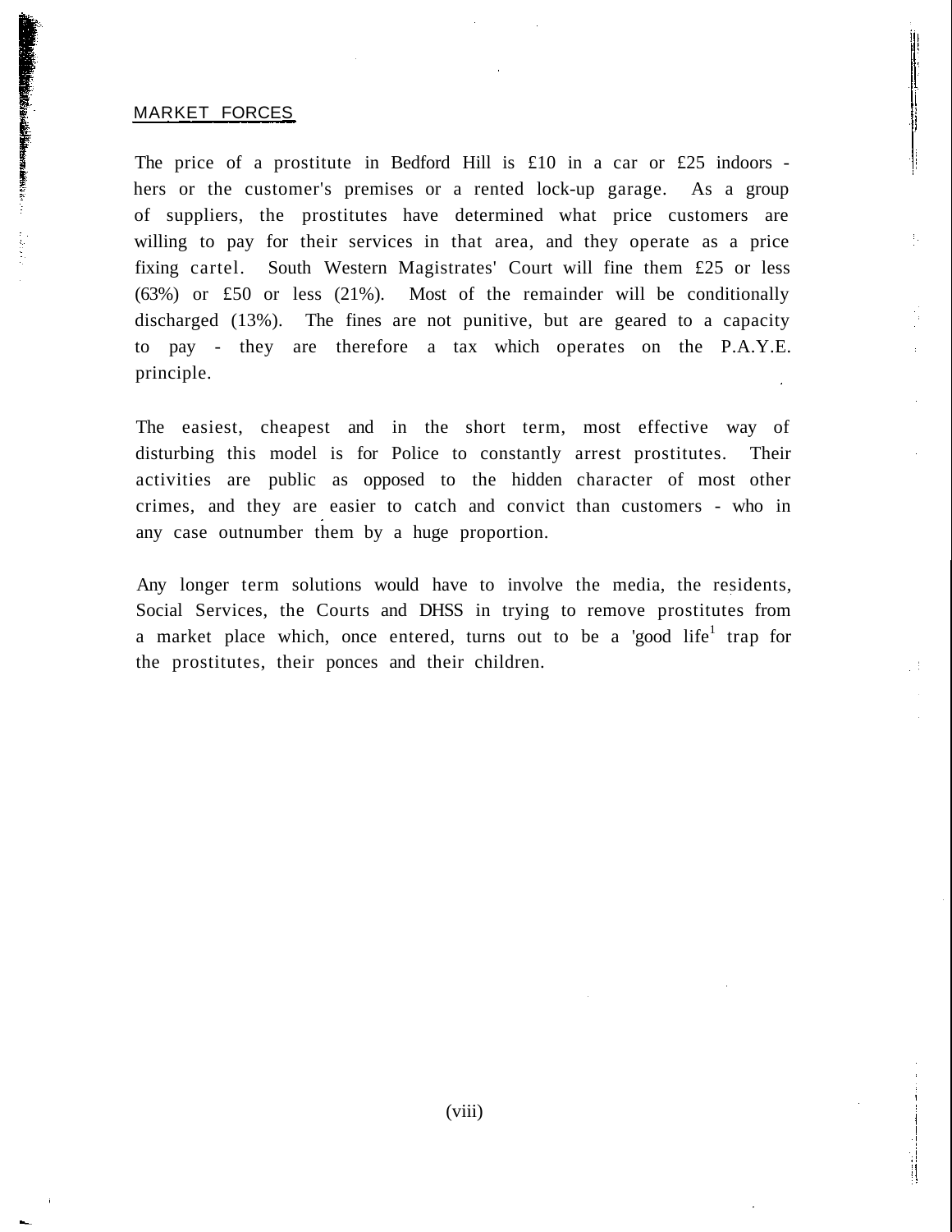## MARKET FORCES

The price of a prostitute in Bedford Hill is £10 in a car or £25 indoors - hers or the customer's premises or a rented lock-up garage. As a group of suppliers, the prostitutes have determined what price customers are willing to pay for their services in that area, and they operate as a price fixing cartel. South Western Magistrates' Court will fine them £25 or less (63%) or £50 or less (21%). Most of the remainder will be conditionally discharged (13%). The fines are not punitive, but are geared to a capacity to pay - they are therefore a tax which operates on the P.A.Y.E. principle.

The easiest, cheapest and in the short term, most effective way of disturbing this model is for Police to constantly arrest prostitutes. Their activities are public as opposed to the hidden character of most other crimes, and they are easier to catch and convict than customers - who in any case outnumber them by a huge proportion.

Any longer term solutions would have to involve the media, the residents, Social Services, the Courts and DHSS in trying to remove prostitutes from a market place which, once entered, turns out to be a 'good life' trap for the prostitutes, their ponces and their children.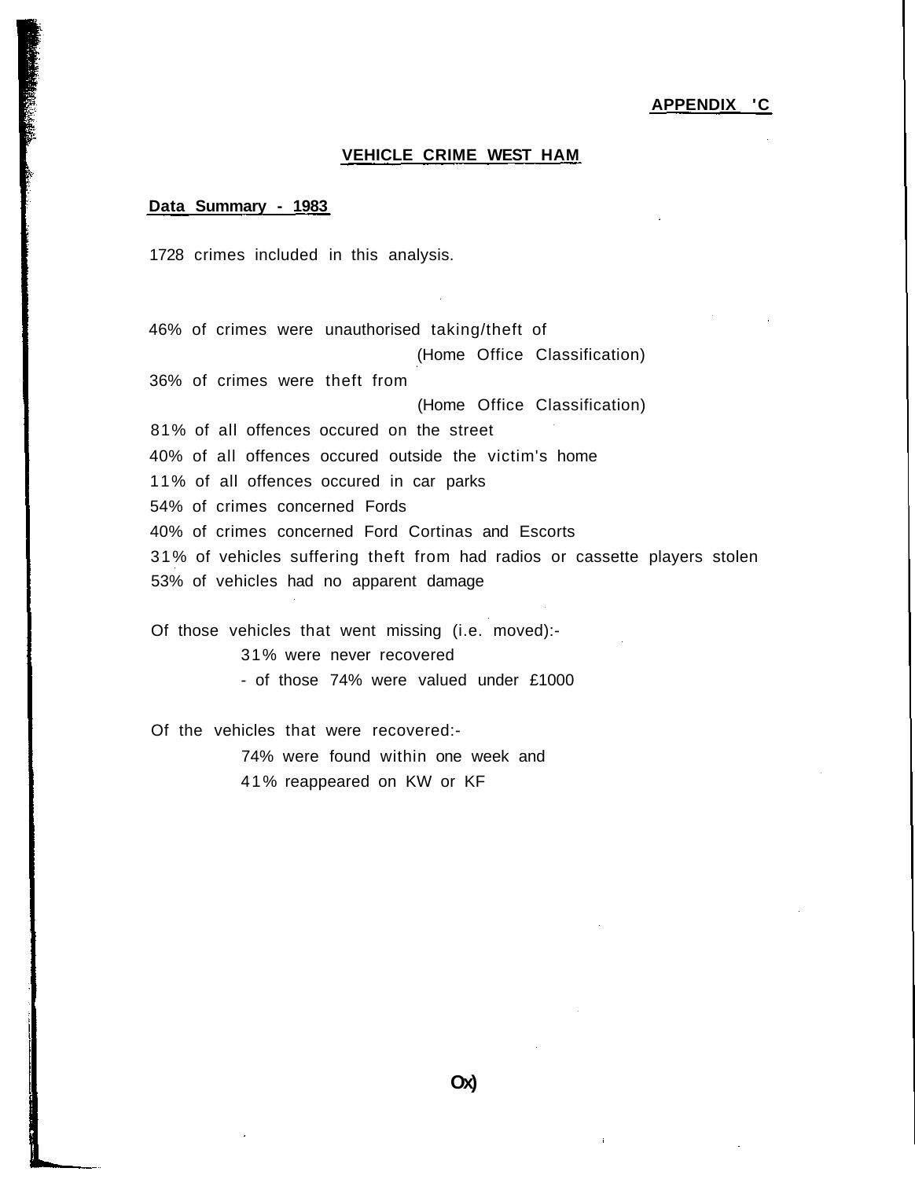APPENDIX 'C

## VEHICLE CRIME WEST HAM

**Data Summary - 1983**

1728 crimes included in this analysis.

46% of crimes were unauthorised taking/theft of
(Home Office Classification)
36% of crimes were theft from
(Home Office Classification)
81% of all offences occured on the street
40% of all offences occured outside the victim's home
11% of all offences occured in car parks
54% of crimes concerned Fords
40% of crimes concerned Ford Cortinas and Escorts
31% of vehicles suffering theft from had radios or cassette players stolen
53% of vehicles had no apparent damage

Of those vehicles that went missing (i.e. moved):-
31% were never recovered
- of those 74% were valued under £1000

Of the vehicles that were recovered:-
74% were found within one week and
41% reappeared on KW or KF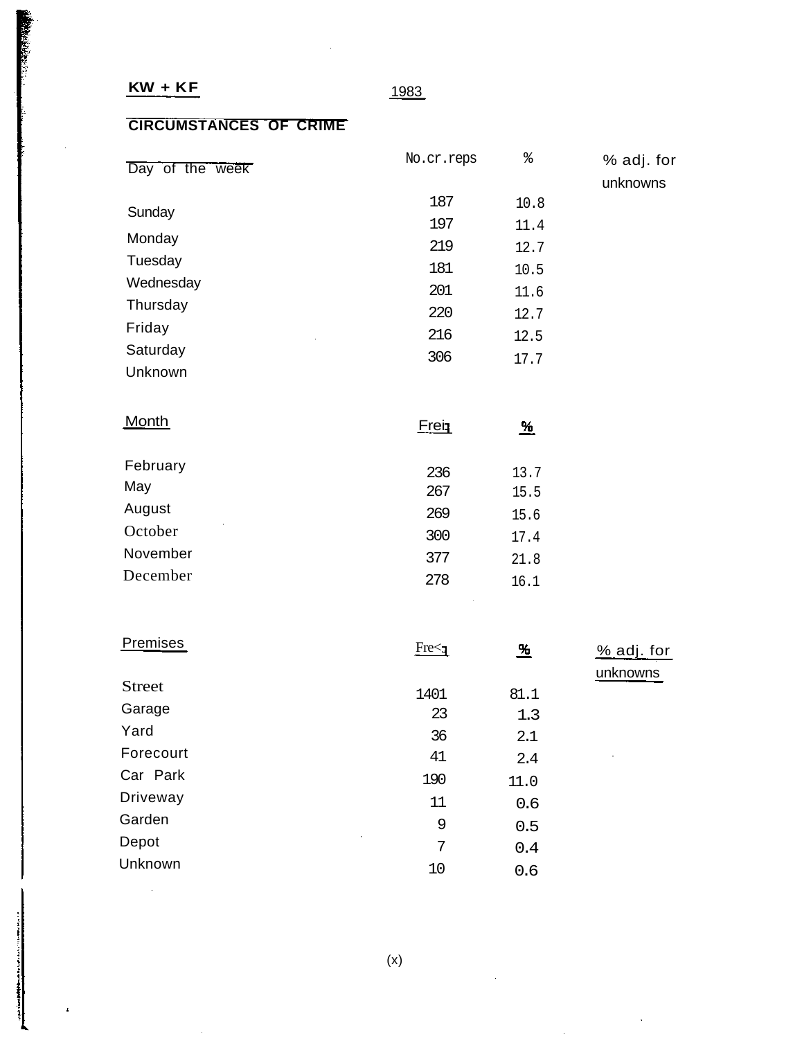**KW + KF** 1983

**CIRCUMSTANCES OF CRIME**

| Day of the week | No.cr.reps | % | % adj. for unknowns |
|---|---|---|---|
| Sunday | 187 | 10.8 | |
| Monday | 197 | 11.4 | |
| Tuesday | 219 | 12.7 | |
| Wednesday | 181 | 10.5 | |
| Thursday | 201 | 11.6 | |
| Friday | 220 | 12.7 | |
| Saturday | 216 | 12.5 | |
| Unknown | 306 | 17.7 | |

| Month | Freq | % |
|---|---|---|
| February | 236 | 13.7 |
| May | 267 | 15.5 |
| August | 269 | 15.6 |
| October | 300 | 17.4 |
| November | 377 | 21.8 |
| December | 278 | 16.1 |

| Premises | Freq | % | % adj. for unknowns |
|---|---|---|---|
| Street | 1401 | 81.1 | |
| Garage | 23 | 1.3 | |
| Yard | 36 | 2.1 | |
| Forecourt | 41 | 2.4 | |
| Car Park | 190 | 11.0 | |
| Driveway | 11 | 0.6 | |
| Garden | 9 | 0.5 | |
| Depot | 7 | 0.4 | |
| Unknown | 10 | 0.6 | |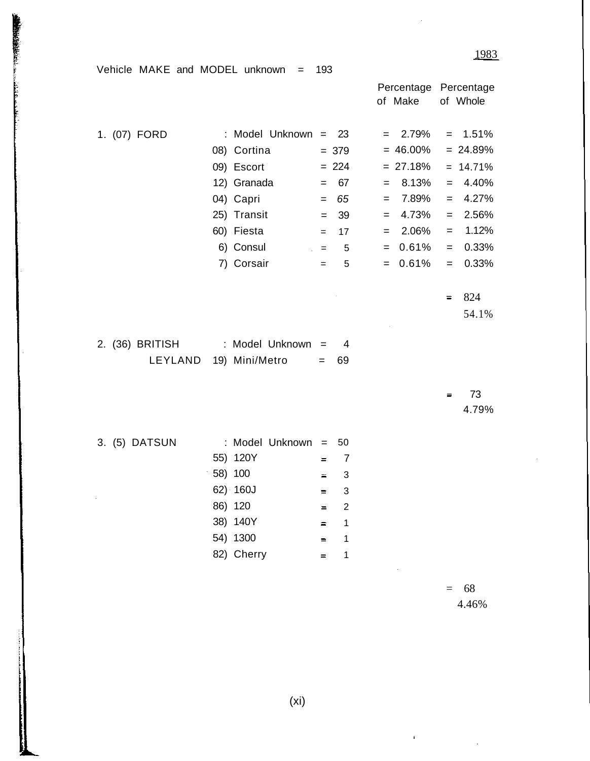1983

Vehicle MAKE and MODEL unknown = 193

| | | | Percentage of Make | Percentage of Whole |
|---|---|---|---|---|
| 1. (07) FORD | : Model Unknown | = 23 | = 2.79% | = 1.51% |
| | 08) Cortina | = 379 | = 46.00% | = 24.89% |
| | 09) Escort | = 224 | = 27.18% | = 14.71% |
| | 12) Granada | = 67 | = 8.13% | = 4.40% |
| | 04) Capri | = 65 | = 7.89% | = 4.27% |
| | 25) Transit | = 39 | = 4.73% | = 2.56% |
| | 60) Fiesta | = 17 | = 2.06% | = 1.12% |
| | 6) Consul | = 5 | = 0.61% | = 0.33% |
| | 7) Corsair | = 5 | = 0.61% | = 0.33% |
| | | | | = 824 |
| | | | | 54.1% |
| 2. (36) BRITISH LEYLAND | : Model Unknown | = 4 | | |
| | 19) Mini/Metro | = 69 | | |
| | | | | = 73 |
| | | | | 4.79% |
| 3. (5) DATSUN | : Model Unknown | = 50 | | |
| | 55) 120Y | = 7 | | |
| | 58) 100 | = 3 | | |
| | 62) 160J | = 3 | | |
| | 86) 120 | = 2 | | |
| | 38) 140Y | = 1 | | |
| | 54) 1300 | = 1 | | |
| | 82) Cherry | = 1 | | |
| | | | | = 68 |
| | | | | 4.46% |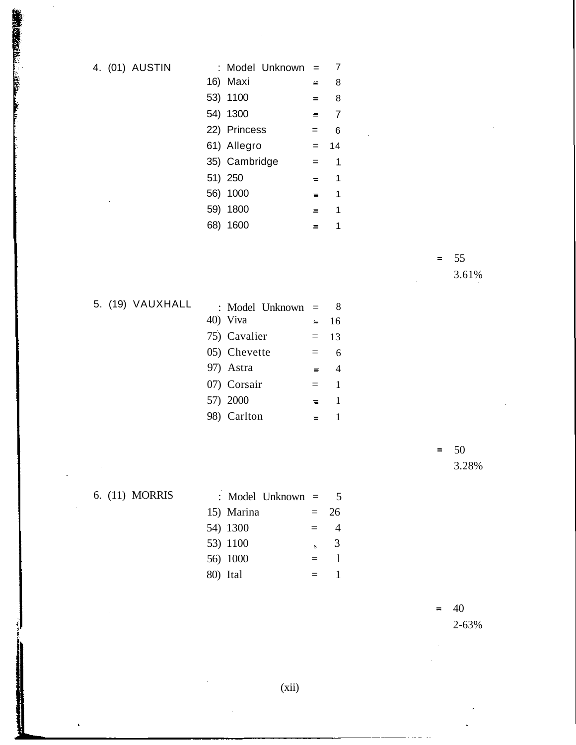4. (01) AUSTIN

| | | |
|---|---|---|
| : Model Unknown | = | 7 |
| 16) Maxi | = | 8 |
| 53) 1100 | = | 8 |
| 54) 1300 | = | 7 |
| 22) Princess | = | 6 |
| 61) Allegro | = | 14 |
| 35) Cambridge | = | 1 |
| 51) 250 | = | 1 |
| 56) 1000 | = | 1 |
| 59) 1800 | = | 1 |
| 68) 1600 | = | 1 |

= 55
3.61%

5. (19) VAUXHALL

| | | |
|---|---|---|
| : Model Unknown | = | 8 |
| 40) Viva | = | 16 |
| 75) Cavalier | = | 13 |
| 05) Chevette | = | 6 |
| 97) Astra | = | 4 |
| 07) Corsair | = | 1 |
| 57) 2000 | = | 1 |
| 98) Carlton | = | 1 |

= 50
3.28%

6. (11) MORRIS

| | | |
|---|---|---|
| : Model Unknown | = | 5 |
| 15) Marina | = | 26 |
| 54) 1300 | = | 4 |
| 53) 1100 | = | 3 |
| 56) 1000 | = | 1 |
| 80) Ital | = | 1 |

= 40
2-63%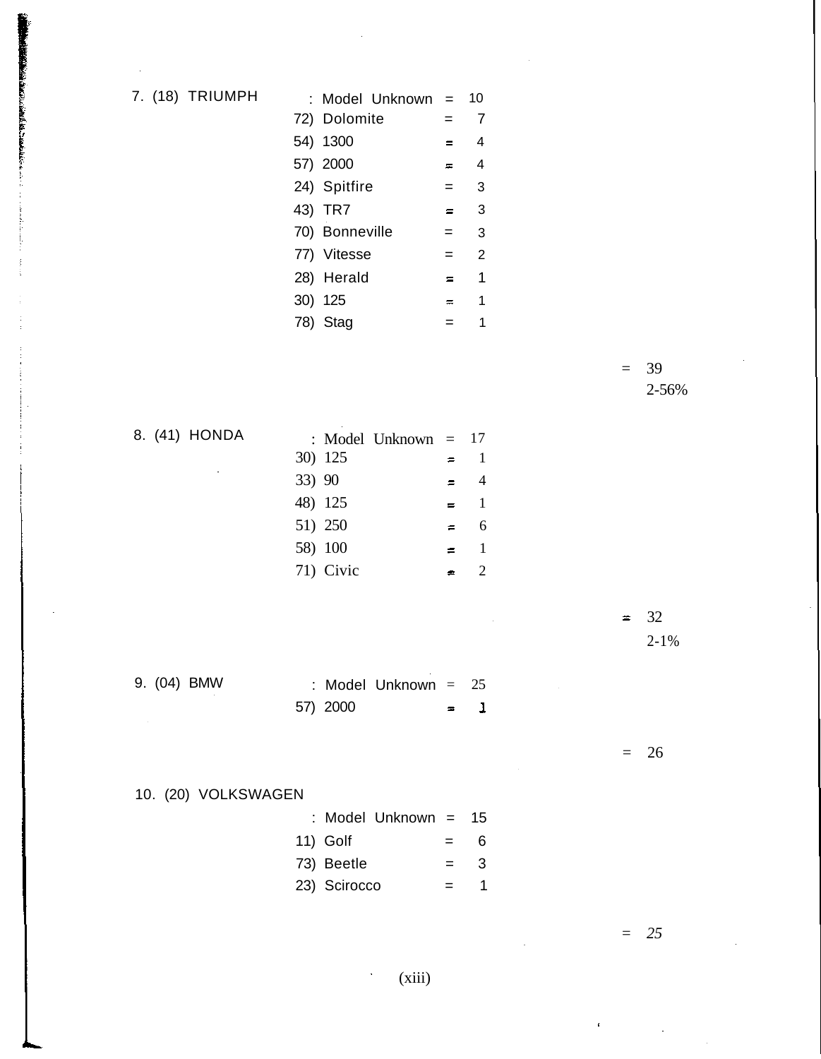7. (18) TRIUMPH

| | | |
|---|---|---|
| : Model Unknown | = | 10 |
| 72) Dolomite | = | 7 |
| 54) 1300 | = | 4 |
| 57) 2000 | = | 4 |
| 24) Spitfire | = | 3 |
| 43) TR7 | = | 3 |
| 70) Bonneville | = | 3 |
| 77) Vitesse | = | 2 |
| 28) Herald | = | 1 |
| 30) 125 | = | 1 |
| 78) Stag | = | 1 |

= 39
2-56%

8. (41) HONDA

| | | |
|---|---|---|
| : Model Unknown | = | 17 |
| 30) 125 | = | 1 |
| 33) 90 | = | 4 |
| 48) 125 | = | 1 |
| 51) 250 | = | 6 |
| 58) 100 | = | 1 |
| 71) Civic | = | 2 |

= 32
2-1%

9. (04) BMW

| | | |
|---|---|---|
| : Model Unknown | = | 25 |
| 57) 2000 | = | 1 |

= 26

10. (20) VOLKSWAGEN

| | | |
|---|---|---|
| : Model Unknown | = | 15 |
| 11) Golf | = | 6 |
| 73) Beetle | = | 3 |
| 23) Scirocco | = | 1 |

= *25*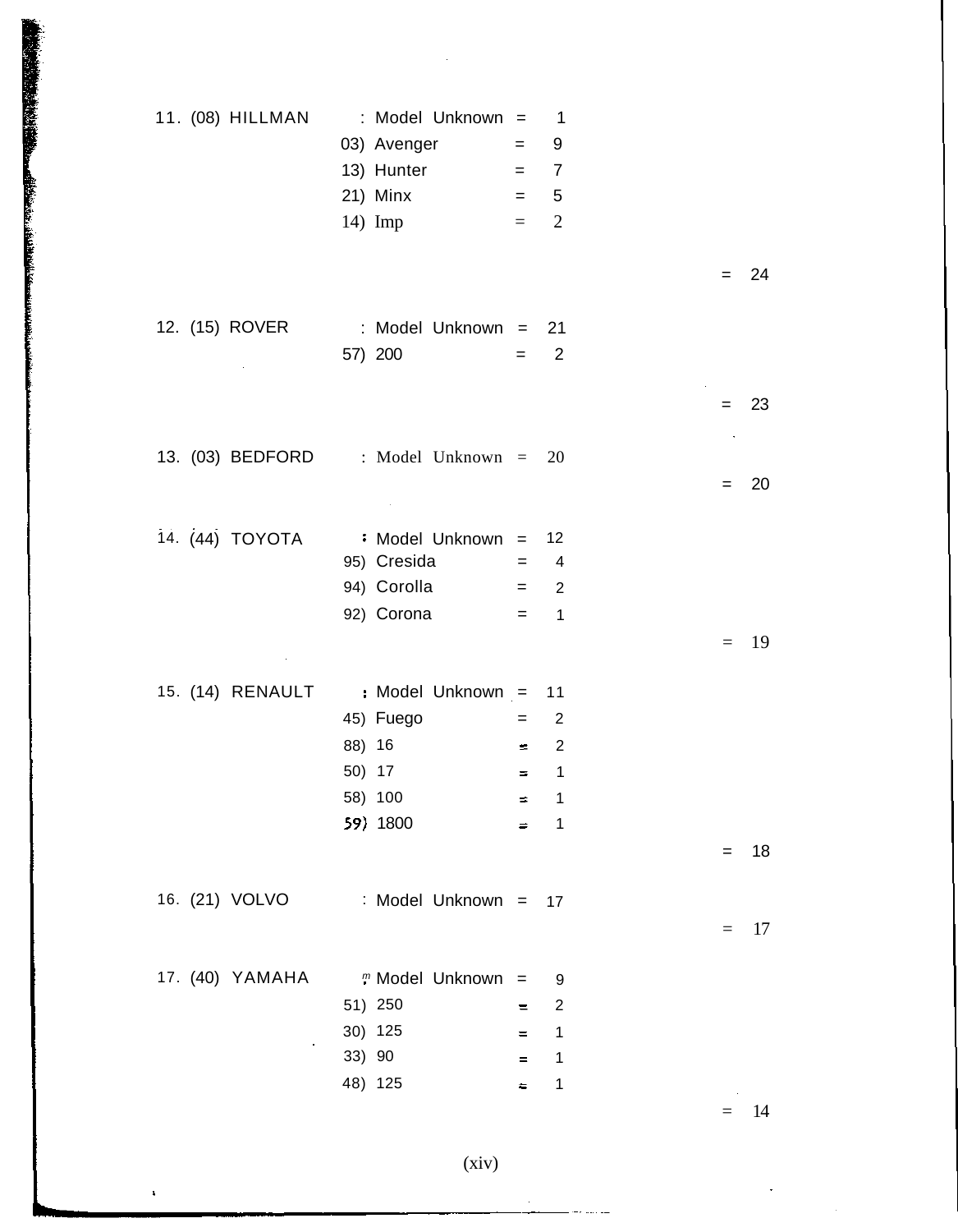11. (08) HILLMAN : Model Unknown = 1
03) Avenger = 9
13) Hunter = 7
21) Minx = 5
14) Imp = 2

= 24

12. (15) ROVER : Model Unknown = 21
57) 200 = 2

= 23

13. (03) BEDFORD : Model Unknown = 20

= 20

14. (44) TOYOTA : Model Unknown = 12
95) Cresida = 4
94) Corolla = 2
92) Corona = 1

= 19

15. (14) RENAULT : Model Unknown = 11
45) Fuego = 2
88) 16 = 2
50) 17 = 1
58) 100 = 1
59) 1800 = 1

= 18

16. (21) VOLVO : Model Unknown = 17

= 17

17. (40) YAMAHA : Model Unknown = 9
51) 250 = 2
30) 125 = 1
33) 90 = 1
48) 125 = 1

= 14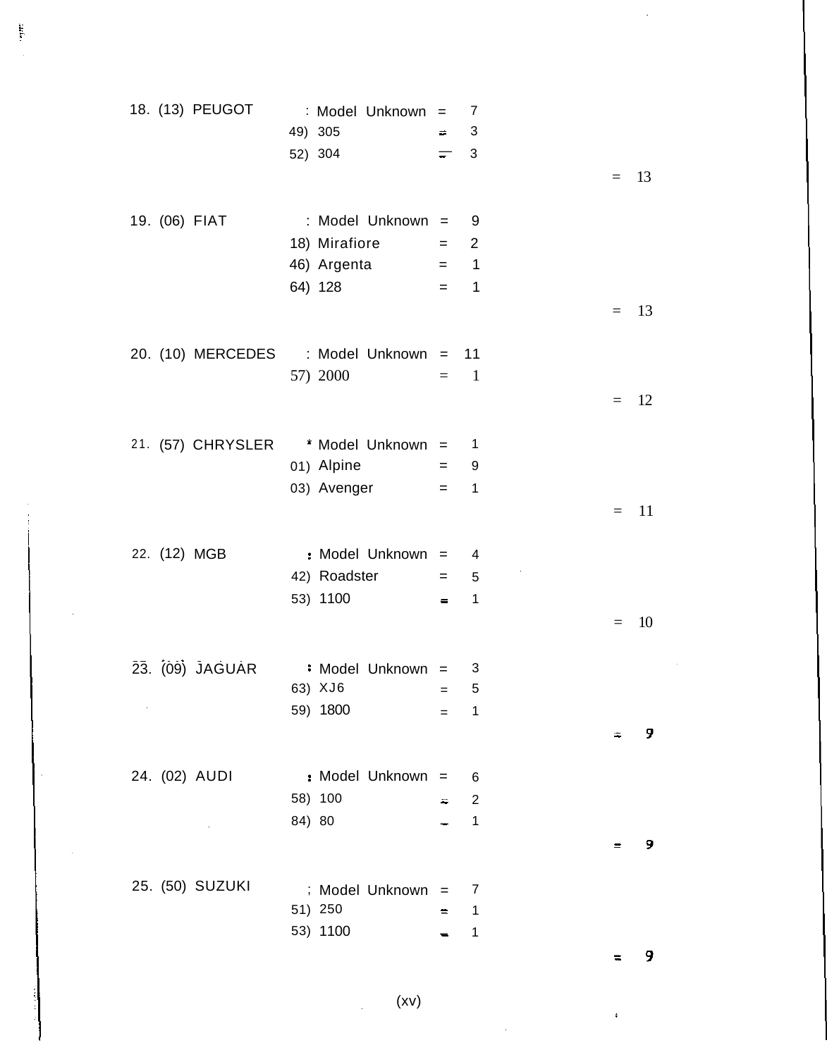18. (13) PEUGOT : Model Unknown = 7
49) 305 = 3
52) 304 = 3
= 13

19. (06) FIAT : Model Unknown = 9
18) Mirafiore = 2
46) Argenta = 1
64) 128 = 1
= 13

20. (10) MERCEDES : Model Unknown = 11
57) 2000 = 1
= 12

21. (57) CHRYSLER : Model Unknown = 1
01) Alpine = 9
03) Avenger = 1
= 11

22. (12) MGB : Model Unknown = 4
42) Roadster = 5
53) 1100 = 1
= 10

23. (09) JAGUAR : Model Unknown = 3
63) XJ6 = 5
59) 1800 = 1
= 9

24. (02) AUDI : Model Unknown = 6
58) 100 = 2
84) 80 = 1
= 9

25. (50) SUZUKI : Model Unknown = 7
51) 250 = 1
53) 1100 = 1
= 9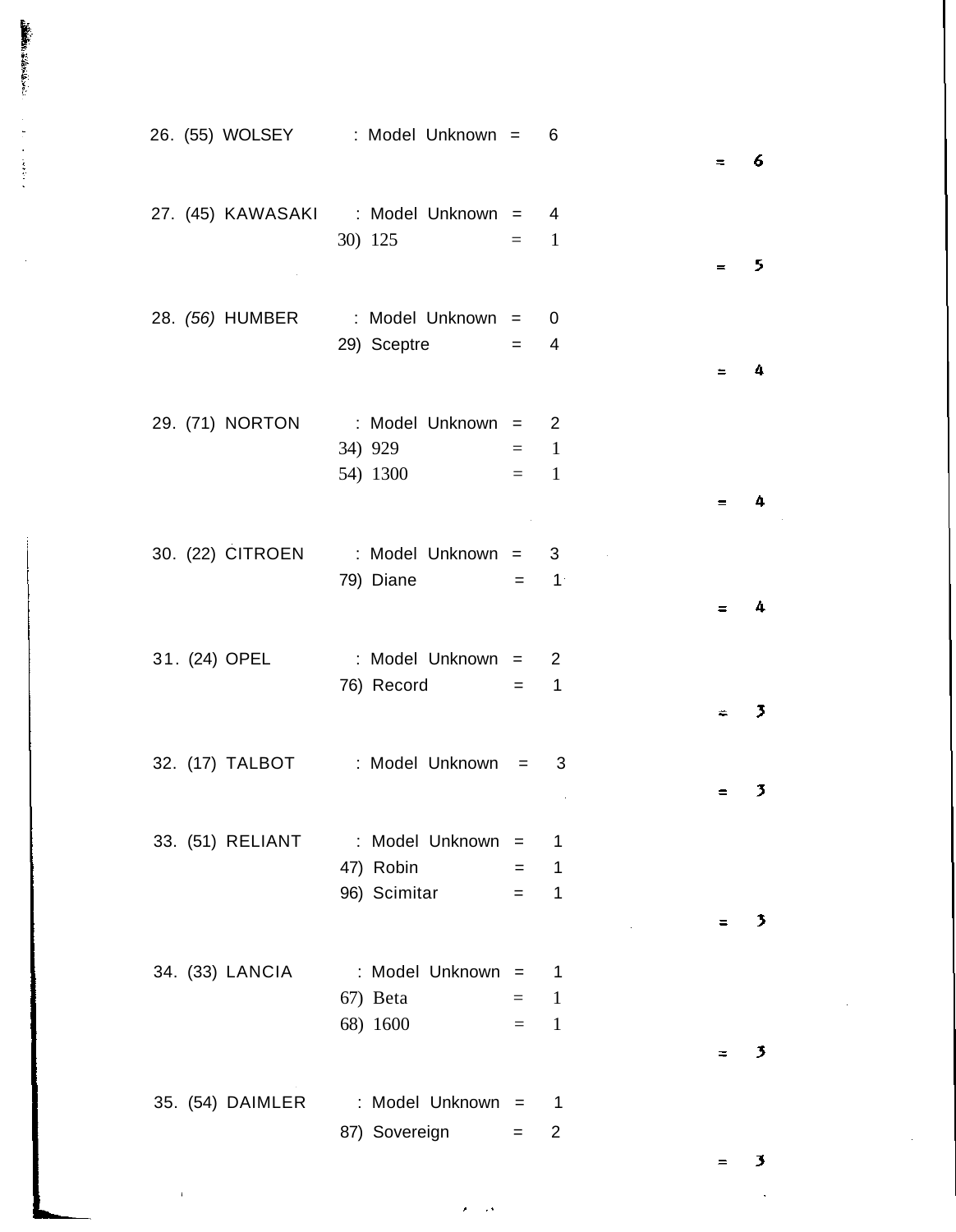26. (55) WOLSEY : Model Unknown = 6

= 6

27. (45) KAWASAKI : Model Unknown = 4
30) 125 = 1

= 5

28. *(56)* HUMBER : Model Unknown = 0
29) Sceptre = 4

= 4

29. (71) NORTON : Model Unknown = 2
34) 929 = 1
54) 1300 = 1

= 4

30. (22) CITROEN : Model Unknown = 3
79) Diane = 1

= 4

31. (24) OPEL : Model Unknown = 2
76) Record = 1

= 3

32. (17) TALBOT : Model Unknown = 3

= 3

33. (51) RELIANT : Model Unknown = 1
47) Robin = 1
96) Scimitar = 1

= 3

34. (33) LANCIA : Model Unknown = 1
67) Beta = 1
68) 1600 = 1

= 3

35. (54) DAIMLER : Model Unknown = 1
87) Sovereign = 2

= 3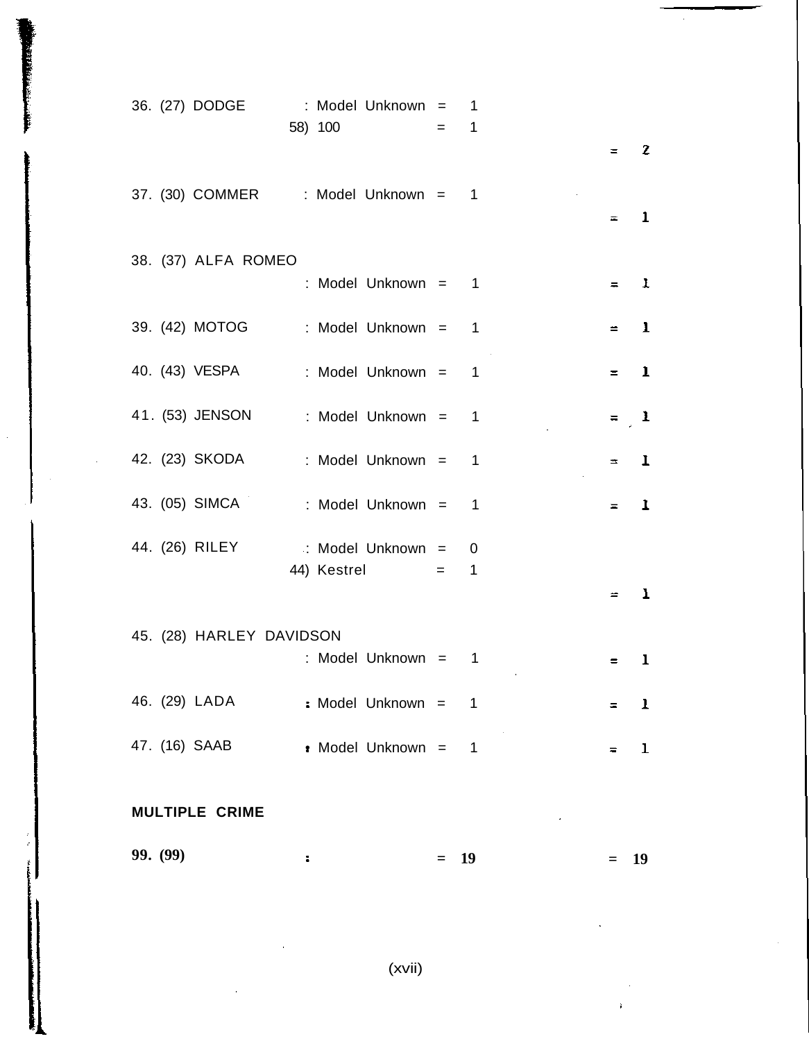36. (27) DODGE : Model Unknown = 1
58) 100 = 1
= 2

37. (30) COMMER : Model Unknown = 1
= 1

38. (37) ALFA ROMEO
: Model Unknown = 1 = 1

39. (42) MOTOG : Model Unknown = 1 = 1

40. (43) VESPA : Model Unknown = 1 = 1

41. (53) JENSON : Model Unknown = 1 = 1

42. (23) SKODA : Model Unknown = 1 = 1

43. (05) SIMCA : Model Unknown = 1 = 1

44. (26) RILEY : Model Unknown = 0
44) Kestrel = 1
= 1

45. (28) HARLEY DAVIDSON
: Model Unknown = 1 = 1

46. (29) LADA : Model Unknown = 1 = 1

47. (16) SAAB : Model Unknown = 1 = 1

**MULTIPLE CRIME**

**99. (99) : = 19 = 19**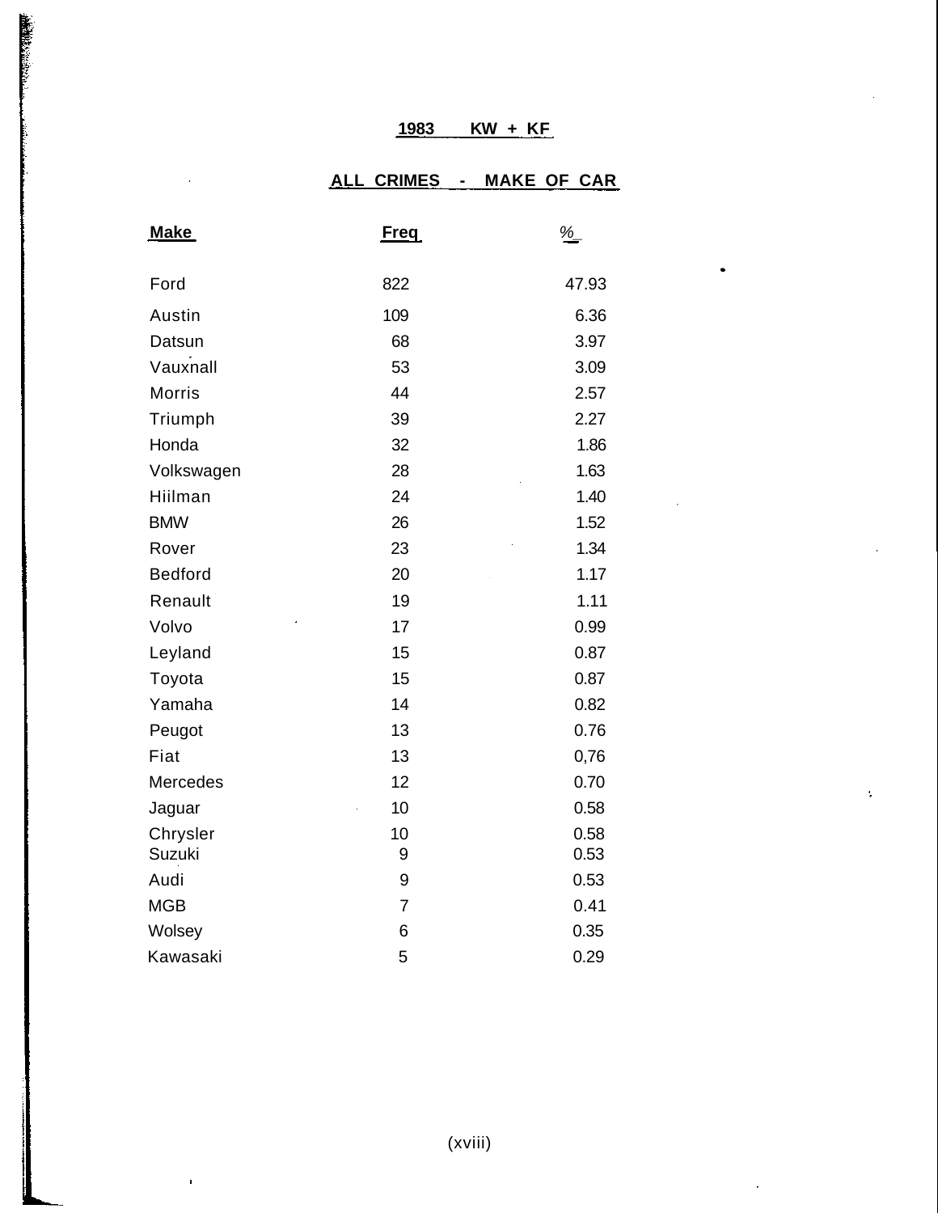**1983 KW + KF**

**ALL CRIMES - MAKE OF CAR**

| Make | Freq | % |
|---|---|---|
| Ford | 822 | 47.93 |
| Austin | 109 | 6.36 |
| Datsun | 68 | 3.97 |
| Vauxnall | 53 | 3.09 |
| Morris | 44 | 2.57 |
| Triumph | 39 | 2.27 |
| Honda | 32 | 1.86 |
| Volkswagen | 28 | 1.63 |
| Hiilman | 24 | 1.40 |
| BMW | 26 | 1.52 |
| Rover | 23 | 1.34 |
| Bedford | 20 | 1.17 |
| Renault | 19 | 1.11 |
| Volvo | 17 | 0.99 |
| Leyland | 15 | 0.87 |
| Toyota | 15 | 0.87 |
| Yamaha | 14 | 0.82 |
| Peugot | 13 | 0.76 |
| Fiat | 13 | 0,76 |
| Mercedes | 12 | 0.70 |
| Jaguar | 10 | 0.58 |
| Chrysler | 10 | 0.58 |
| Suzuki | 9 | 0.53 |
| Audi | 9 | 0.53 |
| MGB | 7 | 0.41 |
| Wolsey | 6 | 0.35 |
| Kawasaki | 5 | 0.29 |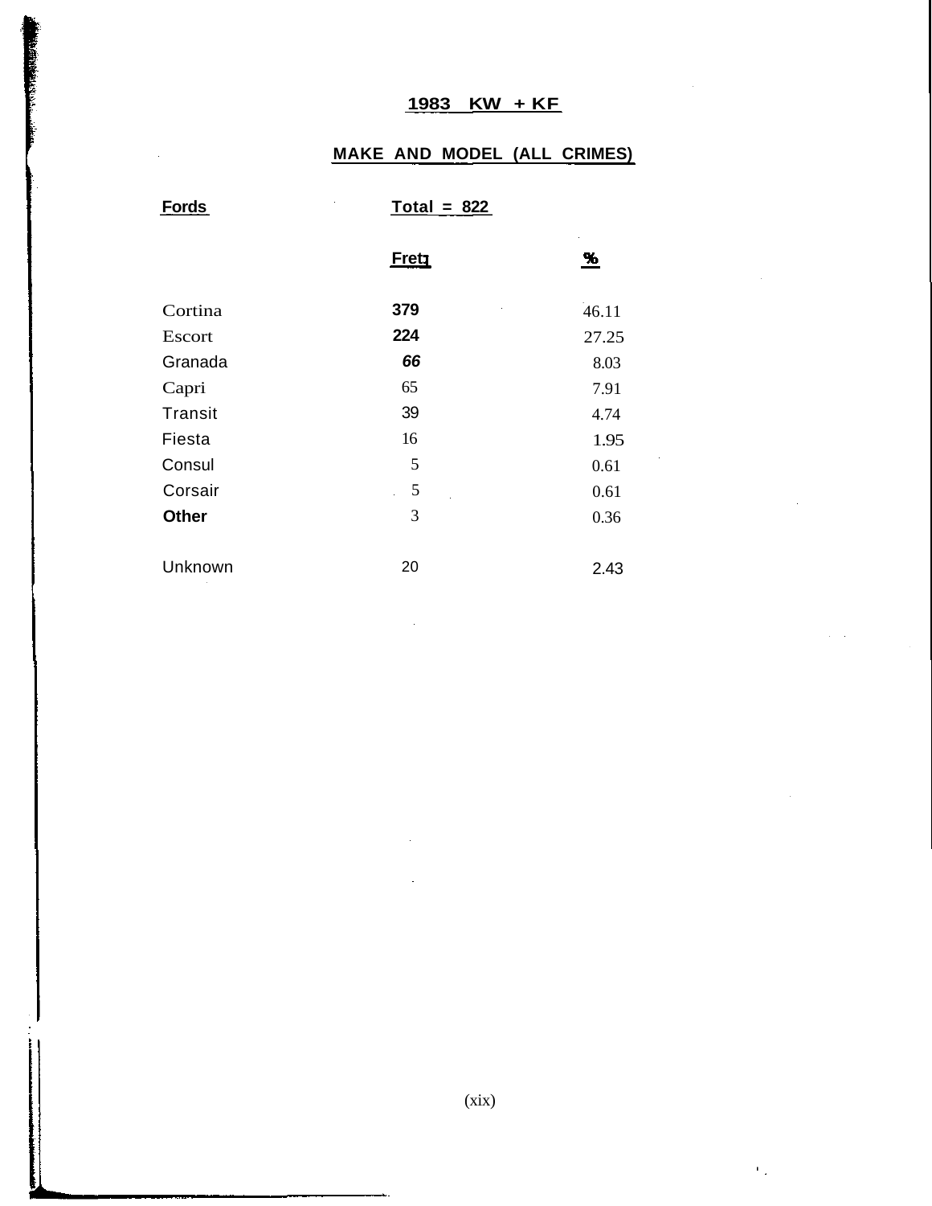**1983 KW + KF**

**MAKE AND MODEL (ALL CRIMES)**

| **Fords** | **Total = 822** | |
|---|---|---|
| | **Freq** | **%** |
| Cortina | 379 | 46.11 |
| Escort | 224 | 27.25 |
| Granada | 66 | 8.03 |
| Capri | 65 | 7.91 |
| Transit | 39 | 4.74 |
| Fiesta | 16 | 1.95 |
| Consul | 5 | 0.61 |
| Corsair | 5 | 0.61 |
| **Other** | 3 | 0.36 |
| Unknown | 20 | 2.43 |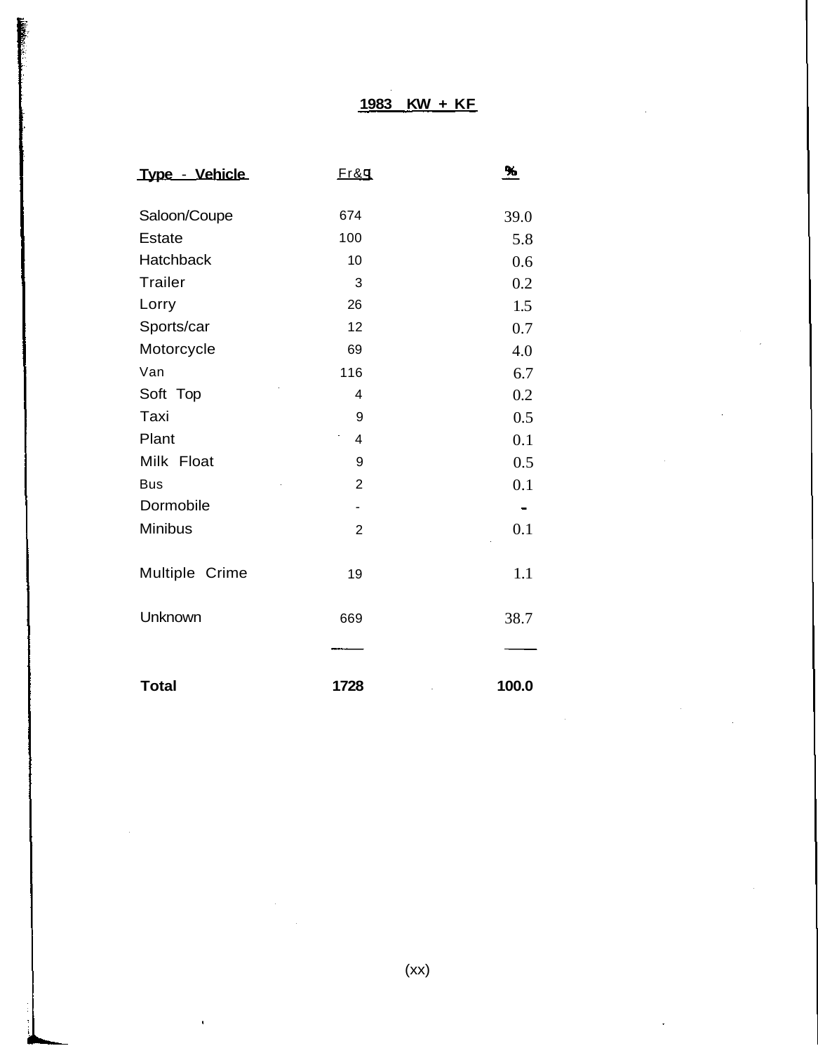## 1983 KW + KF

| Type - Vehicle | Freq | % |
|---|---|---|
| Saloon/Coupe | 674 | 39.0 |
| Estate | 100 | 5.8 |
| Hatchback | 10 | 0.6 |
| Trailer | 3 | 0.2 |
| Lorry | 26 | 1.5 |
| Sports/car | 12 | 0.7 |
| Motorcycle | 69 | 4.0 |
| Van | 116 | 6.7 |
| Soft Top | 4 | 0.2 |
| Taxi | 9 | 0.5 |
| Plant | 4 | 0.1 |
| Milk Float | 9 | 0.5 |
| Bus | 2 | 0.1 |
| Dormobile | - | - |
| Minibus | 2 | 0.1 |
| Multiple Crime | 19 | 1.1 |
| Unknown | 669 | 38.7 |
| **Total** | **1728** | **100.0** |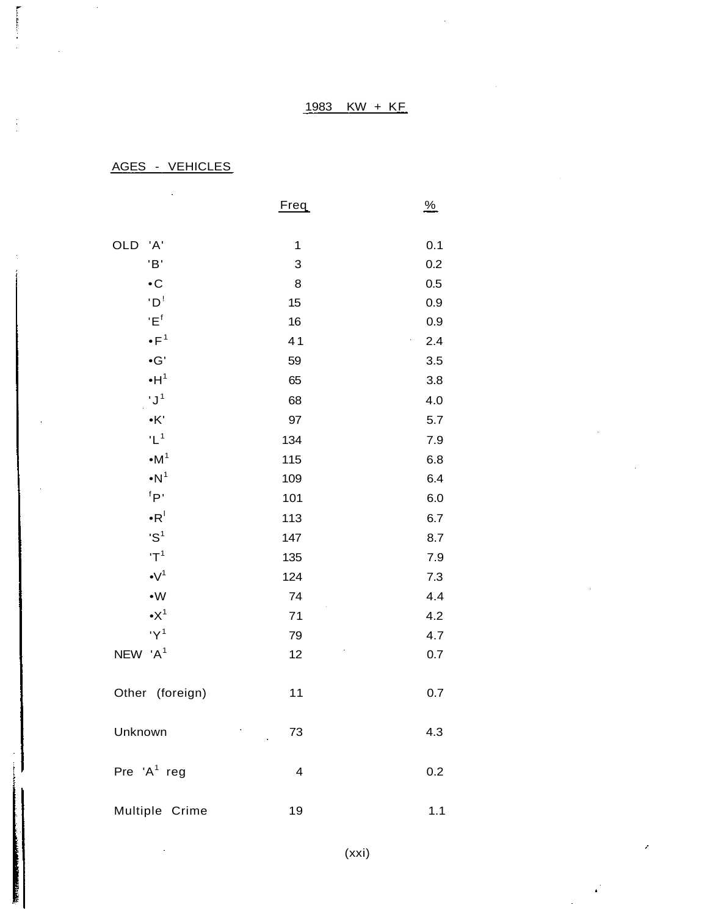## 1983 KW + KF

### AGES - VEHICLES

| | Freq | % |
|---|---|---|
| OLD 'A' | 1 | 0.1 |
| 'B' | 3 | 0.2 |
| 'C' | 8 | 0.5 |
| 'D' | 15 | 0.9 |
| 'E' | 16 | 0.9 |
| 'F' | 41 | 2.4 |
| 'G' | 59 | 3.5 |
| 'H' | 65 | 3.8 |
| 'J' | 68 | 4.0 |
| 'K' | 97 | 5.7 |
| 'L' | 134 | 7.9 |
| 'M' | 115 | 6.8 |
| 'N' | 109 | 6.4 |
| 'P' | 101 | 6.0 |
| 'R' | 113 | 6.7 |
| 'S' | 147 | 8.7 |
| 'T' | 135 | 7.9 |
| 'V' | 124 | 7.3 |
| 'W' | 74 | 4.4 |
| 'X' | 71 | 4.2 |
| 'Y' | 79 | 4.7 |
| NEW 'A' | 12 | 0.7 |
| Other (foreign) | 11 | 0.7 |
| Unknown | 73 | 4.3 |
| Pre 'A' reg | 4 | 0.2 |
| Multiple Crime | 19 | 1.1 |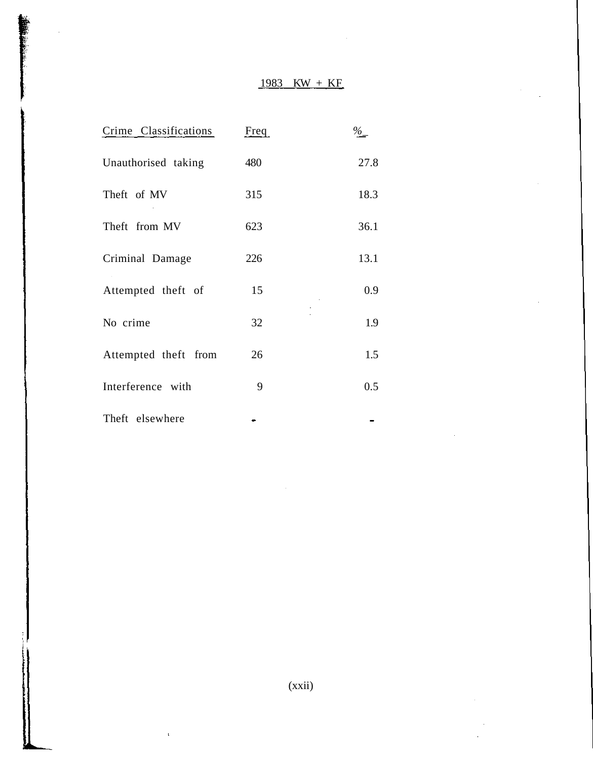# 1983 KW + KF

| Crime Classifications | Freq | % |
|---|---|---|
| Unauthorised taking | 480 | 27.8 |
| Theft of MV | 315 | 18.3 |
| Theft from MV | 623 | 36.1 |
| Criminal Damage | 226 | 13.1 |
| Attempted theft of | 15 | 0.9 |
| No crime | 32 | 1.9 |
| Attempted theft from | 26 | 1.5 |
| Interference with | 9 | 0.5 |
| Theft elsewhere | - | - |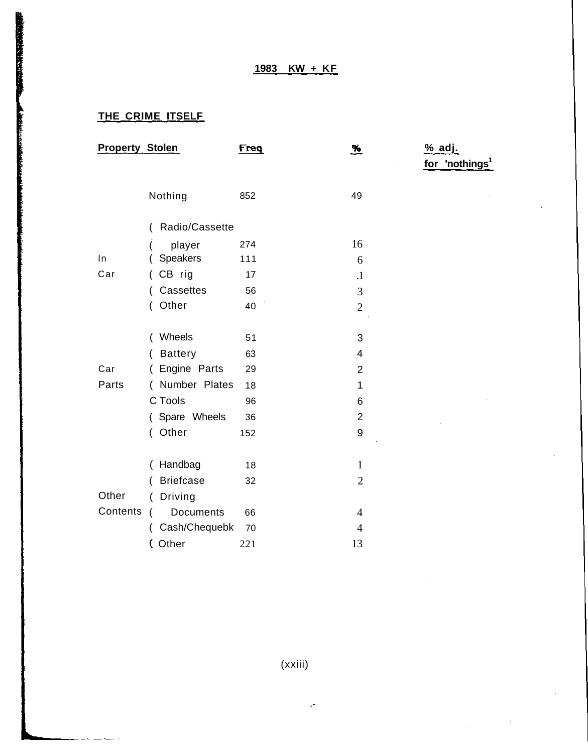**1983 KW + KF**

## THE CRIME ITSELF

| Property Stolen | | Freq | % | % adj. for 'nothings'[1] |
|---|---|---|---|---|
| | Nothing | 852 | 49 | |
| In Car | Radio/Cassette player | 274 | 16 | |
| | Speakers | 111 | 6 | |
| | CB rig | 17 | .1 | |
| | Cassettes | 56 | 3 | |
| | Other | 40 | 2 | |
| Car Parts | Wheels | 51 | 3 | |
| | Battery | 63 | 4 | |
| | Engine Parts | 29 | 2 | |
| | Number Plates | 18 | 1 | |
| | Tools | 96 | 6 | |
| | Spare Wheels | 36 | 2 | |
| | Other | 152 | 9 | |
| Other Contents | Handbag | 18 | 1 | |
| | Briefcase | 32 | 2 | |
| | Driving Documents | 66 | 4 | |
| | Cash/Chequebk | 70 | 4 | |
| | Other | 221 | 13 | |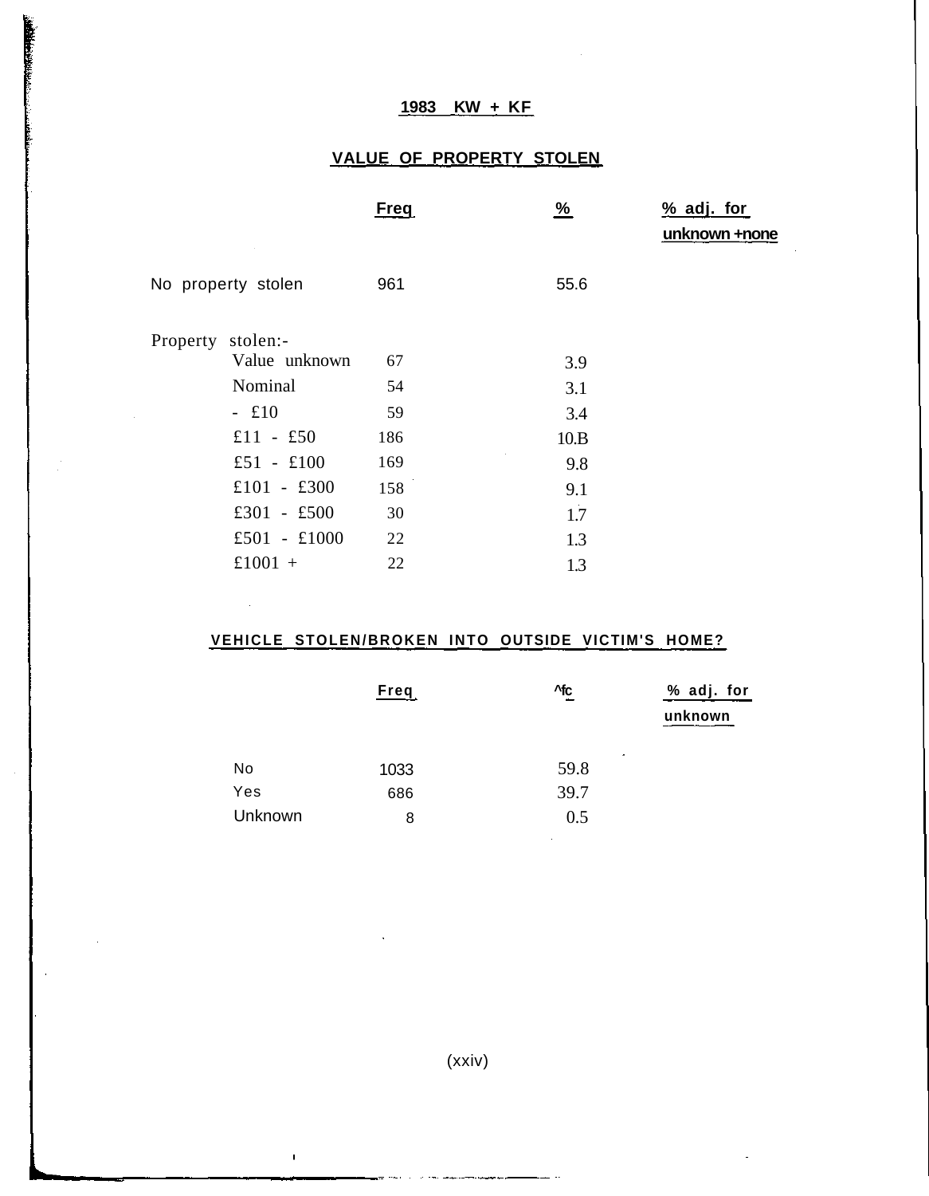# 1983 KW + KF

## VALUE OF PROPERTY STOLEN

| | Freq | % | % adj. for unknown +none |
|---|---|---|---|
| No property stolen | 961 | 55.6 | |
| Property stolen:- | | | |
| Value unknown | 67 | 3.9 | |
| Nominal | 54 | 3.1 | |
| - £10 | 59 | 3.4 | |
| £11 - £50 | 186 | 10.B | |
| £51 - £100 | 169 | 9.8 | |
| £101 - £300 | 158 | 9.1 | |
| £301 - £500 | 30 | 1.7 | |
| £501 - £1000 | 22 | 1.3 | |
| £1001 + | 22 | 1.3 | |

## VEHICLE STOLEN/BROKEN INTO OUTSIDE VICTIM'S HOME?

| | Freq | ^fc | % adj. for unknown |
|---|---|---|---|
| No | 1033 | 59.8 | |
| Yes | 686 | 39.7 | |
| Unknown | 8 | 0.5 | |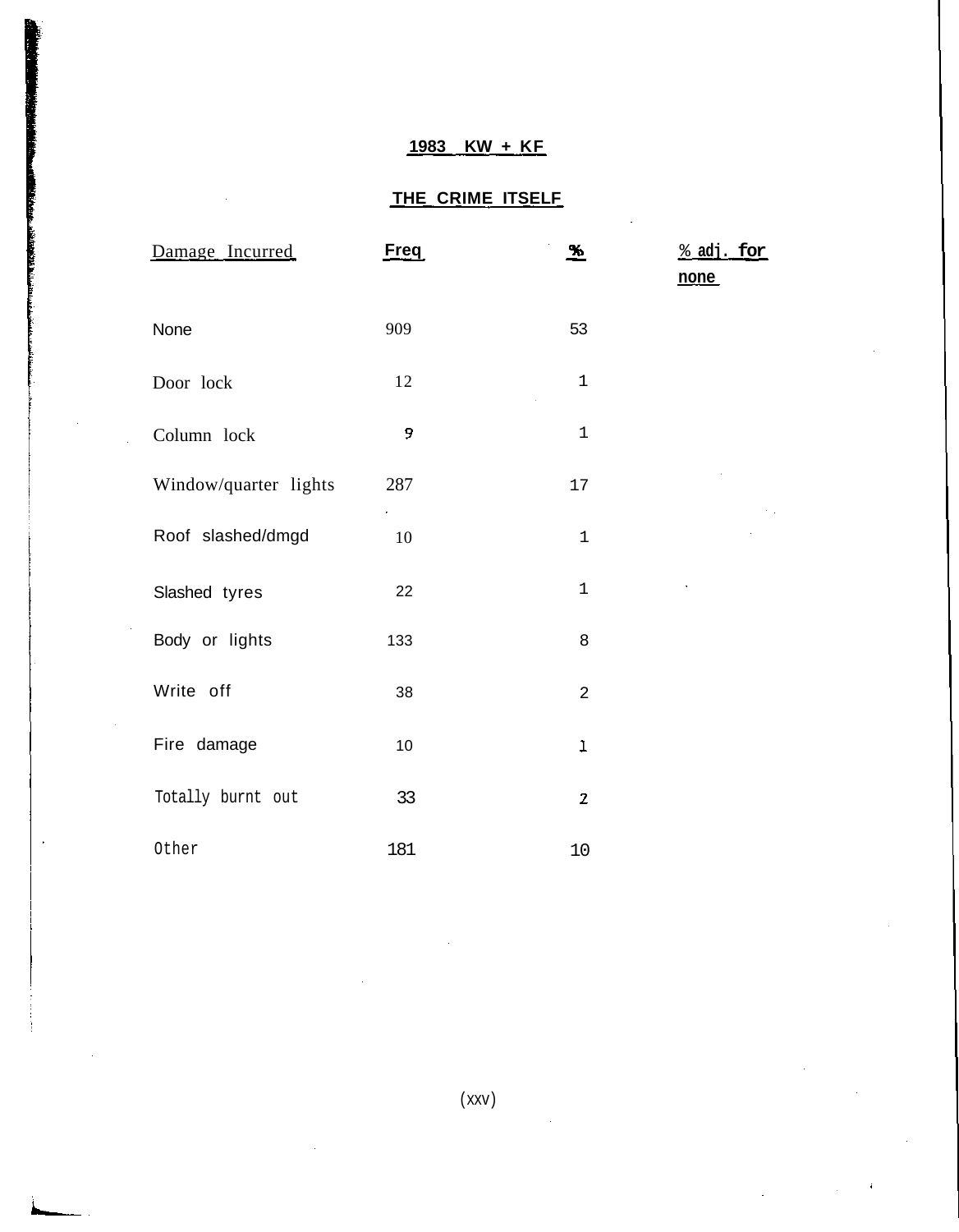**1983 KW + KF**

**THE CRIME ITSELF**

| Damage Incurred | Freq | % | % adj. for none |
|---|---|---|---|
| None | 909 | 53 | |
| Door lock | 12 | 1 | |
| Column lock | 9 | 1 | |
| Window/quarter lights | 287 | 17 | |
| Roof slashed/dmgd | 10 | 1 | |
| Slashed tyres | 22 | 1 | |
| Body or lights | 133 | 8 | |
| Write off | 38 | 2 | |
| Fire damage | 10 | 1 | |
| Totally burnt out | 33 | 2 | |
| Other | 181 | 10 | |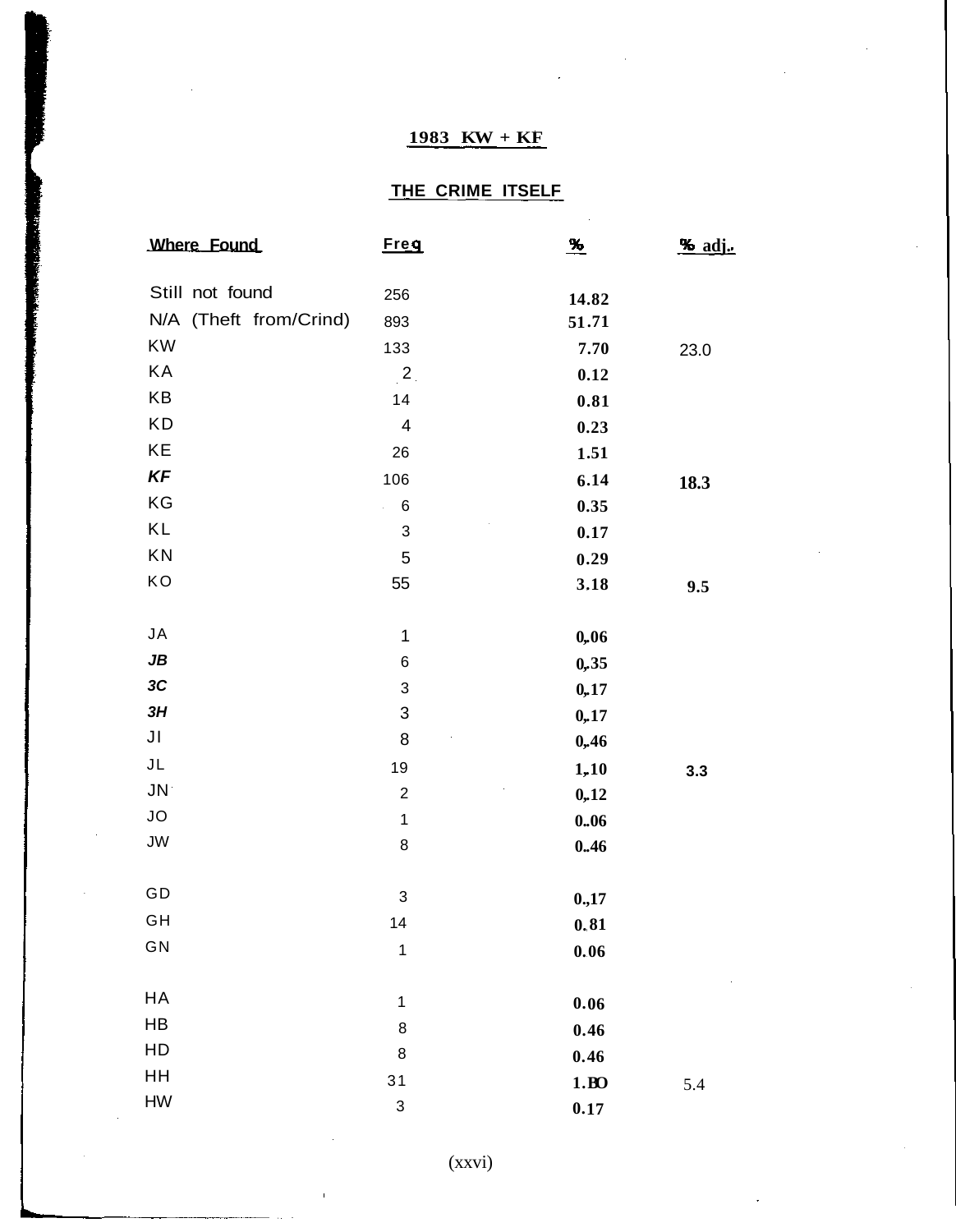## 1983 KW + KF

### THE CRIME ITSELF

| Where Found | Freq | % | % adj. |
|---|---|---|---|
| Still not found | 256 | 14.82 | |
| N/A (Theft from/Crind) | 893 | 51.71 | |
| KW | 133 | 7.70 | 23.0 |
| KA | 2 | 0.12 | |
| KB | 14 | 0.81 | |
| KD | 4 | 0.23 | |
| KE | 26 | 1.51 | |
| *KF* | 106 | 6.14 | 18.3 |
| KG | 6 | 0.35 | |
| KL | 3 | 0.17 | |
| KN | 5 | 0.29 | |
| KO | 55 | 3.18 | 9.5 |
| | | | |
| JA | 1 | 0,.06 | |
| *JB* | 6 | 0,.35 | |
| *3C* | 3 | 0,.17 | |
| *3H* | 3 | 0,.17 | |
| JI | 8 | 0,.46 | |
| JL | 19 | 1,.10 | 3.3 |
| JN | 2 | 0,.12 | |
| JO | 1 | 0..06 | |
| JW | 8 | 0..46 | |
| | | | |
| GD | 3 | 0.,17 | |
| GH | 14 | 0.81 | |
| GN | 1 | 0.06 | |
| | | | |
| HA | 1 | 0.06 | |
| HB | 8 | 0.46 | |
| HD | 8 | 0.46 | |
| HH | 31 | 1.BO | 5.4 |
| HW | 3 | 0.17 | |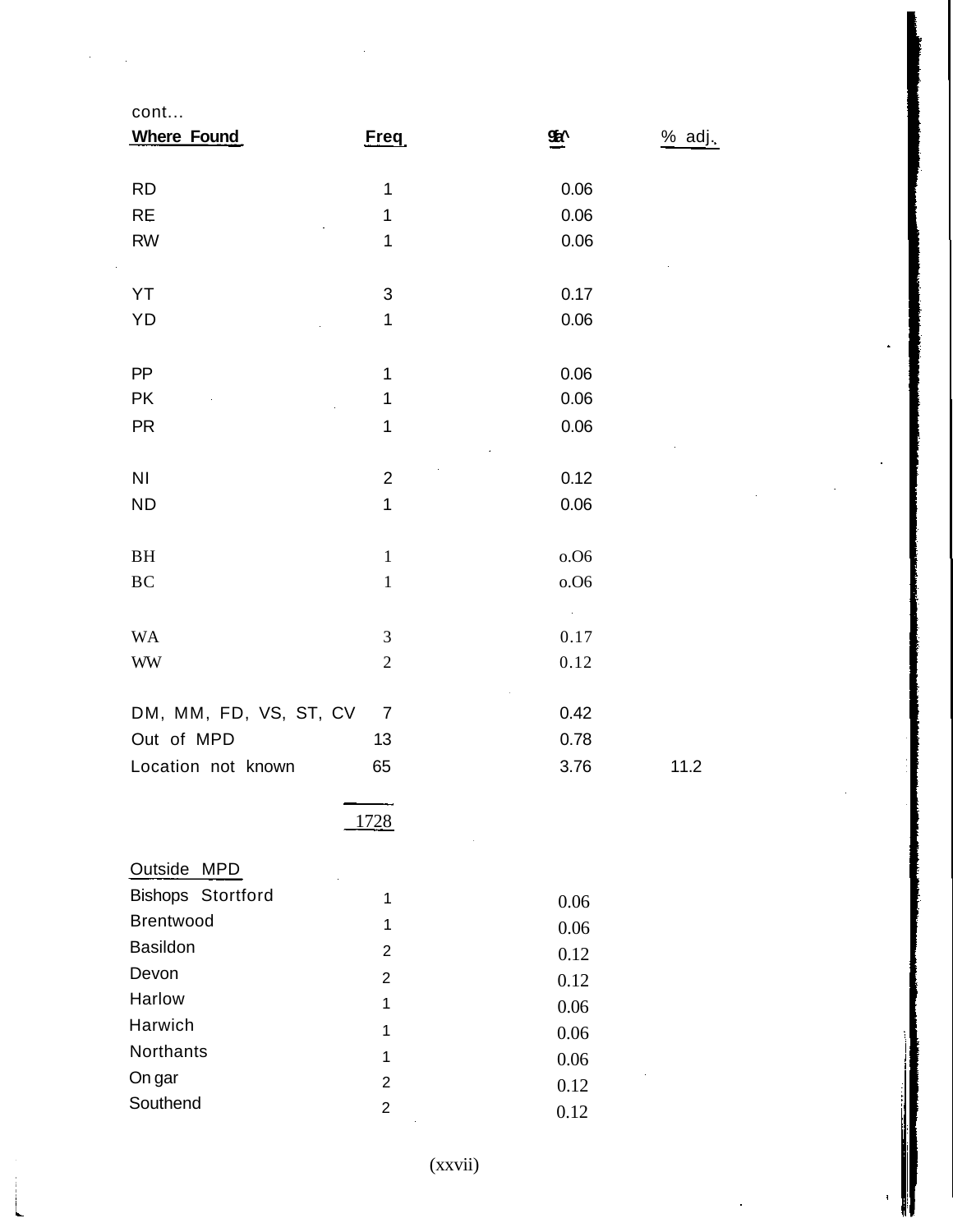cont...

| Where Found | Freq | % | % adj. |
|---|---|---|---|
| RD | 1 | 0.06 | |
| RE | 1 | 0.06 | |
| RW | 1 | 0.06 | |
| YT | 3 | 0.17 | |
| YD | 1 | 0.06 | |
| PP | 1 | 0.06 | |
| PK | 1 | 0.06 | |
| PR | 1 | 0.06 | |
| NI | 2 | 0.12 | |
| ND | 1 | 0.06 | |
| BH | 1 | 0.06 | |
| BC | 1 | 0.06 | |
| WA | 3 | 0.17 | |
| WW | 2 | 0.12 | |
| DM, MM, FD, VS, ST, CV | 7 | 0.42 | |
| Out of MPD | 13 | 0.78 | |
| Location not known | 65 | 3.76 | 11.2 |
| | 1728 | | |

| Outside MPD | | |
|---|---|---|
| Bishops Stortford | 1 | 0.06 |
| Brentwood | 1 | 0.06 |
| Basildon | 2 | 0.12 |
| Devon | 2 | 0.12 |
| Harlow | 1 | 0.06 |
| Harwich | 1 | 0.06 |
| Northants | 1 | 0.06 |
| Ongar | 2 | 0.12 |
| Southend | 2 | 0.12 |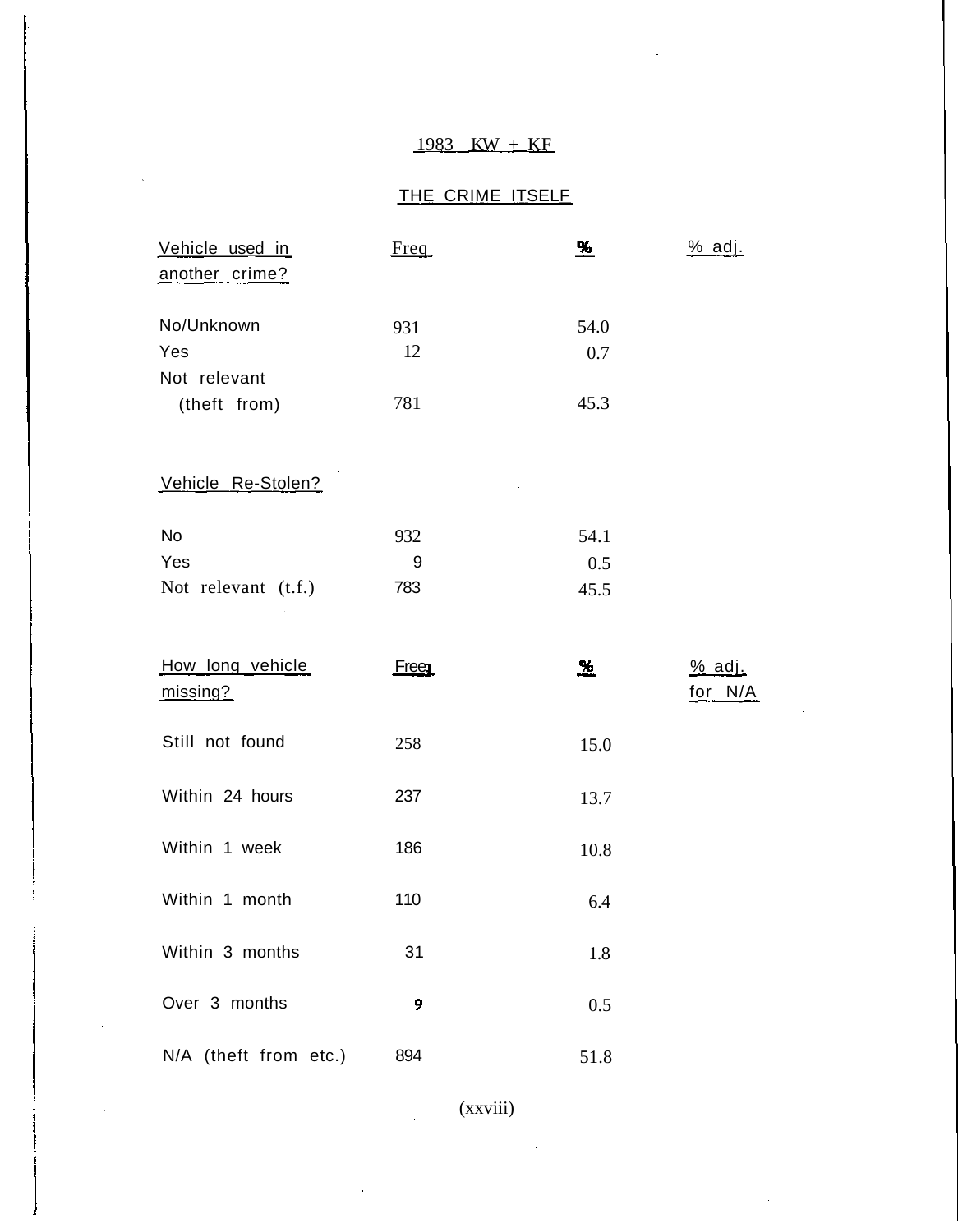# 1983 KW + KF

## THE CRIME ITSELF

| Vehicle used in another crime? | Freq | % | % adj. |
|---|---|---|---|
| No/Unknown | 931 | 54.0 | |
| Yes | 12 | 0.7 | |
| Not relevant (theft from) | 781 | 45.3 | |

| Vehicle Re-Stolen? | | | |
|---|---|---|---|
| No | 932 | 54.1 | |
| Yes | 9 | 0.5 | |
| Not relevant (t.f.) | 783 | 45.5 | |

| How long vehicle missing? | Freq | % | % adj. for N/A |
|---|---|---|---|
| Still not found | 258 | 15.0 | |
| Within 24 hours | 237 | 13.7 | |
| Within 1 week | 186 | 10.8 | |
| Within 1 month | 110 | 6.4 | |
| Within 3 months | 31 | 1.8 | |
| Over 3 months | 9 | 0.5 | |
| N/A (theft from etc.) | 894 | 51.8 | |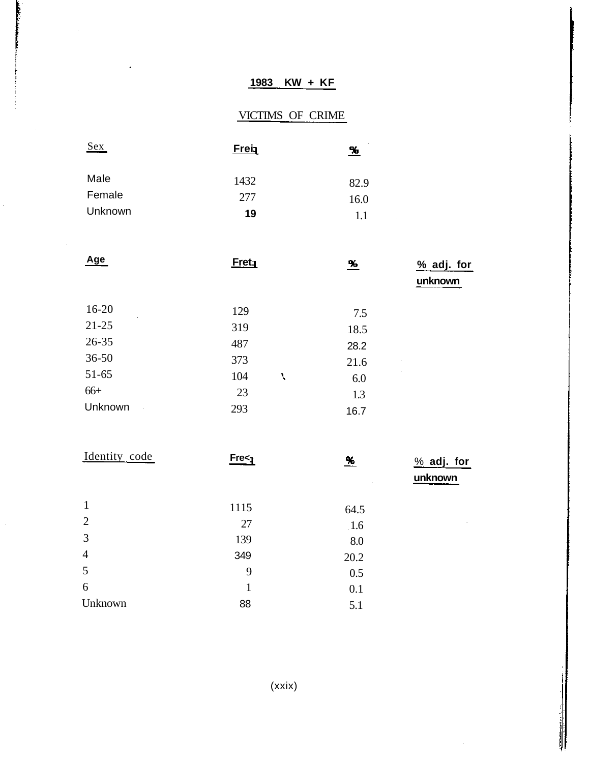## 1983 KW + KF

## VICTIMS OF CRIME

| Sex | Freq | % |
|---|---|---|
| Male | 1432 | 82.9 |
| Female | 277 | 16.0 |
| Unknown | 19 | 1.1 |

| Age | Freq | % | % adj. for unknown |
|---|---|---|---|
| 16-20 | 129 | 7.5 | |
| 21-25 | 319 | 18.5 | |
| 26-35 | 487 | 28.2 | |
| 36-50 | 373 | 21.6 | |
| 51-65 | 104 | 6.0 | |
| 66+ | 23 | 1.3 | |
| Unknown | 293 | 16.7 | |

| Identity code | Freq | % | % adj. for unknown |
|---|---|---|---|
| 1 | 1115 | 64.5 | |
| 2 | 27 | 1.6 | |
| 3 | 139 | 8.0 | |
| 4 | 349 | 20.2 | |
| 5 | 9 | 0.5 | |
| 6 | 1 | 0.1 | |
| Unknown | 88 | 5.1 | |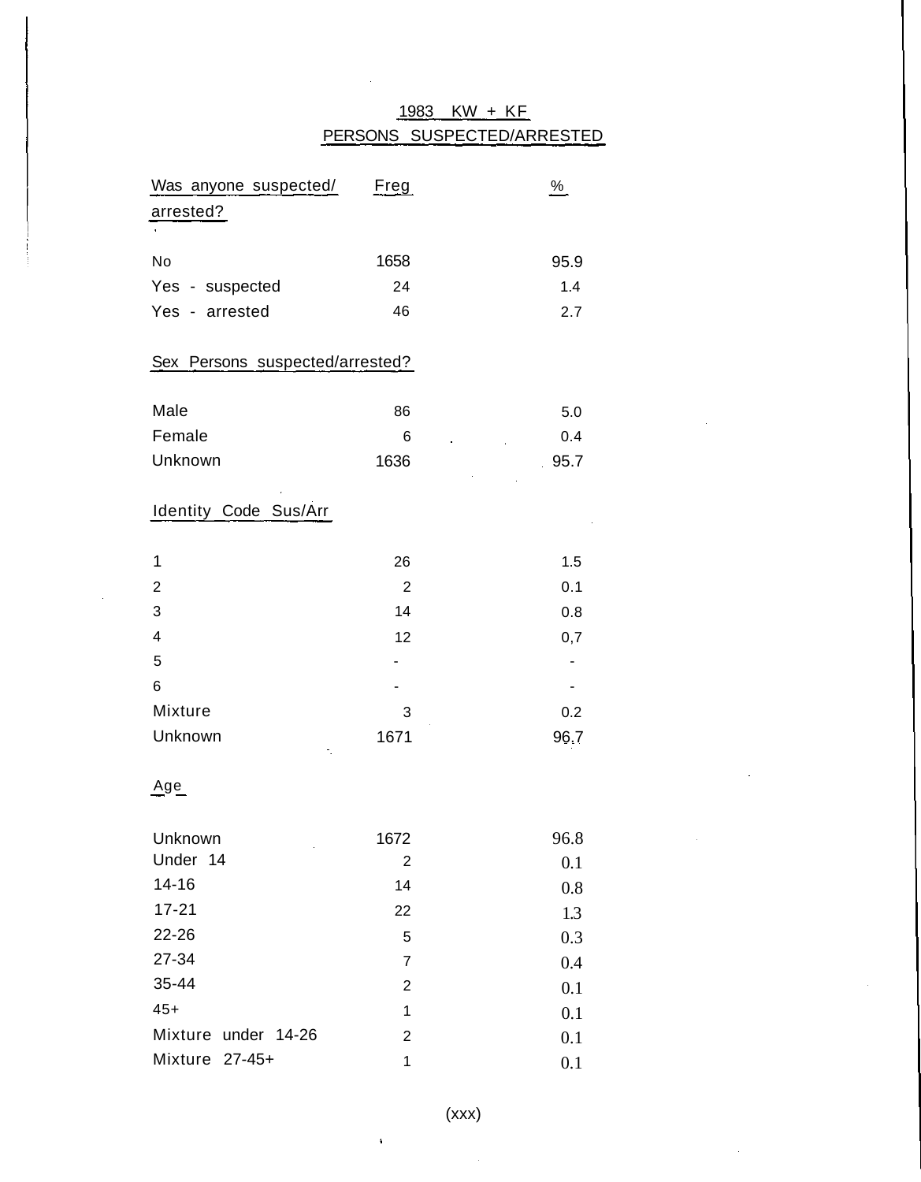# 1983 KW + KF
## PERSONS SUSPECTED/ARRESTED

| Was anyone suspected/ arrested? | Freg | % |
|---|---|---|
| No | 1658 | 95.9 |
| Yes - suspected | 24 | 1.4 |
| Yes - arrested | 46 | 2.7 |

| Sex Persons suspected/arrested? | | |
|---|---|---|
| Male | 86 | 5.0 |
| Female | 6 | 0.4 |
| Unknown | 1636 | 95.7 |

| Identity Code Sus/Arr | | |
|---|---|---|
| 1 | 26 | 1.5 |
| 2 | 2 | 0.1 |
| 3 | 14 | 0.8 |
| 4 | 12 | 0,7 |
| 5 | - | - |
| 6 | - | - |
| Mixture | 3 | 0.2 |
| Unknown | 1671 | 96.7 |

| Age | | |
|---|---|---|
| Unknown | 1672 | 96.8 |
| Under 14 | 2 | 0.1 |
| 14-16 | 14 | 0.8 |
| 17-21 | 22 | 1.3 |
| 22-26 | 5 | 0.3 |
| 27-34 | 7 | 0.4 |
| 35-44 | 2 | 0.1 |
| 45+ | 1 | 0.1 |
| Mixture under 14-26 | 2 | 0.1 |
| Mixture 27-45+ | 1 | 0.1 |

(xxx)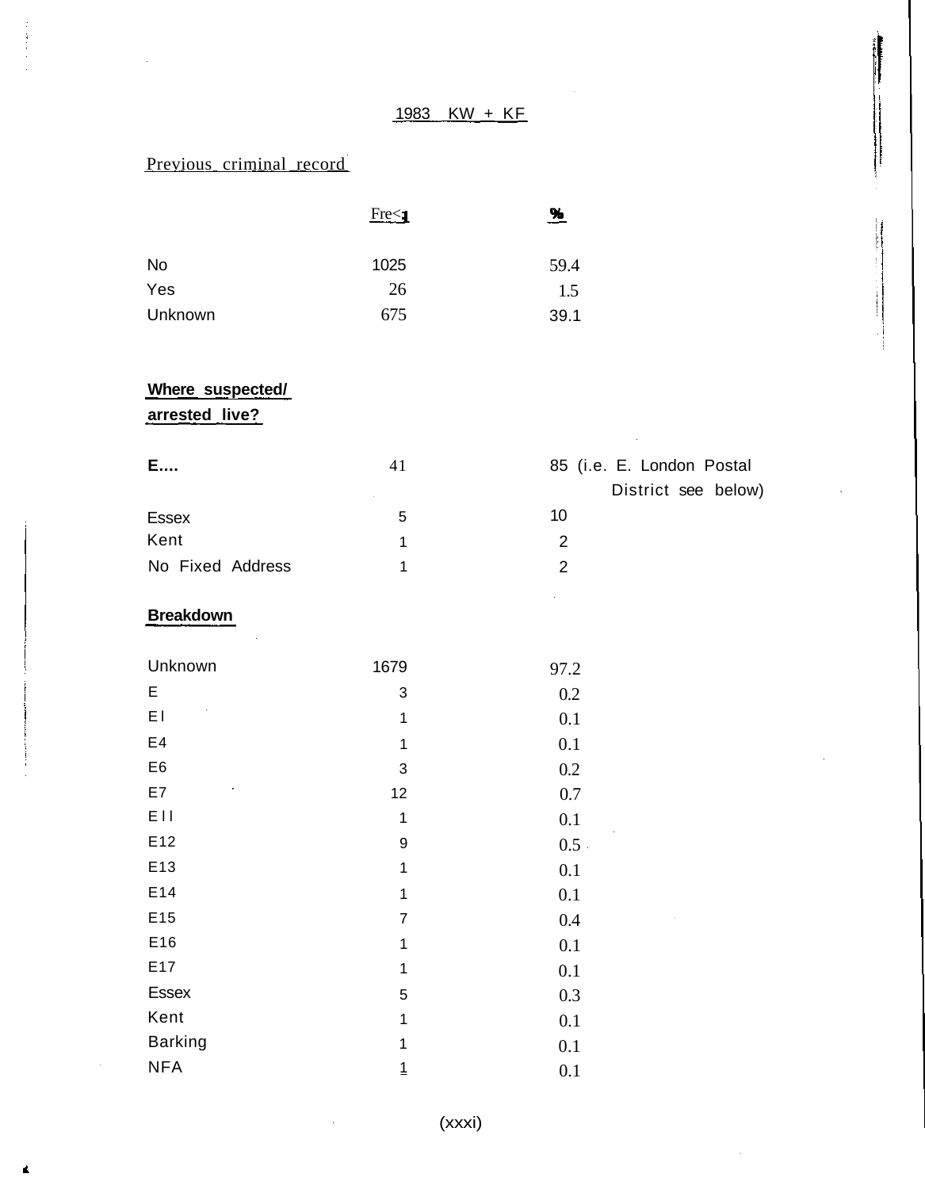## 1983 KW + KF

### Previous criminal record

| | Fre<1 | % |
|---|---|---|
| No | 1025 | 59.4 |
| Yes | 26 | 1.5 |
| Unknown | 675 | 39.1 |

### Where suspected/ arrested live?

| | | |
|---|---|---|
| E.... | 41 | 85 (i.e. E. London Postal District see below) |
| Essex | 5 | 10 |
| Kent | 1 | 2 |
| No Fixed Address | 1 | 2 |

### Breakdown

| | | |
|---|---|---|
| Unknown | 1679 | 97.2 |
| E | 3 | 0.2 |
| El | 1 | 0.1 |
| E4 | 1 | 0.1 |
| E6 | 3 | 0.2 |
| E7 | 12 | 0.7 |
| Ell | 1 | 0.1 |
| E12 | 9 | 0.5 |
| E13 | 1 | 0.1 |
| E14 | 1 | 0.1 |
| E15 | 7 | 0.4 |
| E16 | 1 | 0.1 |
| E17 | 1 | 0.1 |
| Essex | 5 | 0.3 |
| Kent | 1 | 0.1 |
| Barking | 1 | 0.1 |
| NFA | 1 | 0.1 |

(xxxi)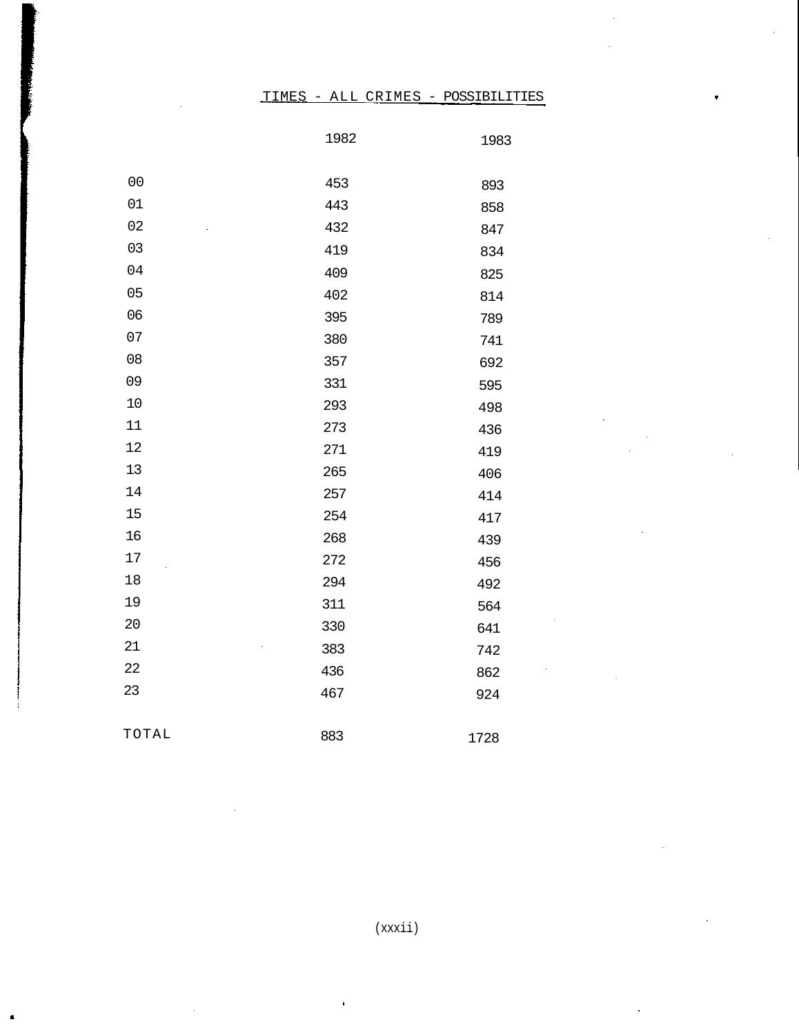TIMES - ALL CRIMES - POSSIBILITIES

| | 1982 | 1983 |
|---|---|---|
| 00 | 453 | 893 |
| 01 | 443 | 858 |
| 02 | 432 | 847 |
| 03 | 419 | 834 |
| 04 | 409 | 825 |
| 05 | 402 | 814 |
| 06 | 395 | 789 |
| 07 | 380 | 741 |
| 08 | 357 | 692 |
| 09 | 331 | 595 |
| 10 | 293 | 498 |
| 11 | 273 | 436 |
| 12 | 271 | 419 |
| 13 | 265 | 406 |
| 14 | 257 | 414 |
| 15 | 254 | 417 |
| 16 | 268 | 439 |
| 17 | 272 | 456 |
| 18 | 294 | 492 |
| 19 | 311 | 564 |
| 20 | 330 | 641 |
| 21 | 383 | 742 |
| 22 | 436 | 862 |
| 23 | 467 | 924 |
| TOTAL | 883 | 1728 |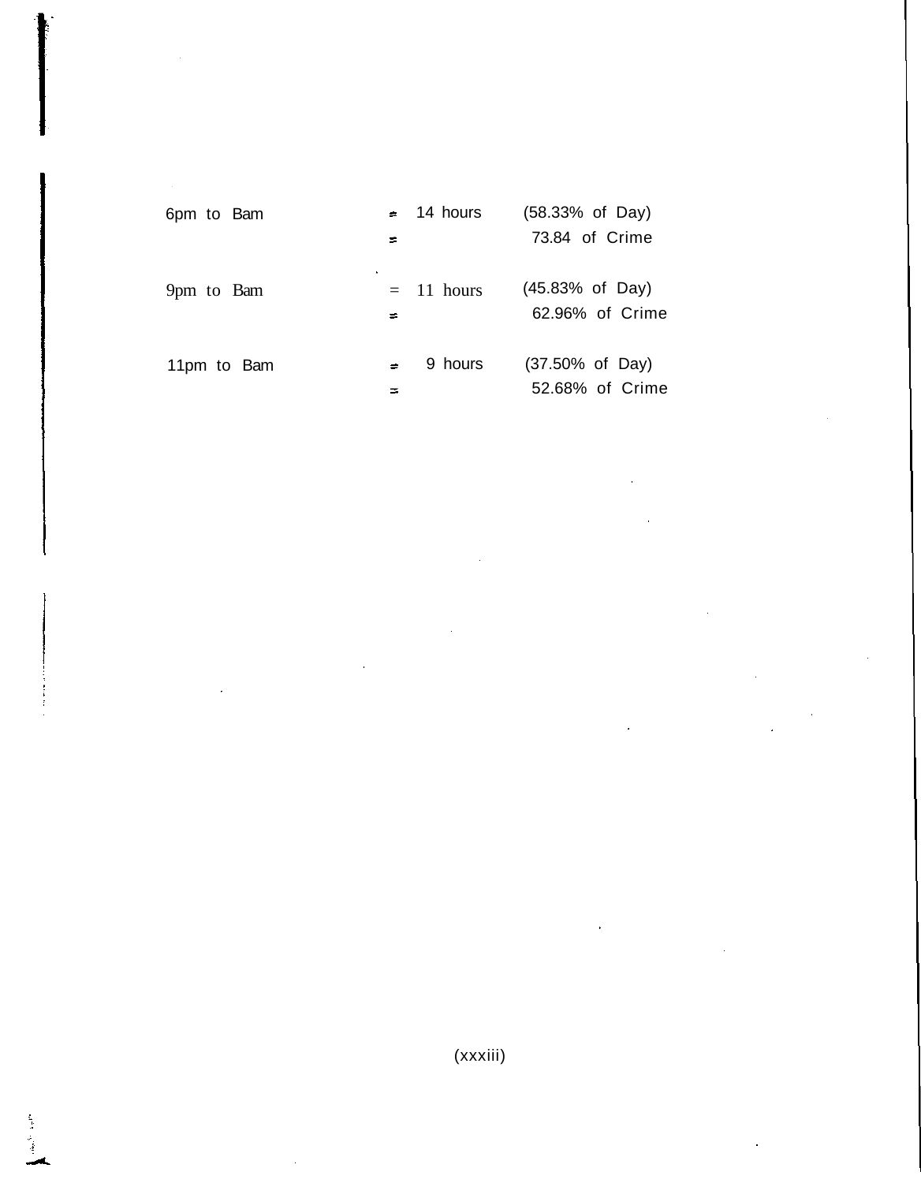6pm to Bam = 14 hours (58.33% of Day)
= 73.84 of Crime

9pm to Bam = 11 hours (45.83% of Day)
= 62.96% of Crime

11pm to Bam = 9 hours (37.50% of Day)
= 52.68% of Crime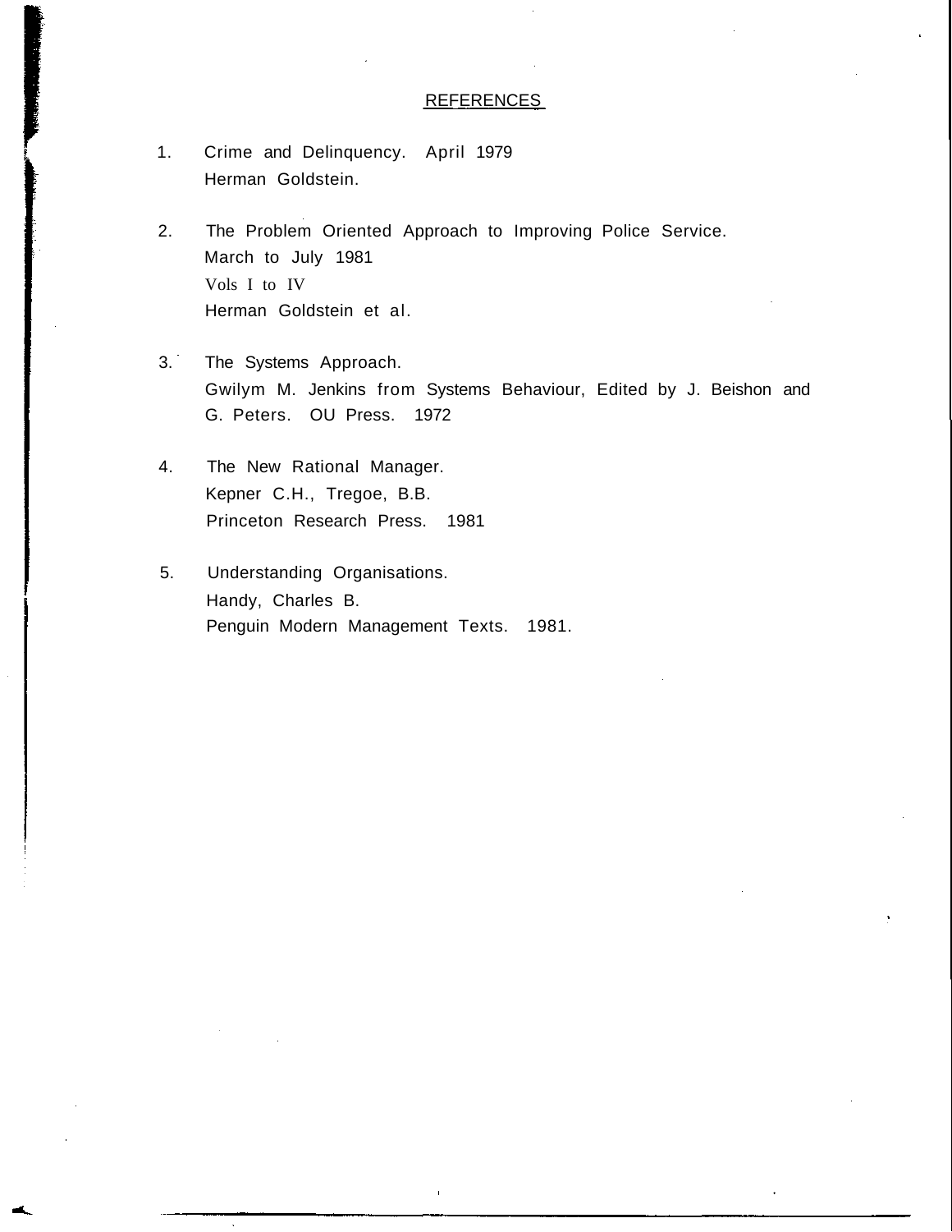## REFERENCES

1. Crime and Delinquency. April 1979
   Herman Goldstein.

2. The Problem Oriented Approach to Improving Police Service.
   March to July 1981
   Vols I to IV
   Herman Goldstein et al.

3. The Systems Approach.
   Gwilym M. Jenkins from Systems Behaviour, Edited by J. Beishon and G. Peters. OU Press. 1972

4. The New Rational Manager.
   Kepner C.H., Tregoe, B.B.
   Princeton Research Press. 1981

5. Understanding Organisations.
   Handy, Charles B.
   Penguin Modern Management Texts. 1981.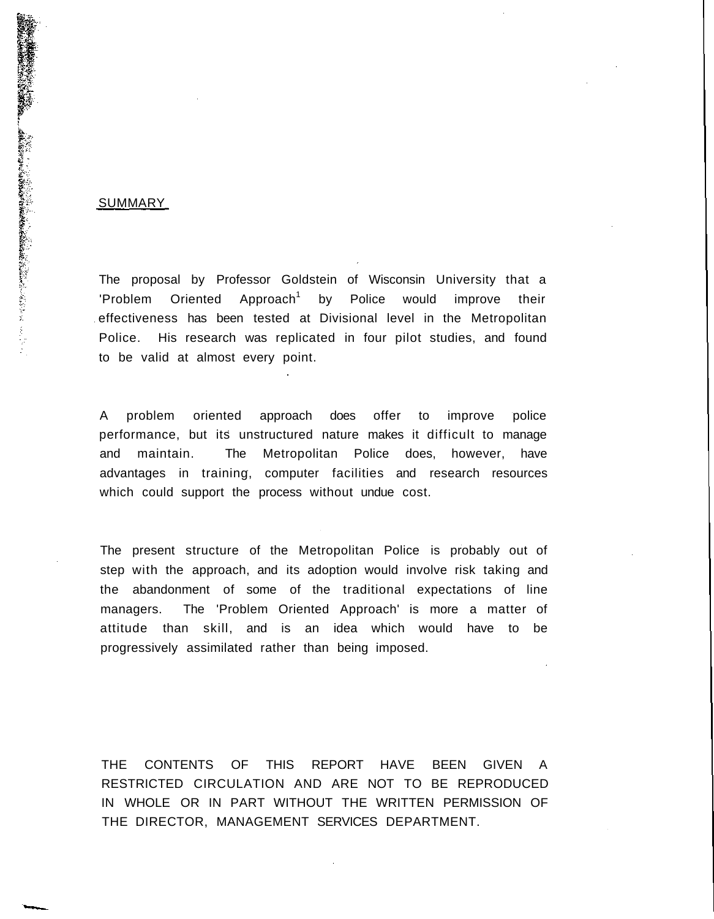## SUMMARY

The proposal by Professor Goldstein of Wisconsin University that a 'Problem Oriented Approach[1] by Police would improve their effectiveness has been tested at Divisional level in the Metropolitan Police. His research was replicated in four pilot studies, and found to be valid at almost every point.

A problem oriented approach does offer to improve police performance, but its unstructured nature makes it difficult to manage and maintain. The Metropolitan Police does, however, have advantages in training, computer facilities and research resources which could support the process without undue cost.

The present structure of the Metropolitan Police is probably out of step with the approach, and its adoption would involve risk taking and the abandonment of some of the traditional expectations of line managers. The 'Problem Oriented Approach' is more a matter of attitude than skill, and is an idea which would have to be progressively assimilated rather than being imposed.

THE CONTENTS OF THIS REPORT HAVE BEEN GIVEN A RESTRICTED CIRCULATION AND ARE NOT TO BE REPRODUCED IN WHOLE OR IN PART WITHOUT THE WRITTEN PERMISSION OF THE DIRECTOR, MANAGEMENT SERVICES DEPARTMENT.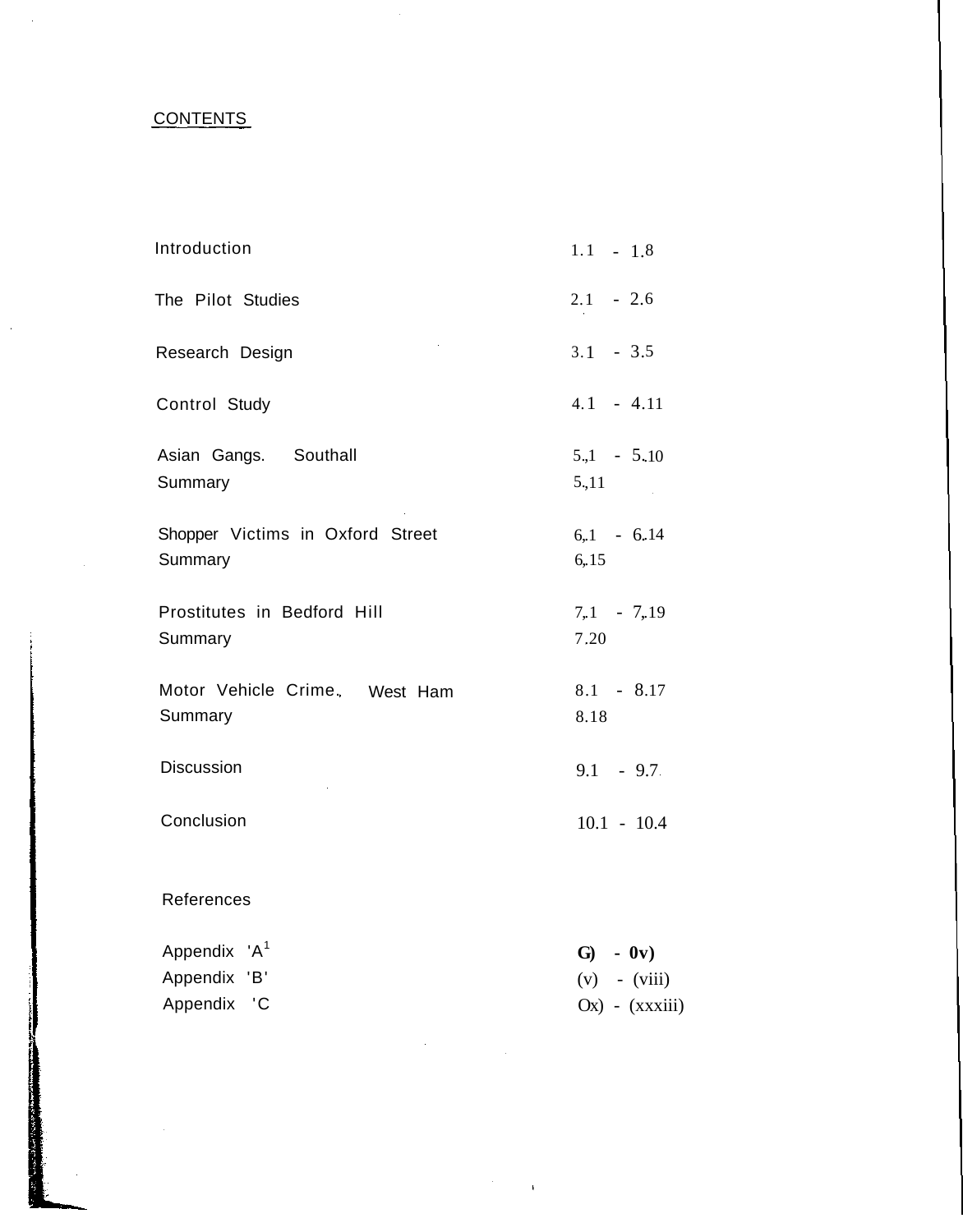# CONTENTS

| | |
|---|---|
| Introduction | 1.1 - 1.8 |
| The Pilot Studies | 2.1 - 2.6 |
| Research Design | 3.1 - 3.5 |
| Control Study | 4.1 - 4.11 |
| Asian Gangs. Southall | 5.1 - 5.10 |
| Summary | 5.11 |
| Shopper Victims in Oxford Street | 6.1 - 6.14 |
| Summary | 6.15 |
| Prostitutes in Bedford Hill | 7.1 - 7.19 |
| Summary | 7.20 |
| Motor Vehicle Crime. West Ham | 8.1 - 8.17 |
| Summary | 8.18 |
| Discussion | 9.1 - 9.7 |
| Conclusion | 10.1 - 10.4 |
| References | |
| Appendix 'A' | (i) - (iv) |
| Appendix 'B' | (v) - (viii) |
| Appendix 'C' | (ix) - (xxxiii) |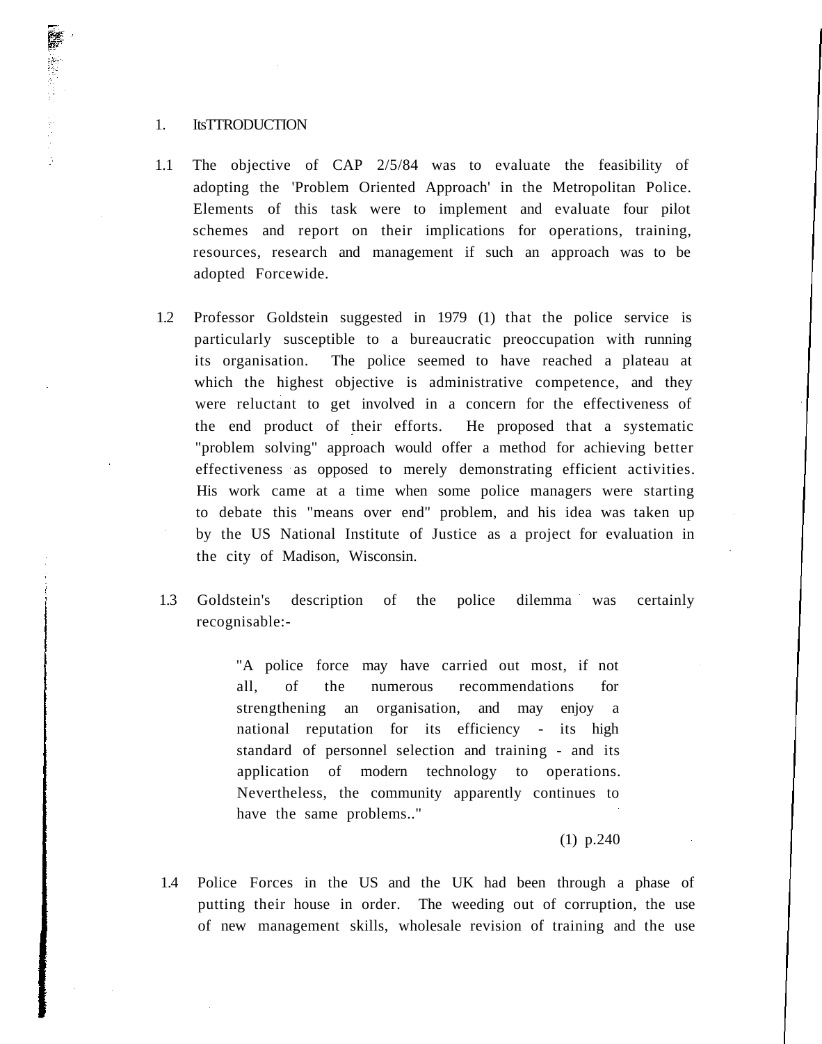# 1. ItsTTRODUCTION

1.1 The objective of CAP 2/5/84 was to evaluate the feasibility of adopting the 'Problem Oriented Approach' in the Metropolitan Police. Elements of this task were to implement and evaluate four pilot schemes and report on their implications for operations, training, resources, research and management if such an approach was to be adopted Forcewide.

1.2 Professor Goldstein suggested in 1979 (1) that the police service is particularly susceptible to a bureaucratic preoccupation with running its organisation. The police seemed to have reached a plateau at which the highest objective is administrative competence, and they were reluctant to get involved in a concern for the effectiveness of the end product of their efforts. He proposed that a systematic "problem solving" approach would offer a method for achieving better effectiveness as opposed to merely demonstrating efficient activities. His work came at a time when some police managers were starting to debate this "means over end" problem, and his idea was taken up by the US National Institute of Justice as a project for evaluation in the city of Madison, Wisconsin.

1.3 Goldstein's description of the police dilemma was certainly recognisable:-

> "A police force may have carried out most, if not all, of the numerous recommendations for strengthening an organisation, and may enjoy a national reputation for its efficiency - its high standard of personnel selection and training - and its application of modern technology to operations. Nevertheless, the community apparently continues to have the same problems.."
>
> (1) p.240

1.4 Police Forces in the US and the UK had been through a phase of putting their house in order. The weeding out of corruption, the use of new management skills, wholesale revision of training and the use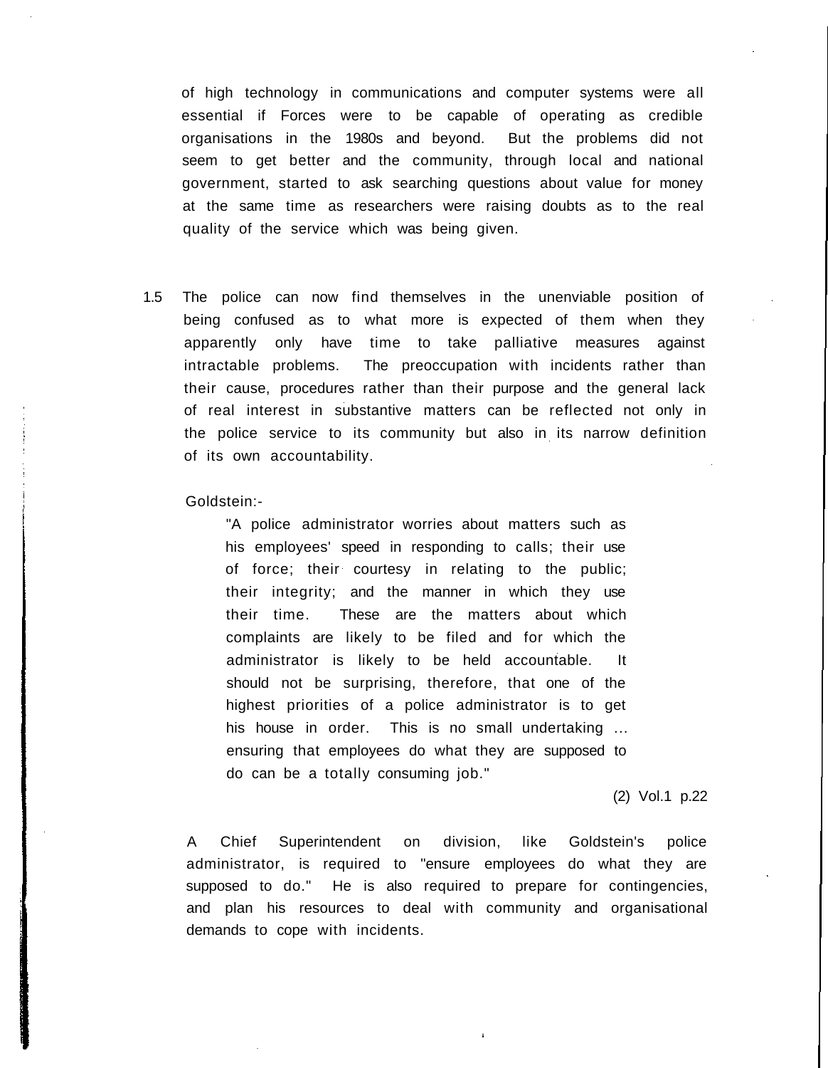of high technology in communications and computer systems were all essential if Forces were to be capable of operating as credible organisations in the 1980s and beyond. But the problems did not seem to get better and the community, through local and national government, started to ask searching questions about value for money at the same time as researchers were raising doubts as to the real quality of the service which was being given.

1.5 The police can now find themselves in the unenviable position of being confused as to what more is expected of them when they apparently only have time to take palliative measures against intractable problems. The preoccupation with incidents rather than their cause, procedures rather than their purpose and the general lack of real interest in substantive matters can be reflected not only in the police service to its community but also in its narrow definition of its own accountability.

Goldstein:-

> "A police administrator worries about matters such as his employees' speed in responding to calls; their use of force; their courtesy in relating to the public; their integrity; and the manner in which they use their time. These are the matters about which complaints are likely to be filed and for which the administrator is likely to be held accountable. It should not be surprising, therefore, that one of the highest priorities of a police administrator is to get his house in order. This is no small undertaking ... ensuring that employees do what they are supposed to do can be a totally consuming job."

(2) Vol.1 p.22

A Chief Superintendent on division, like Goldstein's police administrator, is required to "ensure employees do what they are supposed to do." He is also required to prepare for contingencies, and plan his resources to deal with community and organisational demands to cope with incidents.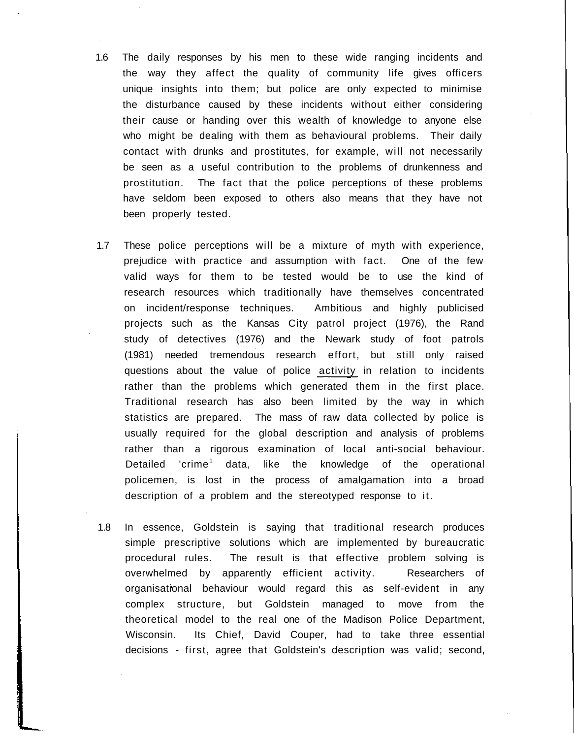1.6 The daily responses by his men to these wide ranging incidents and the way they affect the quality of community life gives officers unique insights into them; but police are only expected to minimise the disturbance caused by these incidents without either considering their cause or handing over this wealth of knowledge to anyone else who might be dealing with them as behavioural problems. Their daily contact with drunks and prostitutes, for example, will not necessarily be seen as a useful contribution to the problems of drunkenness and prostitution. The fact that the police perceptions of these problems have seldom been exposed to others also means that they have not been properly tested.

1.7 These police perceptions will be a mixture of myth with experience, prejudice with practice and assumption with fact. One of the few valid ways for them to be tested would be to use the kind of research resources which traditionally have themselves concentrated on incident/response techniques. Ambitious and highly publicised projects such as the Kansas City patrol project (1976), the Rand study of detectives (1976) and the Newark study of foot patrols (1981) needed tremendous research effort, but still only raised questions about the value of police activity in relation to incidents rather than the problems which generated them in the first place. Traditional research has also been limited by the way in which statistics are prepared. The mass of raw data collected by police is usually required for the global description and analysis of problems rather than a rigorous examination of local anti-social behaviour. Detailed 'crime[1] data, like the knowledge of the operational policemen, is lost in the process of amalgamation into a broad description of a problem and the stereotyped response to it.

1.8 In essence, Goldstein is saying that traditional research produces simple prescriptive solutions which are implemented by bureaucratic procedural rules. The result is that effective problem solving is overwhelmed by apparently efficient activity. Researchers of organisational behaviour would regard this as self-evident in any complex structure, but Goldstein managed to move from the theoretical model to the real one of the Madison Police Department, Wisconsin. Its Chief, David Couper, had to take three essential decisions - first, agree that Goldstein's description was valid; second,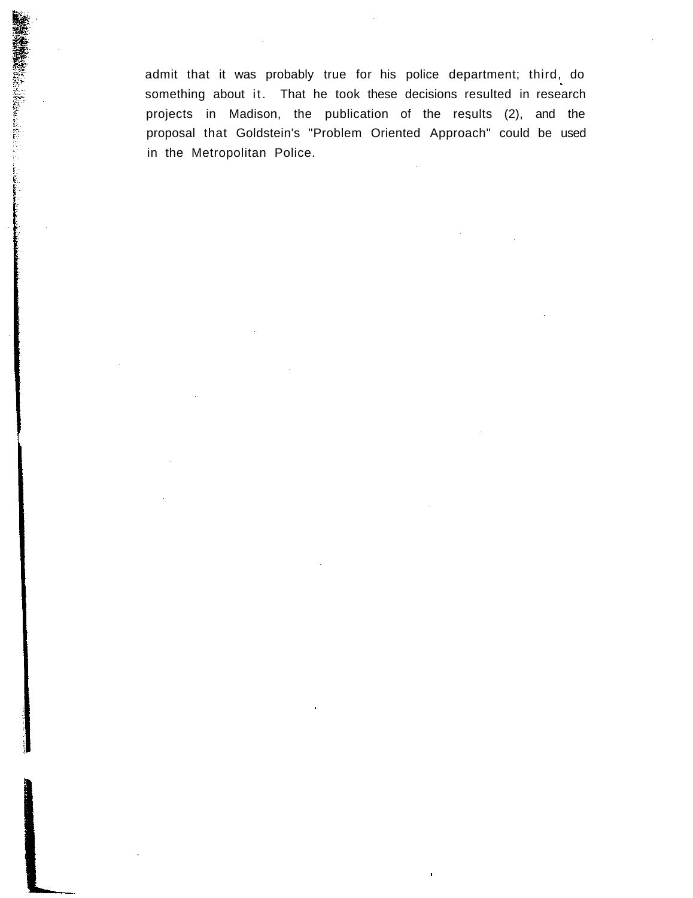admit that it was probably true for his police department; third, do something about it. That he took these decisions resulted in research projects in Madison, the publication of the results (2), and the proposal that Goldstein's "Problem Oriented Approach" could be used in the Metropolitan Police.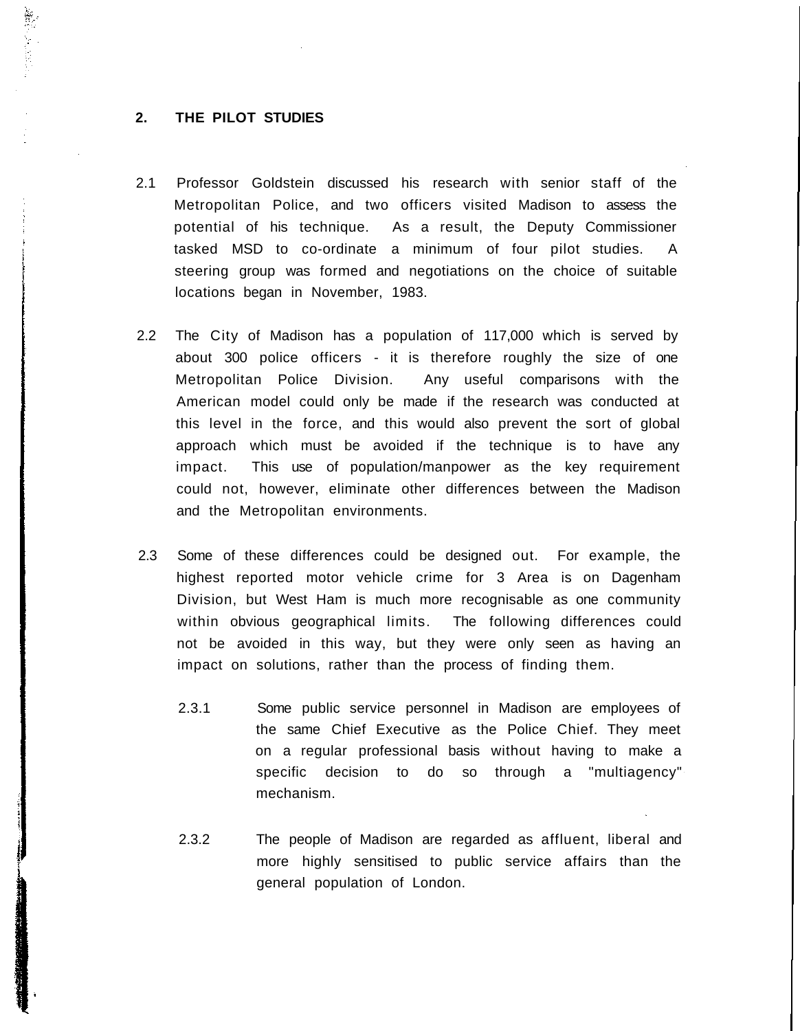## 2. THE PILOT STUDIES

2.1 Professor Goldstein discussed his research with senior staff of the Metropolitan Police, and two officers visited Madison to assess the potential of his technique. As a result, the Deputy Commissioner tasked MSD to co-ordinate a minimum of four pilot studies. A steering group was formed and negotiations on the choice of suitable locations began in November, 1983.

2.2 The City of Madison has a population of 117,000 which is served by about 300 police officers - it is therefore roughly the size of one Metropolitan Police Division. Any useful comparisons with the American model could only be made if the research was conducted at this level in the force, and this would also prevent the sort of global approach which must be avoided if the technique is to have any impact. This use of population/manpower as the key requirement could not, however, eliminate other differences between the Madison and the Metropolitan environments.

2.3 Some of these differences could be designed out. For example, the highest reported motor vehicle crime for 3 Area is on Dagenham Division, but West Ham is much more recognisable as one community within obvious geographical limits. The following differences could not be avoided in this way, but they were only seen as having an impact on solutions, rather than the process of finding them.

2.3.1 Some public service personnel in Madison are employees of the same Chief Executive as the Police Chief. They meet on a regular professional basis without having to make a specific decision to do so through a "multiagency" mechanism.

2.3.2 The people of Madison are regarded as affluent, liberal and more highly sensitised to public service affairs than the general population of London.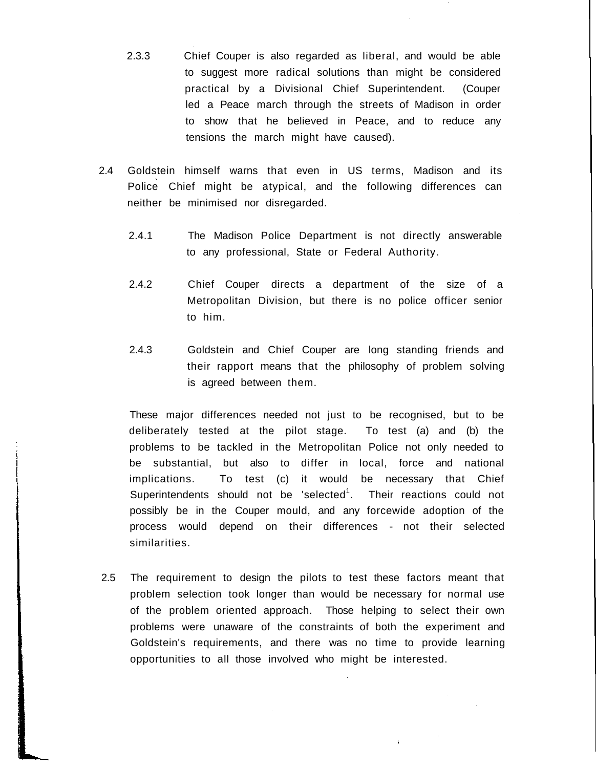2.3.3 Chief Couper is also regarded as liberal, and would be able to suggest more radical solutions than might be considered practical by a Divisional Chief Superintendent. (Couper led a Peace march through the streets of Madison in order to show that he believed in Peace, and to reduce any tensions the march might have caused).

2.4 Goldstein himself warns that even in US terms, Madison and its Police Chief might be atypical, and the following differences can neither be minimised nor disregarded.

2.4.1 The Madison Police Department is not directly answerable to any professional, State or Federal Authority.

2.4.2 Chief Couper directs a department of the size of a Metropolitan Division, but there is no police officer senior to him.

2.4.3 Goldstein and Chief Couper are long standing friends and their rapport means that the philosophy of problem solving is agreed between them.

These major differences needed not just to be recognised, but to be deliberately tested at the pilot stage. To test (a) and (b) the problems to be tackled in the Metropolitan Police not only needed to be substantial, but also to differ in local, force and national implications. To test (c) it would be necessary that Chief Superintendents should not be 'selected[1]. Their reactions could not possibly be in the Couper mould, and any forcewide adoption of the process would depend on their differences - not their selected similarities.

2.5 The requirement to design the pilots to test these factors meant that problem selection took longer than would be necessary for normal use of the problem oriented approach. Those helping to select their own problems were unaware of the constraints of both the experiment and Goldstein's requirements, and there was no time to provide learning opportunities to all those involved who might be interested.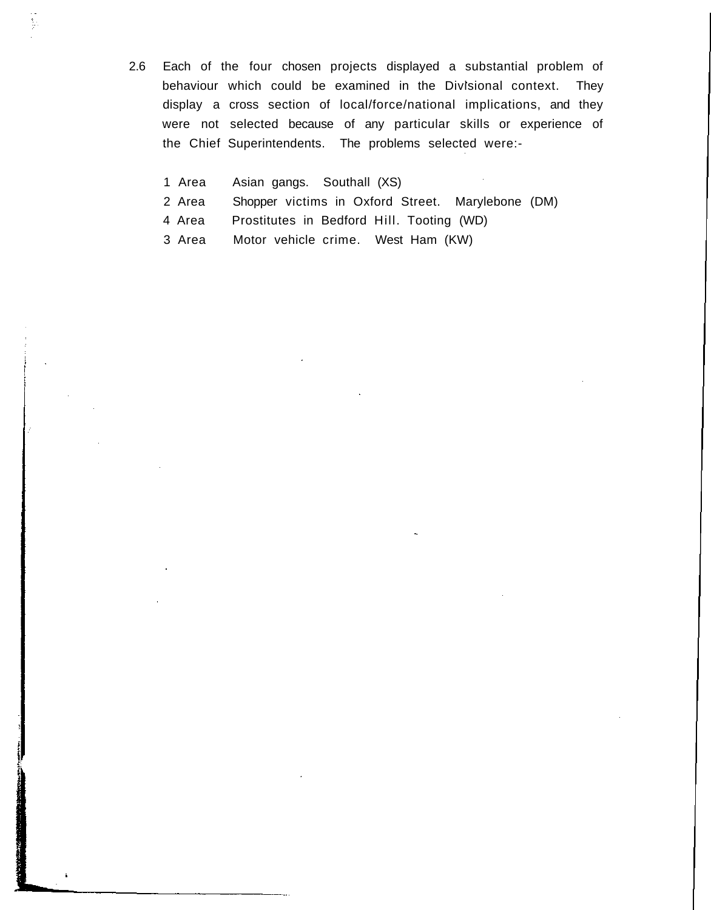2.6 Each of the four chosen projects displayed a substantial problem of behaviour which could be examined in the Divisional context. They display a cross section of local/force/national implications, and they were not selected because of any particular skills or experience of the Chief Superintendents. The problems selected were:-

| | | |
|---|---|---|
| 1 Area | Asian gangs. | Southall (XS) |
| 2 Area | Shopper victims in Oxford Street. | Marylebone (DM) |
| 4 Area | Prostitutes in Bedford Hill. | Tooting (WD) |
| 3 Area | Motor vehicle crime. | West Ham (KW) |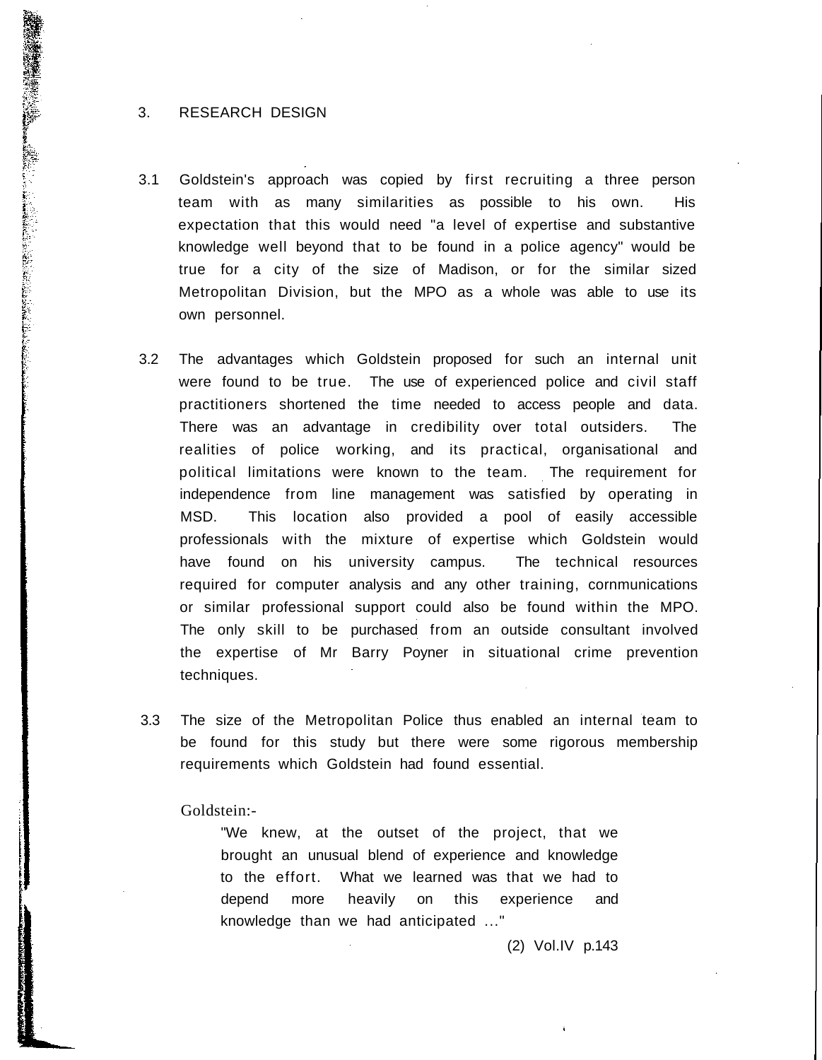# 3. RESEARCH DESIGN

3.1 Goldstein's approach was copied by first recruiting a three person team with as many similarities as possible to his own. His expectation that this would need "a level of expertise and substantive knowledge well beyond that to be found in a police agency" would be true for a city of the size of Madison, or for the similar sized Metropolitan Division, but the MPO as a whole was able to use its own personnel.

3.2 The advantages which Goldstein proposed for such an internal unit were found to be true. The use of experienced police and civil staff practitioners shortened the time needed to access people and data. There was an advantage in credibility over total outsiders. The realities of police working, and its practical, organisational and political limitations were known to the team. The requirement for independence from line management was satisfied by operating in MSD. This location also provided a pool of easily accessible professionals with the mixture of expertise which Goldstein would have found on his university campus. The technical resources required for computer analysis and any other training, cornmunications or similar professional support could also be found within the MPO. The only skill to be purchased from an outside consultant involved the expertise of Mr Barry Poyner in situational crime prevention techniques.

3.3 The size of the Metropolitan Police thus enabled an internal team to be found for this study but there were some rigorous membership requirements which Goldstein had found essential.

Goldstein:-

> "We knew, at the outset of the project, that we brought an unusual blend of experience and knowledge to the effort. What we learned was that we had to depend more heavily on this experience and knowledge than we had anticipated ..."
>
> (2) Vol.IV p.143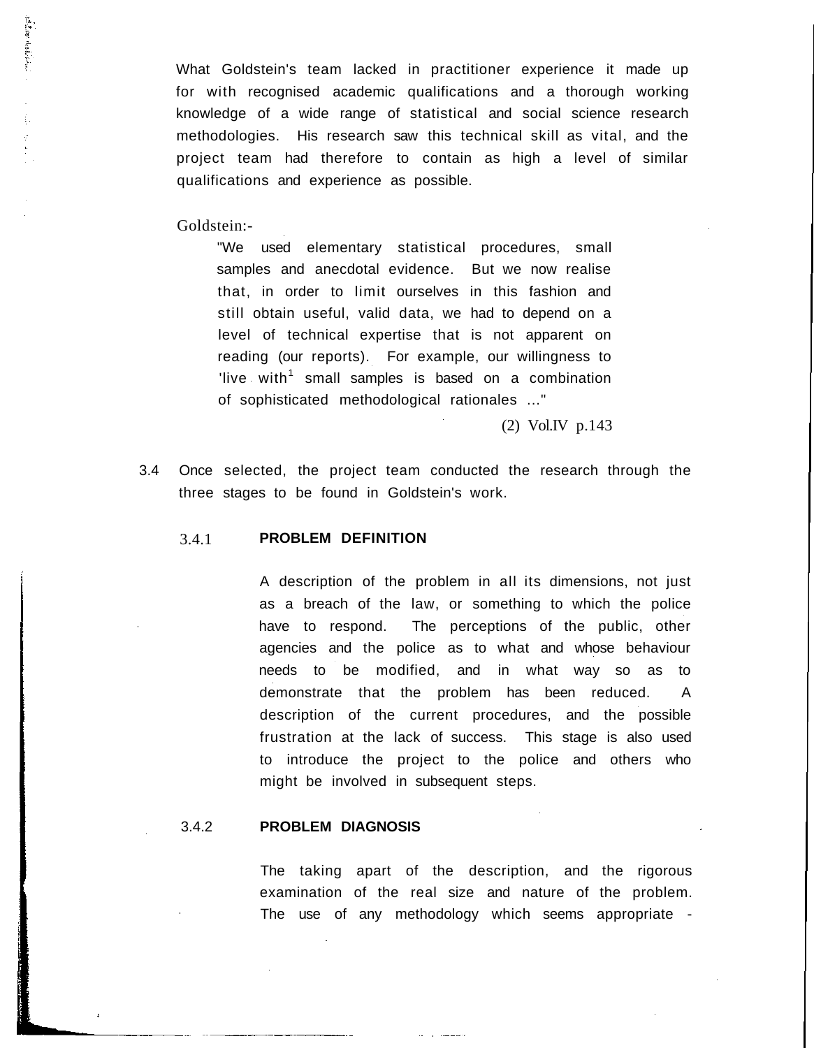What Goldstein's team lacked in practitioner experience it made up for with recognised academic qualifications and a thorough working knowledge of a wide range of statistical and social science research methodologies. His research saw this technical skill as vital, and the project team had therefore to contain as high a level of similar qualifications and experience as possible.

Goldstein:-

> "We used elementary statistical procedures, small samples and anecdotal evidence. But we now realise that, in order to limit ourselves in this fashion and still obtain useful, valid data, we had to depend on a level of technical expertise that is not apparent on reading (our reports). For example, our willingness to 'live with' small samples is based on a combination of sophisticated methodological rationales ..."
>
> (2) Vol.IV p.143

3.4 Once selected, the project team conducted the research through the three stages to be found in Goldstein's work.

### 3.4.1 PROBLEM DEFINITION

A description of the problem in all its dimensions, not just as a breach of the law, or something to which the police have to respond. The perceptions of the public, other agencies and the police as to what and whose behaviour needs to be modified, and in what way so as to demonstrate that the problem has been reduced. A description of the current procedures, and the possible frustration at the lack of success. This stage is also used to introduce the project to the police and others who might be involved in subsequent steps.

### 3.4.2 PROBLEM DIAGNOSIS

The taking apart of the description, and the rigorous examination of the real size and nature of the problem. The use of any methodology which seems appropriate -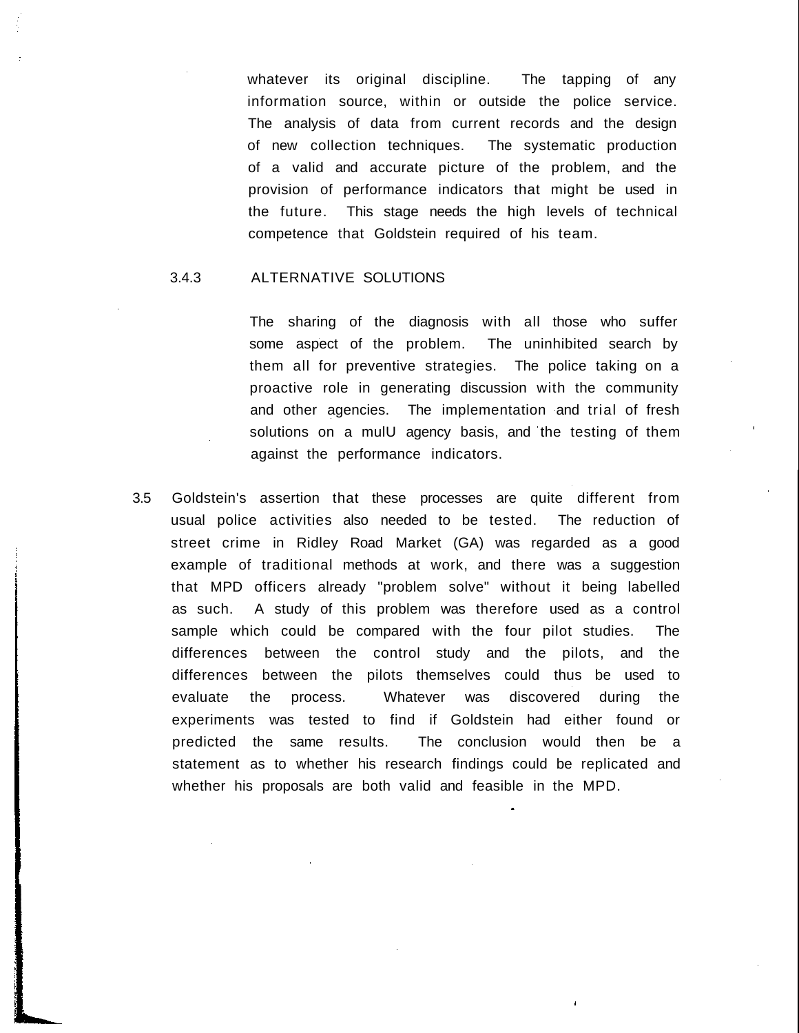whatever its original discipline. The tapping of any information source, within or outside the police service. The analysis of data from current records and the design of new collection techniques. The systematic production of a valid and accurate picture of the problem, and the provision of performance indicators that might be used in the future. This stage needs the high levels of technical competence that Goldstein required of his team.

### 3.4.3 ALTERNATIVE SOLUTIONS

The sharing of the diagnosis with all those who suffer some aspect of the problem. The uninhibited search by them all for preventive strategies. The police taking on a proactive role in generating discussion with the community and other agencies. The implementation and trial of fresh solutions on a mulU agency basis, and the testing of them against the performance indicators.

3.5 Goldstein's assertion that these processes are quite different from usual police activities also needed to be tested. The reduction of street crime in Ridley Road Market (GA) was regarded as a good example of traditional methods at work, and there was a suggestion that MPD officers already "problem solve" without it being labelled as such. A study of this problem was therefore used as a control sample which could be compared with the four pilot studies. The differences between the control study and the pilots, and the differences between the pilots themselves could thus be used to evaluate the process. Whatever was discovered during the experiments was tested to find if Goldstein had either found or predicted the same results. The conclusion would then be a statement as to whether his research findings could be replicated and whether his proposals are both valid and feasible in the MPD.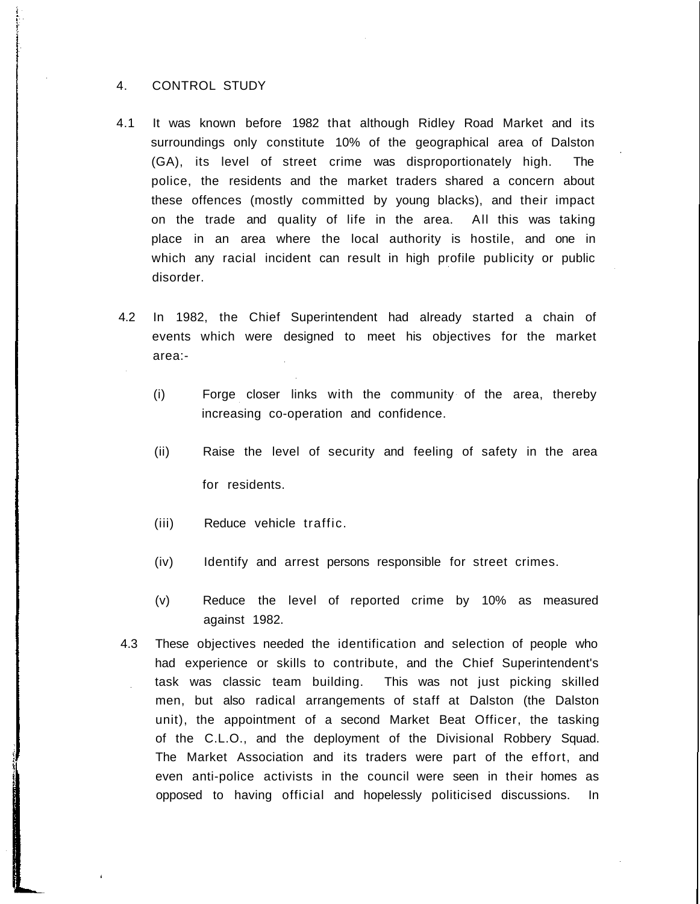## 4. CONTROL STUDY

4.1 It was known before 1982 that although Ridley Road Market and its surroundings only constitute 10% of the geographical area of Dalston (GA), its level of street crime was disproportionately high. The police, the residents and the market traders shared a concern about these offences (mostly committed by young blacks), and their impact on the trade and quality of life in the area. All this was taking place in an area where the local authority is hostile, and one in which any racial incident can result in high profile publicity or public disorder.

4.2 In 1982, the Chief Superintendent had already started a chain of events which were designed to meet his objectives for the market area:-

(i) Forge closer links with the community of the area, thereby increasing co-operation and confidence.

(ii) Raise the level of security and feeling of safety in the area for residents.

(iii) Reduce vehicle traffic.

(iv) Identify and arrest persons responsible for street crimes.

(v) Reduce the level of reported crime by 10% as measured against 1982.

4.3 These objectives needed the identification and selection of people who had experience or skills to contribute, and the Chief Superintendent's task was classic team building. This was not just picking skilled men, but also radical arrangements of staff at Dalston (the Dalston unit), the appointment of a second Market Beat Officer, the tasking of the C.L.O., and the deployment of the Divisional Robbery Squad. The Market Association and its traders were part of the effort, and even anti-police activists in the council were seen in their homes as opposed to having official and hopelessly politicised discussions. In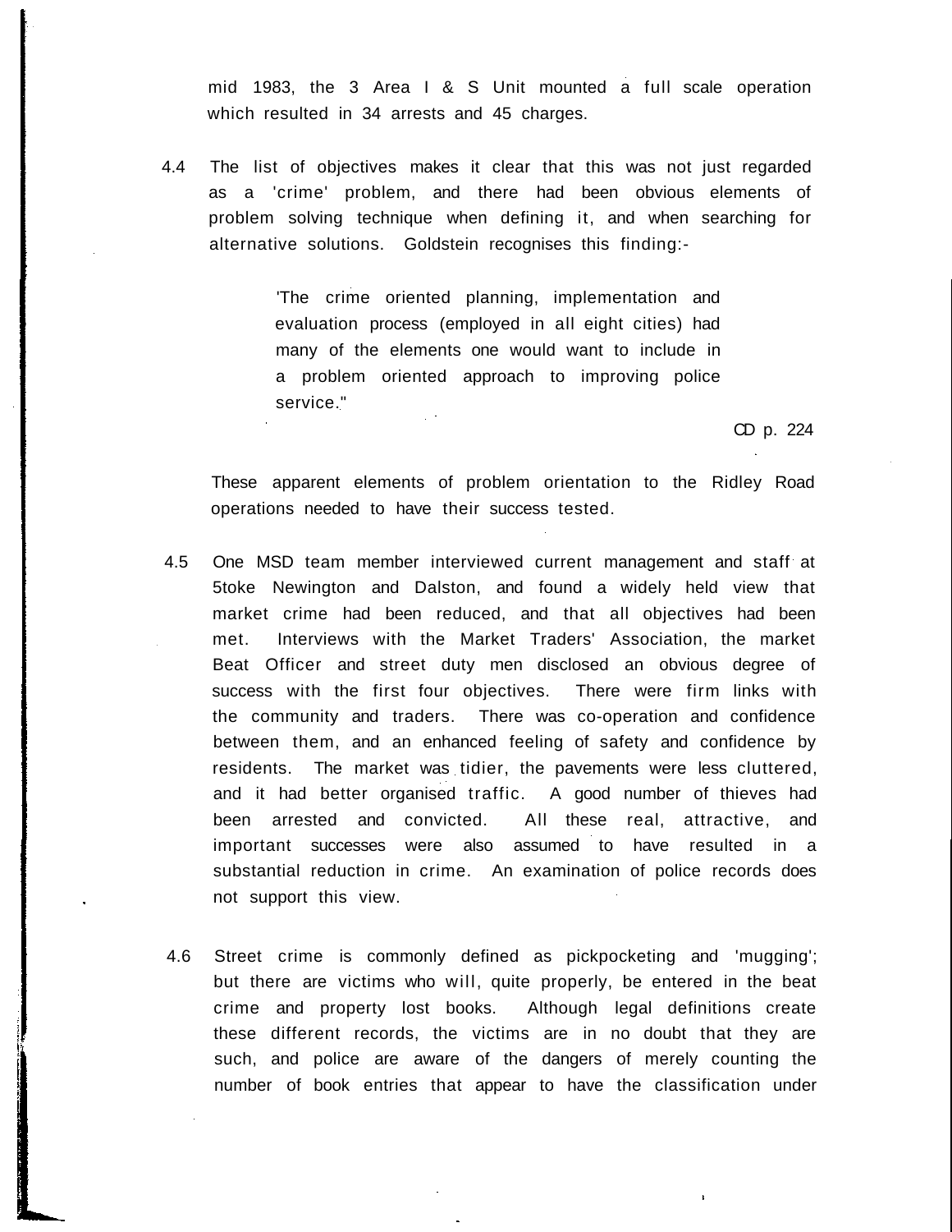mid 1983, the 3 Area I & S Unit mounted a full scale operation which resulted in 34 arrests and 45 charges.

4.4 The list of objectives makes it clear that this was not just regarded as a 'crime' problem, and there had been obvious elements of problem solving technique when defining it, and when searching for alternative solutions. Goldstein recognises this finding:-

> 'The crime oriented planning, implementation and evaluation process (employed in all eight cities) had many of the elements one would want to include in a problem oriented approach to improving police service."
>
> CD p. 224

These apparent elements of problem orientation to the Ridley Road operations needed to have their success tested.

4.5 One MSD team member interviewed current management and staff at 5toke Newington and Dalston, and found a widely held view that market crime had been reduced, and that all objectives had been met. Interviews with the Market Traders' Association, the market Beat Officer and street duty men disclosed an obvious degree of success with the first four objectives. There were firm links with the community and traders. There was co-operation and confidence between them, and an enhanced feeling of safety and confidence by residents. The market was tidier, the pavements were less cluttered, and it had better organised traffic. A good number of thieves had been arrested and convicted. All these real, attractive, and important successes were also assumed to have resulted in a substantial reduction in crime. An examination of police records does not support this view.

4.6 Street crime is commonly defined as pickpocketing and 'mugging'; but there are victims who will, quite properly, be entered in the beat crime and property lost books. Although legal definitions create these different records, the victims are in no doubt that they are such, and police are aware of the dangers of merely counting the number of book entries that appear to have the classification under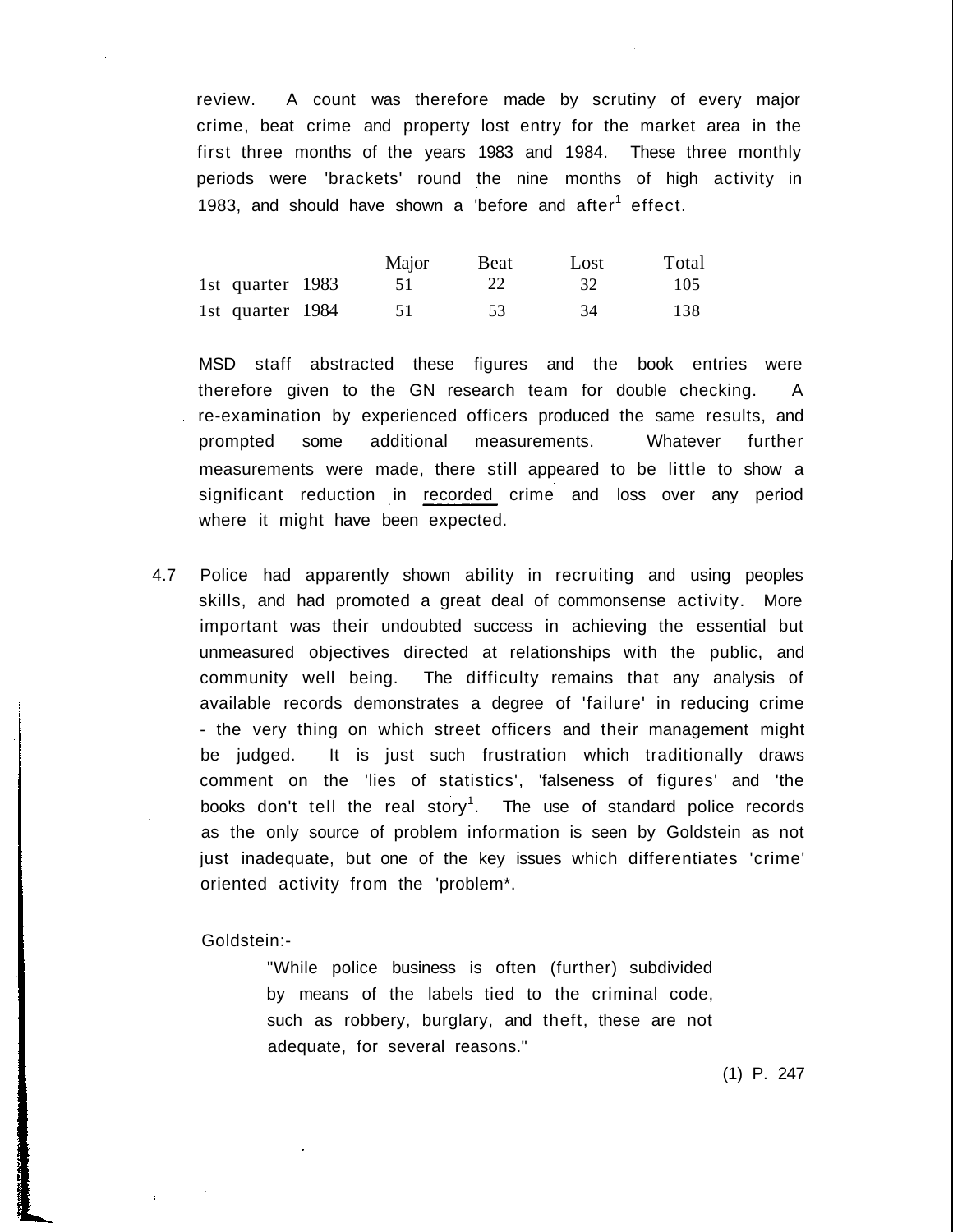review. A count was therefore made by scrutiny of every major crime, beat crime and property lost entry for the market area in the first three months of the years 1983 and 1984. These three monthly periods were 'brackets' round the nine months of high activity in 1983, and should have shown a 'before and after[1] effect.

| | Major | Beat | Lost | Total |
|---|---|---|---|---|
| 1st quarter 1983 | 51 | 22 | 32 | 105 |
| 1st quarter 1984 | 51 | 53 | 34 | 138 |

MSD staff abstracted these figures and the book entries were therefore given to the GN research team for double checking. A re-examination by experienced officers produced the same results, and prompted some additional measurements. Whatever further measurements were made, there still appeared to be little to show a significant reduction in recorded crime and loss over any period where it might have been expected.

4.7 Police had apparently shown ability in recruiting and using peoples skills, and had promoted a great deal of commonsense activity. More important was their undoubted success in achieving the essential but unmeasured objectives directed at relationships with the public, and community well being. The difficulty remains that any analysis of available records demonstrates a degree of 'failure' in reducing crime - the very thing on which street officers and their management might be judged. It is just such frustration which traditionally draws comment on the 'lies of statistics', 'falseness of figures' and 'the books don't tell the real story[1]. The use of standard police records as the only source of problem information is seen by Goldstein as not just inadequate, but one of the key issues which differentiates 'crime' oriented activity from the 'problem*.

Goldstein:-

> "While police business is often (further) subdivided by means of the labels tied to the criminal code, such as robbery, burglary, and theft, these are not adequate, for several reasons."

(1) P. 247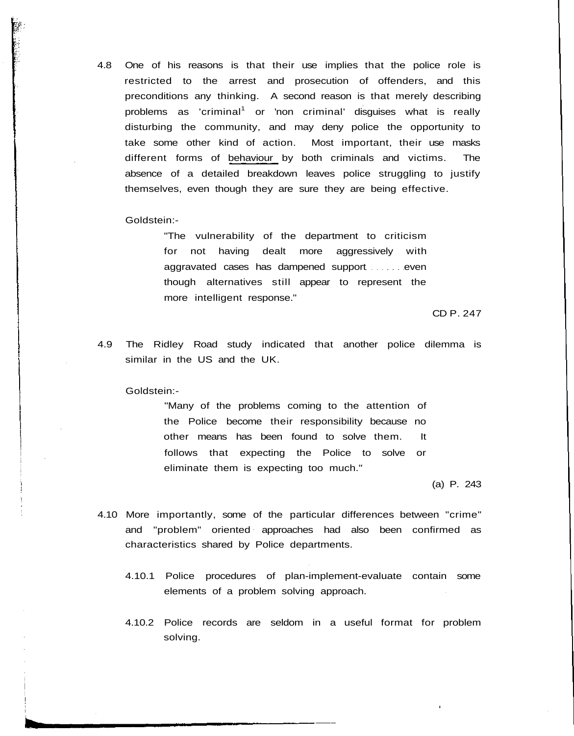4.8 One of his reasons is that their use implies that the police role is restricted to the arrest and prosecution of offenders, and this preconditions any thinking. A second reason is that merely describing problems as 'criminal[1] or 'non criminal' disguises what is really disturbing the community, and may deny police the opportunity to take some other kind of action. Most important, their use masks different forms of behaviour by both criminals and victims. The absence of a detailed breakdown leaves police struggling to justify themselves, even though they are sure they are being effective.

Goldstein:-

> "The vulnerability of the department to criticism for not having dealt more aggressively with aggravated cases has dampened support ...... even though alternatives still appear to represent the more intelligent response."

CD P. 247

4.9 The Ridley Road study indicated that another police dilemma is similar in the US and the UK.

Goldstein:-

> "Many of the problems coming to the attention of the Police become their responsibility because no other means has been found to solve them. It follows that expecting the Police to solve or eliminate them is expecting too much."

(a) P. 243

4.10 More importantly, some of the particular differences between "crime" and "problem" oriented approaches had also been confirmed as characteristics shared by Police departments.

4.10.1 Police procedures of plan-implement-evaluate contain some elements of a problem solving approach.

4.10.2 Police records are seldom in a useful format for problem solving.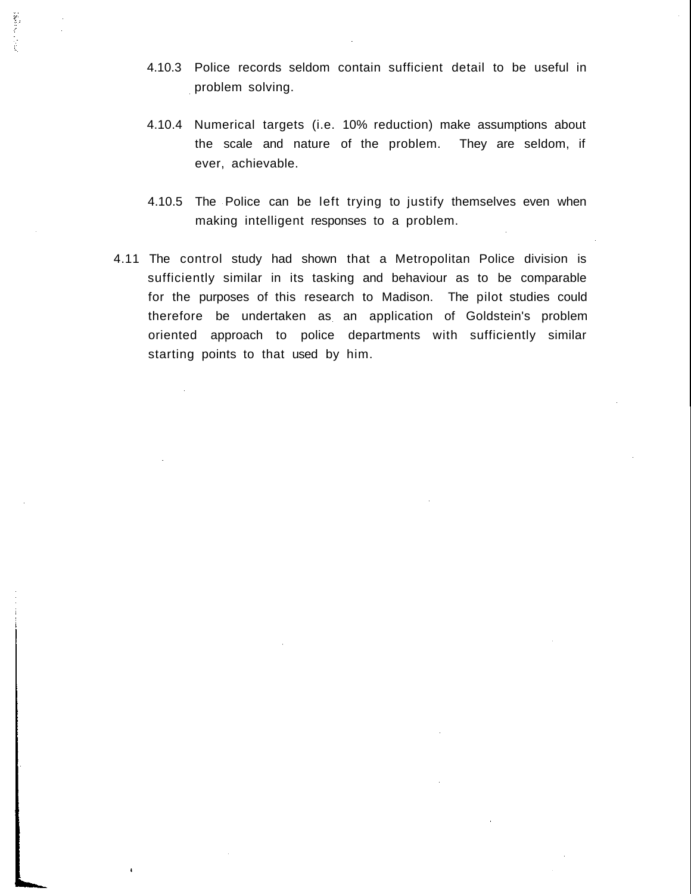4.10.3 Police records seldom contain sufficient detail to be useful in problem solving.

4.10.4 Numerical targets (i.e. 10% reduction) make assumptions about the scale and nature of the problem. They are seldom, if ever, achievable.

4.10.5 The Police can be left trying to justify themselves even when making intelligent responses to a problem.

4.11 The control study had shown that a Metropolitan Police division is sufficiently similar in its tasking and behaviour as to be comparable for the purposes of this research to Madison. The pilot studies could therefore be undertaken as an application of Goldstein's problem oriented approach to police departments with sufficiently similar starting points to that used by him.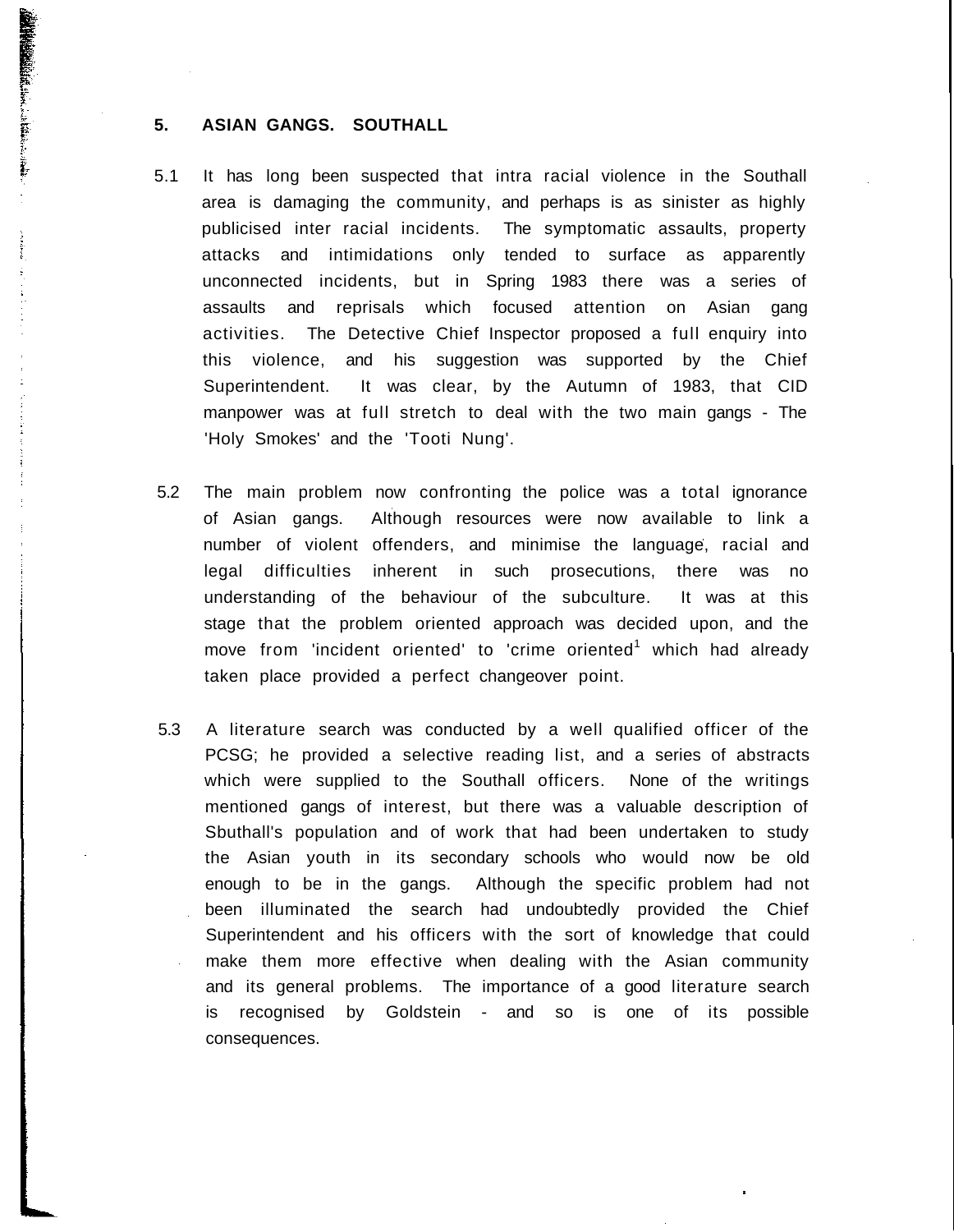## 5. ASIAN GANGS. SOUTHALL

5.1 It has long been suspected that intra racial violence in the Southall area is damaging the community, and perhaps is as sinister as highly publicised inter racial incidents. The symptomatic assaults, property attacks and intimidations only tended to surface as apparently unconnected incidents, but in Spring 1983 there was a series of assaults and reprisals which focused attention on Asian gang activities. The Detective Chief Inspector proposed a full enquiry into this violence, and his suggestion was supported by the Chief Superintendent. It was clear, by the Autumn of 1983, that CID manpower was at full stretch to deal with the two main gangs - The 'Holy Smokes' and the 'Tooti Nung'.

5.2 The main problem now confronting the police was a total ignorance of Asian gangs. Although resources were now available to link a number of violent offenders, and minimise the language, racial and legal difficulties inherent in such prosecutions, there was no understanding of the behaviour of the subculture. It was at this stage that the problem oriented approach was decided upon, and the move from 'incident oriented' to 'crime oriented[1] which had already taken place provided a perfect changeover point.

5.3 A literature search was conducted by a well qualified officer of the PCSG; he provided a selective reading list, and a series of abstracts which were supplied to the Southall officers. None of the writings mentioned gangs of interest, but there was a valuable description of Sbuthall's population and of work that had been undertaken to study the Asian youth in its secondary schools who would now be old enough to be in the gangs. Although the specific problem had not been illuminated the search had undoubtedly provided the Chief Superintendent and his officers with the sort of knowledge that could make them more effective when dealing with the Asian community and its general problems. The importance of a good literature search is recognised by Goldstein - and so is one of its possible consequences.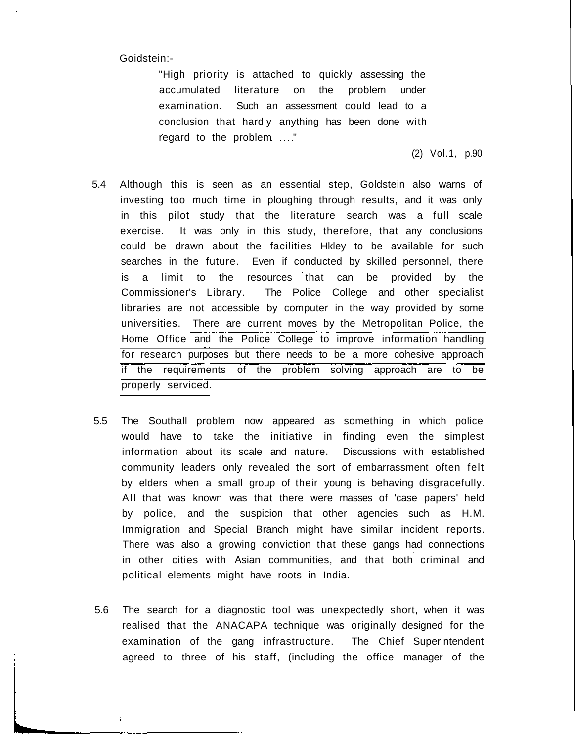Goidstein:-

> "High priority is attached to quickly assessing the accumulated literature on the problem under examination. Such an assessment could lead to a conclusion that hardly anything has been done with regard to the problem....."
>
> (2) Vol.1, p.90

5.4 Although this is seen as an essential step, Goldstein also warns of investing too much time in ploughing through results, and it was only in this pilot study that the literature search was a full scale exercise. It was only in this study, therefore, that any conclusions could be drawn about the facilities Hkley to be available for such searches in the future. Even if conducted by skilled personnel, there is a limit to the resources that can be provided by the Commissioner's Library. The Police College and other specialist libraries are not accessible by computer in the way provided by some universities. There are current moves by the Metropolitan Police, the Home Office and the Police College to improve information handling for research purposes but there needs to be a more cohesive approach if the requirements of the problem solving approach are to be properly serviced.

5.5 The Southall problem now appeared as something in which police would have to take the initiative in finding even the simplest information about its scale and nature. Discussions with established community leaders only revealed the sort of embarrassment often felt by elders when a small group of their young is behaving disgracefully. All that was known was that there were masses of 'case papers' held by police, and the suspicion that other agencies such as H.M. Immigration and Special Branch might have similar incident reports. There was also a growing conviction that these gangs had connections in other cities with Asian communities, and that both criminal and political elements might have roots in India.

5.6 The search for a diagnostic tool was unexpectedly short, when it was realised that the ANACAPA technique was originally designed for the examination of the gang infrastructure. The Chief Superintendent agreed to three of his staff, (including the office manager of the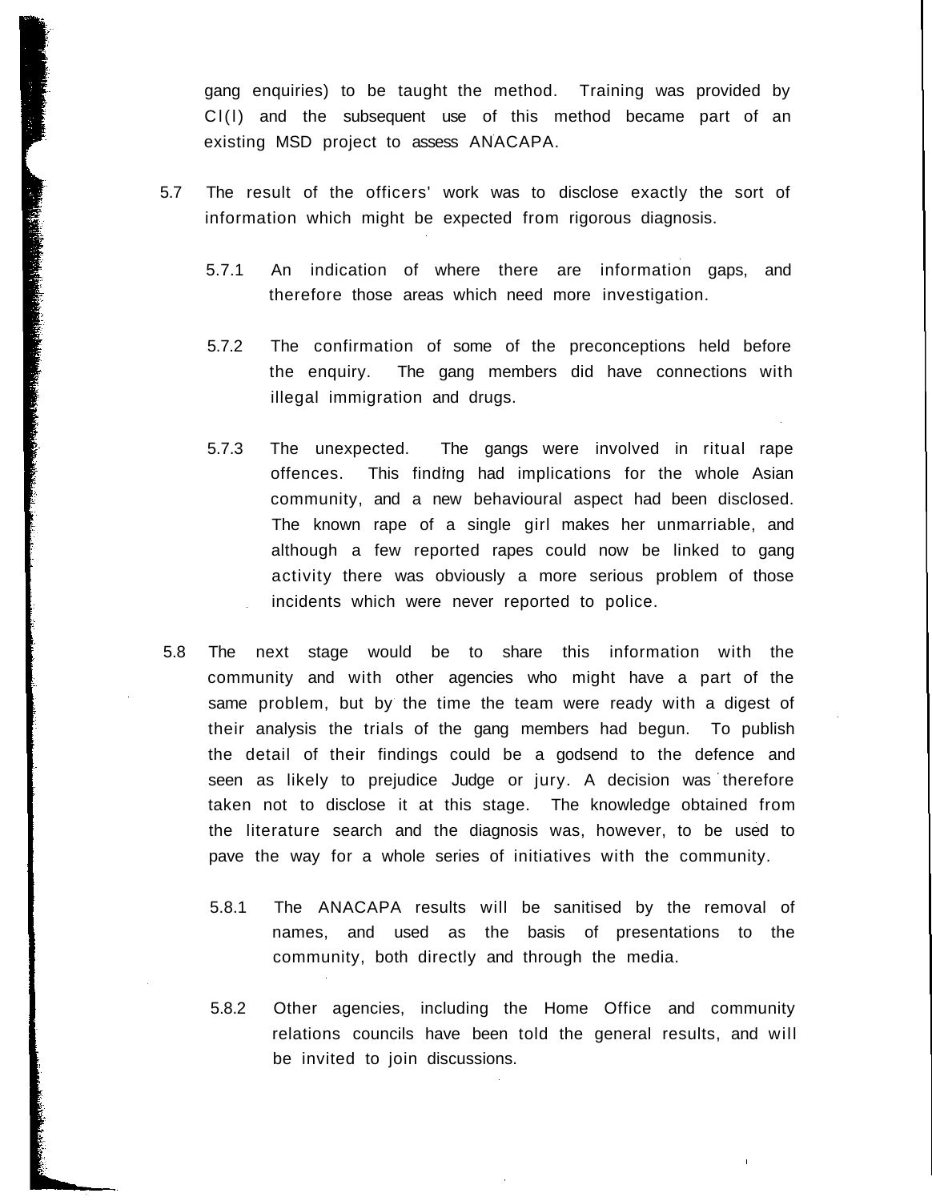gang enquiries) to be taught the method. Training was provided by CI(I) and the subsequent use of this method became part of an existing MSD project to assess ANACAPA.

5.7 The result of the officers' work was to disclose exactly the sort of information which might be expected from rigorous diagnosis.

5.7.1 An indication of where there are information gaps, and therefore those areas which need more investigation.

5.7.2 The confirmation of some of the preconceptions held before the enquiry. The gang members did have connections with illegal immigration and drugs.

5.7.3 The unexpected. The gangs were involved in ritual rape offences. This finding had implications for the whole Asian community, and a new behavioural aspect had been disclosed. The known rape of a single girl makes her unmarriable, and although a few reported rapes could now be linked to gang activity there was obviously a more serious problem of those incidents which were never reported to police.

5.8 The next stage would be to share this information with the community and with other agencies who might have a part of the same problem, but by the time the team were ready with a digest of their analysis the trials of the gang members had begun. To publish the detail of their findings could be a godsend to the defence and seen as likely to prejudice Judge or jury. A decision was therefore taken not to disclose it at this stage. The knowledge obtained from the literature search and the diagnosis was, however, to be used to pave the way for a whole series of initiatives with the community.

5.8.1 The ANACAPA results will be sanitised by the removal of names, and used as the basis of presentations to the community, both directly and through the media.

5.8.2 Other agencies, including the Home Office and community relations councils have been told the general results, and will be invited to join discussions.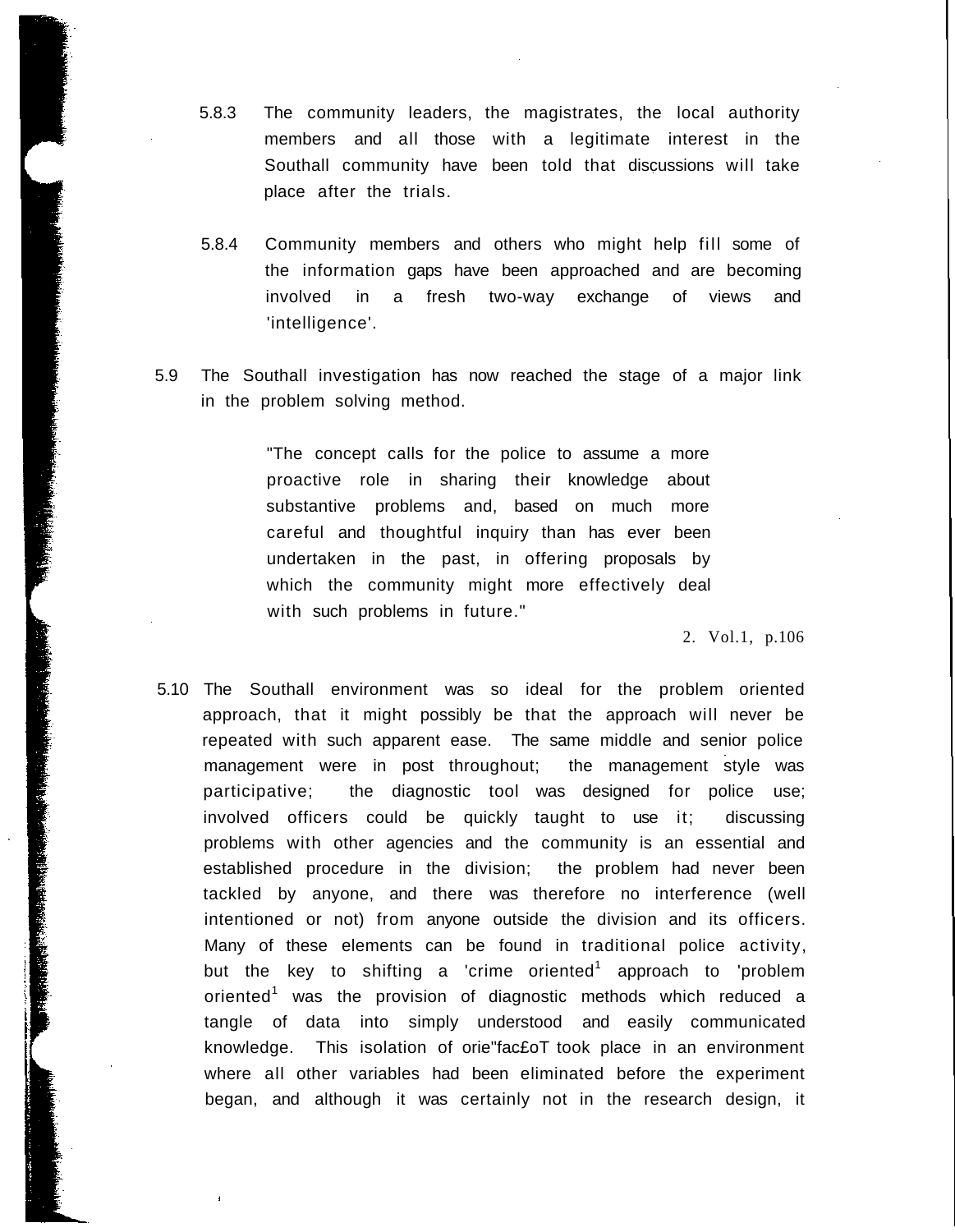5.8.3 The community leaders, the magistrates, the local authority members and all those with a legitimate interest in the Southall community have been told that discussions will take place after the trials.

5.8.4 Community members and others who might help fill some of the information gaps have been approached and are becoming involved in a fresh two-way exchange of views and 'intelligence'.

5.9 The Southall investigation has now reached the stage of a major link in the problem solving method.

> "The concept calls for the police to assume a more proactive role in sharing their knowledge about substantive problems and, based on much more careful and thoughtful inquiry than has ever been undertaken in the past, in offering proposals by which the community might more effectively deal with such problems in future."
>
> 2. Vol.1, p.106

5.10 The Southall environment was so ideal for the problem oriented approach, that it might possibly be that the approach will never be repeated with such apparent ease. The same middle and senior police management were in post throughout; the management style was participative; the diagnostic tool was designed for police use; involved officers could be quickly taught to use it; discussing problems with other agencies and the community is an essential and established procedure in the division; the problem had never been tackled by anyone, and there was therefore no interference (well intentioned or not) from anyone outside the division and its officers. Many of these elements can be found in traditional police activity, but the key to shifting a 'crime oriented[1] approach to 'problem oriented[1] was the provision of diagnostic methods which reduced a tangle of data into simply understood and easily communicated knowledge. This isolation of orie"fac£oT took place in an environment where all other variables had been eliminated before the experiment began, and although it was certainly not in the research design, it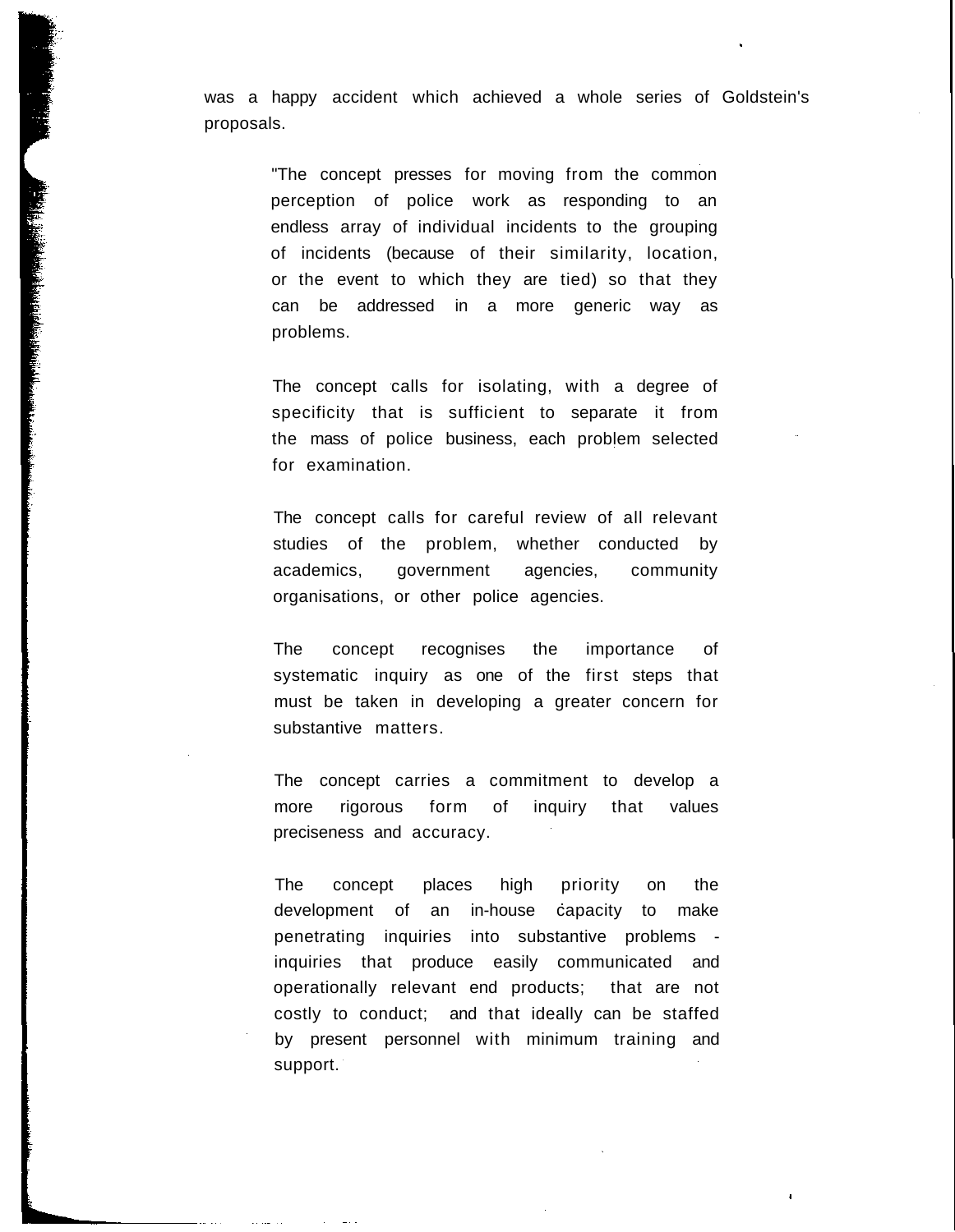was a happy accident which achieved a whole series of Goldstein's proposals.

> "The concept presses for moving from the common perception of police work as responding to an endless array of individual incidents to the grouping of incidents (because of their similarity, location, or the event to which they are tied) so that they can be addressed in a more generic way as problems.
>
> The concept calls for isolating, with a degree of specificity that is sufficient to separate it from the mass of police business, each problem selected for examination.
>
> The concept calls for careful review of all relevant studies of the problem, whether conducted by academics, government agencies, community organisations, or other police agencies.
>
> The concept recognises the importance of systematic inquiry as one of the first steps that must be taken in developing a greater concern for substantive matters.
>
> The concept carries a commitment to develop a more rigorous form of inquiry that values preciseness and accuracy.
>
> The concept places high priority on the development of an in-house capacity to make penetrating inquiries into substantive problems - inquiries that produce easily communicated and operationally relevant end products; that are not costly to conduct; and that ideally can be staffed by present personnel with minimum training and support.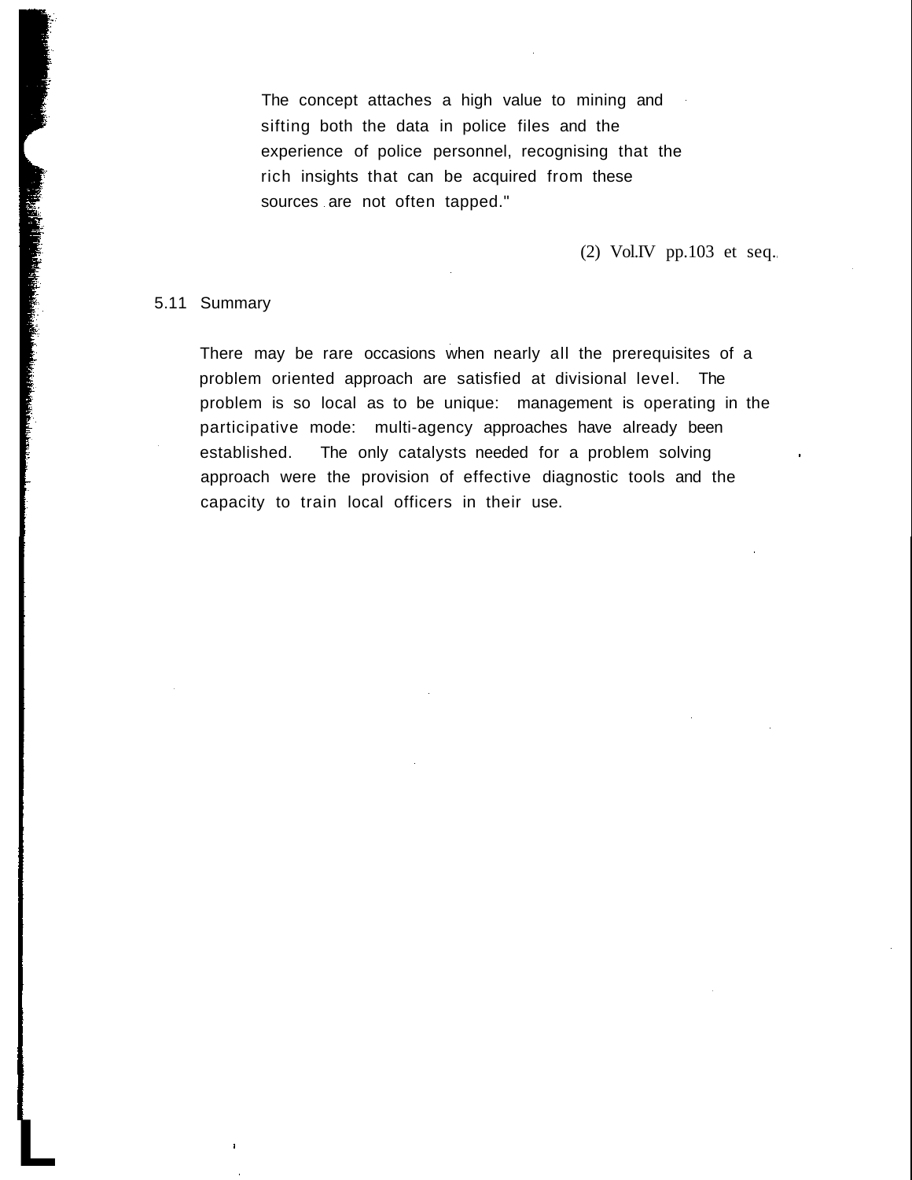> The concept attaches a high value to mining and sifting both the data in police files and the experience of police personnel, recognising that the rich insights that can be acquired from these sources are not often tapped."

(2) Vol.IV pp.103 et seq.

5.11 Summary

There may be rare occasions when nearly all the prerequisites of a problem oriented approach are satisfied at divisional level. The problem is so local as to be unique: management is operating in the participative mode: multi-agency approaches have already been established. The only catalysts needed for a problem solving approach were the provision of effective diagnostic tools and the capacity to train local officers in their use.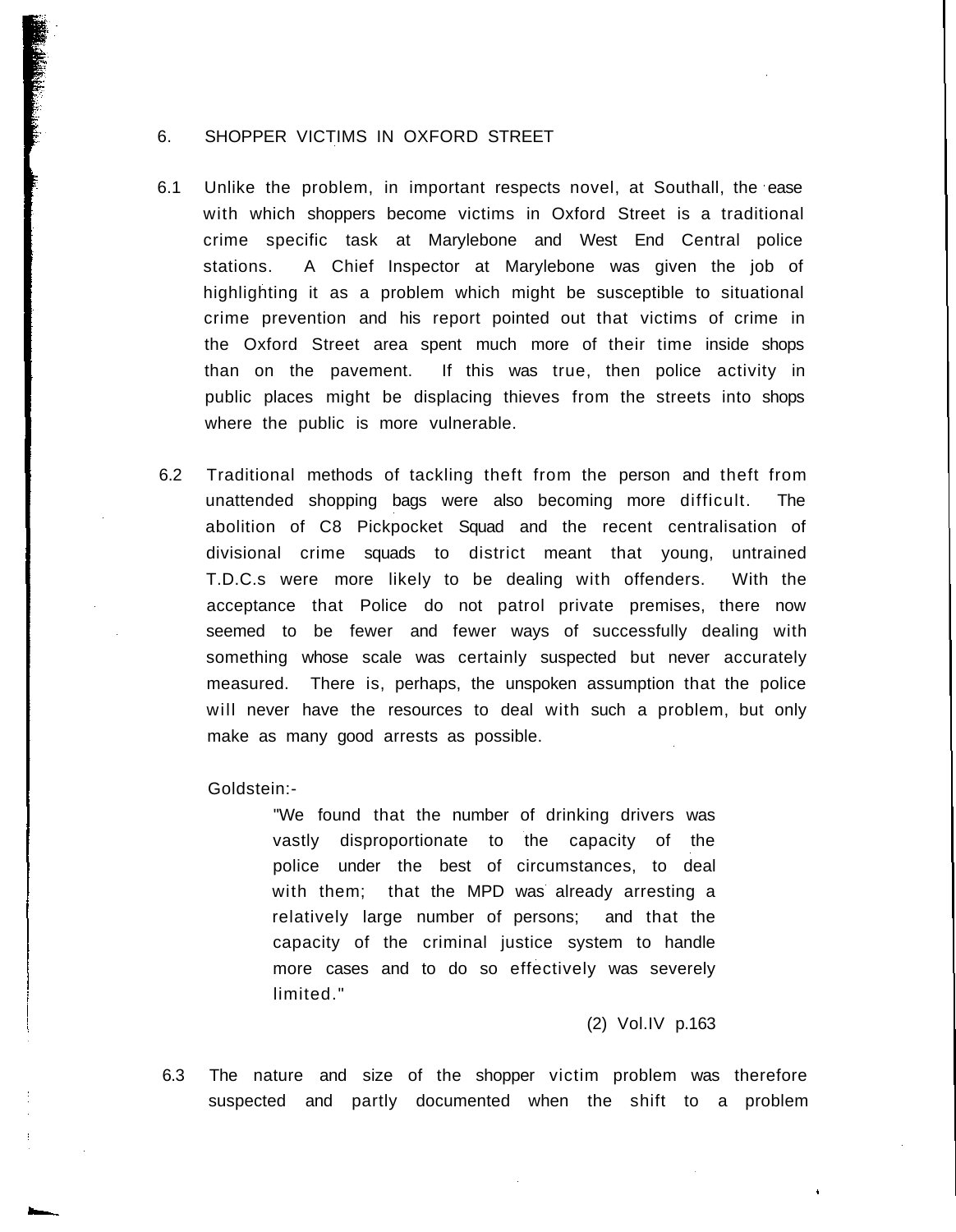## 6. SHOPPER VICTIMS IN OXFORD STREET

6.1 Unlike the problem, in important respects novel, at Southall, the ease with which shoppers become victims in Oxford Street is a traditional crime specific task at Marylebone and West End Central police stations. A Chief Inspector at Marylebone was given the job of highlighting it as a problem which might be susceptible to situational crime prevention and his report pointed out that victims of crime in the Oxford Street area spent much more of their time inside shops than on the pavement. If this was true, then police activity in public places might be displacing thieves from the streets into shops where the public is more vulnerable.

6.2 Traditional methods of tackling theft from the person and theft from unattended shopping bags were also becoming more difficult. The abolition of C8 Pickpocket Squad and the recent centralisation of divisional crime squads to district meant that young, untrained T.D.C.s were more likely to be dealing with offenders. With the acceptance that Police do not patrol private premises, there now seemed to be fewer and fewer ways of successfully dealing with something whose scale was certainly suspected but never accurately measured. There is, perhaps, the unspoken assumption that the police will never have the resources to deal with such a problem, but only make as many good arrests as possible.

Goldstein:-

> "We found that the number of drinking drivers was vastly disproportionate to the capacity of the police under the best of circumstances, to deal with them; that the MPD was already arresting a relatively large number of persons; and that the capacity of the criminal justice system to handle more cases and to do so effectively was severely limited."
>
> (2) Vol.IV p.163

6.3 The nature and size of the shopper victim problem was therefore suspected and partly documented when the shift to a problem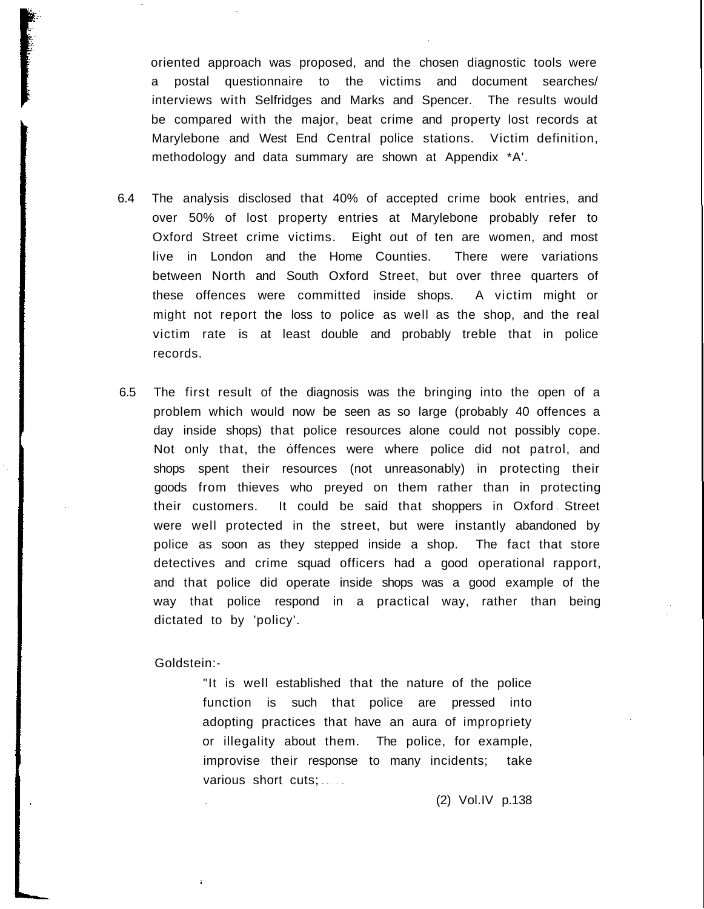oriented approach was proposed, and the chosen diagnostic tools were a postal questionnaire to the victims and document searches/ interviews with Selfridges and Marks and Spencer. The results would be compared with the major, beat crime and property lost records at Marylebone and West End Central police stations. Victim definition, methodology and data summary are shown at Appendix *A'.

6.4 The analysis disclosed that 40% of accepted crime book entries, and over 50% of lost property entries at Marylebone probably refer to Oxford Street crime victims. Eight out of ten are women, and most live in London and the Home Counties. There were variations between North and South Oxford Street, but over three quarters of these offences were committed inside shops. A victim might or might not report the loss to police as well as the shop, and the real victim rate is at least double and probably treble that in police records.

6.5 The first result of the diagnosis was the bringing into the open of a problem which would now be seen as so large (probably 40 offences a day inside shops) that police resources alone could not possibly cope. Not only that, the offences were where police did not patrol, and shops spent their resources (not unreasonably) in protecting their goods from thieves who preyed on them rather than in protecting their customers. It could be said that shoppers in Oxford Street were well protected in the street, but were instantly abandoned by police as soon as they stepped inside a shop. The fact that store detectives and crime squad officers had a good operational rapport, and that police did operate inside shops was a good example of the way that police respond in a practical way, rather than being dictated to by 'policy'.

Goldstein:-

> "It is well established that the nature of the police function is such that police are pressed into adopting practices that have an aura of impropriety or illegality about them. The police, for example, improvise their response to many incidents; take various short cuts; .....
>
> (2) Vol.IV p.138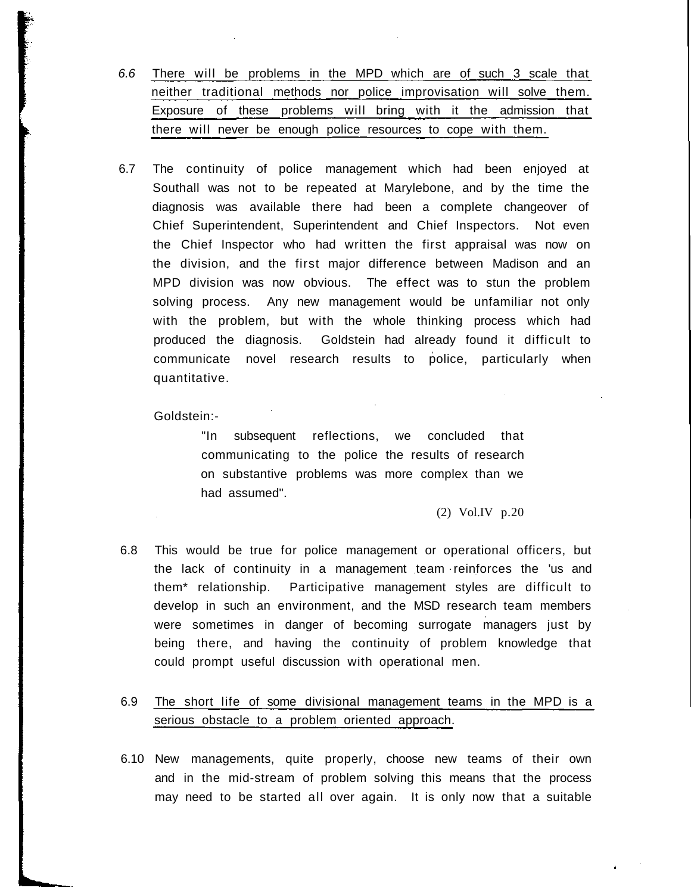6.6 <u>There will be problems in the MPD which are of such 3 scale that neither traditional methods nor police improvisation will solve them. Exposure of these problems will bring with it the admission that there will never be enough police resources to cope with them.</u>

6.7 The continuity of police management which had been enjoyed at Southall was not to be repeated at Marylebone, and by the time the diagnosis was available there had been a complete changeover of Chief Superintendent, Superintendent and Chief Inspectors. Not even the Chief Inspector who had written the first appraisal was now on the division, and the first major difference between Madison and an MPD division was now obvious. The effect was to stun the problem solving process. Any new management would be unfamiliar not only with the problem, but with the whole thinking process which had produced the diagnosis. Goldstein had already found it difficult to communicate novel research results to police, particularly when quantitative.

Goldstein:-

> "In subsequent reflections, we concluded that communicating to the police the results of research on substantive problems was more complex than we had assumed".
>
> (2) Vol.IV p.20

6.8 This would be true for police management or operational officers, but the lack of continuity in a management team reinforces the 'us and them* relationship. Participative management styles are difficult to develop in such an environment, and the MSD research team members were sometimes in danger of becoming surrogate managers just by being there, and having the continuity of problem knowledge that could prompt useful discussion with operational men.

6.9 <u>The short life of some divisional management teams in the MPD is a serious obstacle to a problem oriented approach.</u>

6.10 New managements, quite properly, choose new teams of their own and in the mid-stream of problem solving this means that the process may need to be started all over again. It is only now that a suitable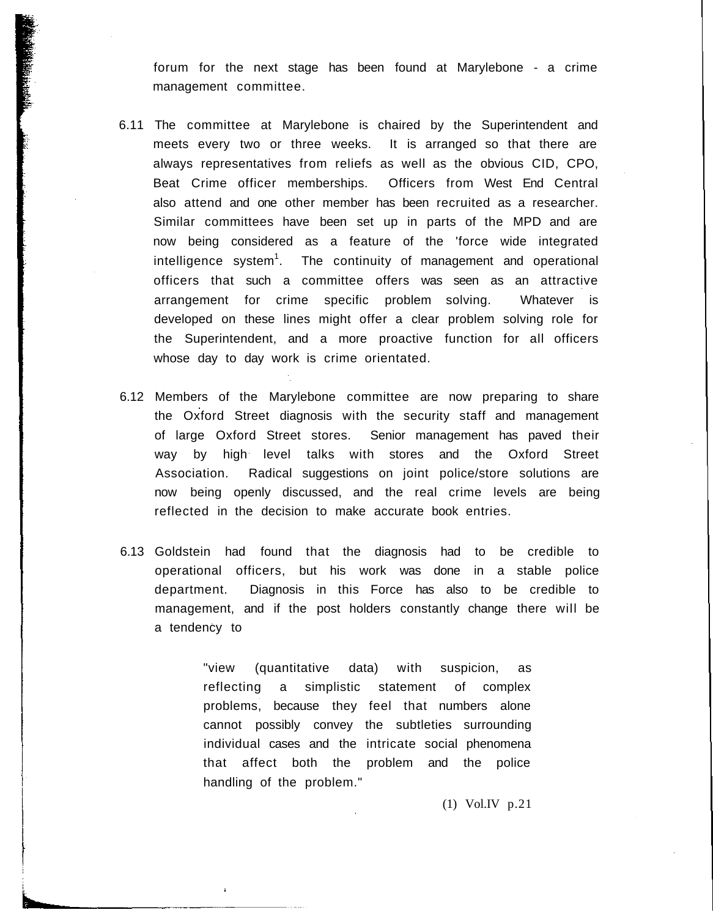forum for the next stage has been found at Marylebone - a crime management committee.

6.11 The committee at Marylebone is chaired by the Superintendent and meets every two or three weeks. It is arranged so that there are always representatives from reliefs as well as the obvious CID, CPO, Beat Crime officer memberships. Officers from West End Central also attend and one other member has been recruited as a researcher. Similar committees have been set up in parts of the MPD and are now being considered as a feature of the 'force wide integrated intelligence system[1]. The continuity of management and operational officers that such a committee offers was seen as an attractive arrangement for crime specific problem solving. Whatever is developed on these lines might offer a clear problem solving role for the Superintendent, and a more proactive function for all officers whose day to day work is crime orientated.

6.12 Members of the Marylebone committee are now preparing to share the Oxford Street diagnosis with the security staff and management of large Oxford Street stores. Senior management has paved their way by high level talks with stores and the Oxford Street Association. Radical suggestions on joint police/store solutions are now being openly discussed, and the real crime levels are being reflected in the decision to make accurate book entries.

6.13 Goldstein had found that the diagnosis had to be credible to operational officers, but his work was done in a stable police department. Diagnosis in this Force has also to be credible to management, and if the post holders constantly change there will be a tendency to

> "view (quantitative data) with suspicion, as reflecting a simplistic statement of complex problems, because they feel that numbers alone cannot possibly convey the subtleties surrounding individual cases and the intricate social phenomena that affect both the problem and the police handling of the problem."

(1) Vol.IV p.21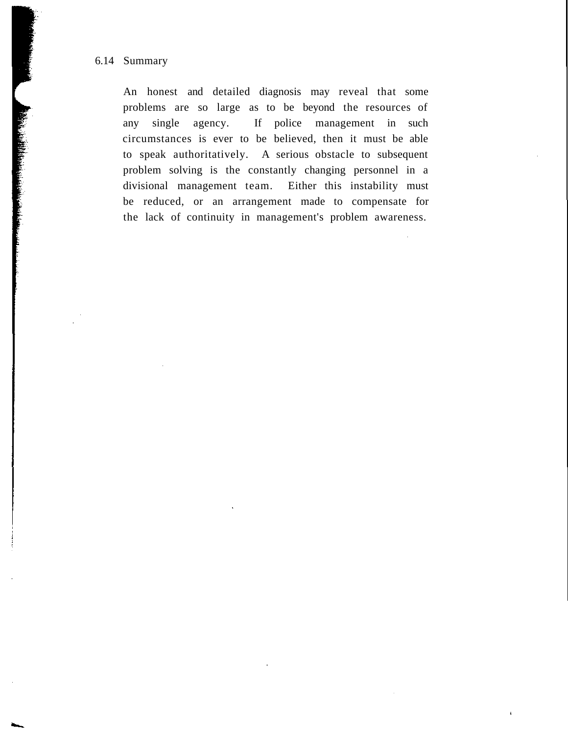## 6.14 Summary

An honest and detailed diagnosis may reveal that some problems are so large as to be beyond the resources of any single agency. If police management in such circumstances is ever to be believed, then it must be able to speak authoritatively. A serious obstacle to subsequent problem solving is the constantly changing personnel in a divisional management team. Either this instability must be reduced, or an arrangement made to compensate for the lack of continuity in management's problem awareness.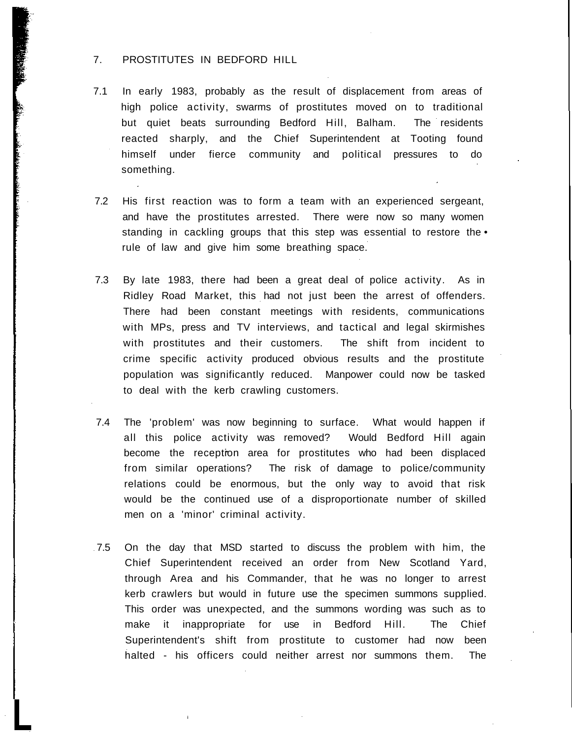## 7. PROSTITUTES IN BEDFORD HILL

7.1 In early 1983, probably as the result of displacement from areas of high police activity, swarms of prostitutes moved on to traditional but quiet beats surrounding Bedford Hill, Balham. The residents reacted sharply, and the Chief Superintendent at Tooting found himself under fierce community and political pressures to do something.

7.2 His first reaction was to form a team with an experienced sergeant, and have the prostitutes arrested. There were now so many women standing in cackling groups that this step was essential to restore the rule of law and give him some breathing space.

7.3 By late 1983, there had been a great deal of police activity. As in Ridley Road Market, this had not just been the arrest of offenders. There had been constant meetings with residents, communications with MPs, press and TV interviews, and tactical and legal skirmishes with prostitutes and their customers. The shift from incident to crime specific activity produced obvious results and the prostitute population was significantly reduced. Manpower could now be tasked to deal with the kerb crawling customers.

7.4 The 'problem' was now beginning to surface. What would happen if all this police activity was removed? Would Bedford Hill again become the reception area for prostitutes who had been displaced from similar operations? The risk of damage to police/community relations could be enormous, but the only way to avoid that risk would be the continued use of a disproportionate number of skilled men on a 'minor' criminal activity.

7.5 On the day that MSD started to discuss the problem with him, the Chief Superintendent received an order from New Scotland Yard, through Area and his Commander, that he was no longer to arrest kerb crawlers but would in future use the specimen summons supplied. This order was unexpected, and the summons wording was such as to make it inappropriate for use in Bedford Hill. The Chief Superintendent's shift from prostitute to customer had now been halted - his officers could neither arrest nor summons them. The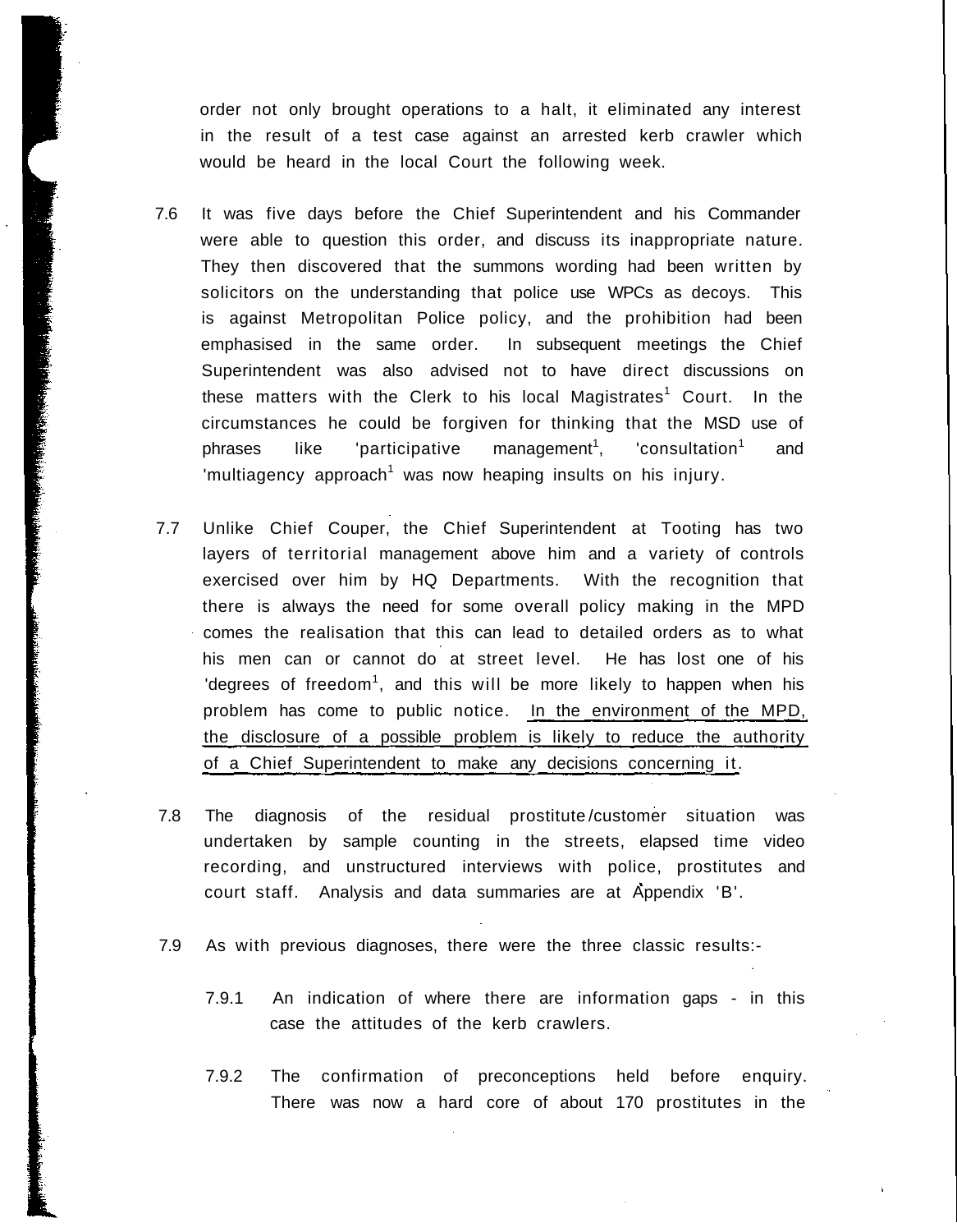order not only brought operations to a halt, it eliminated any interest in the result of a test case against an arrested kerb crawler which would be heard in the local Court the following week.

7.6 It was five days before the Chief Superintendent and his Commander were able to question this order, and discuss its inappropriate nature. They then discovered that the summons wording had been written by solicitors on the understanding that police use WPCs as decoys. This is against Metropolitan Police policy, and the prohibition had been emphasised in the same order. In subsequent meetings the Chief Superintendent was also advised not to have direct discussions on these matters with the Clerk to his local Magistrates[1] Court. In the circumstances he could be forgiven for thinking that the MSD use of phrases like 'participative management[1], 'consultation[1] and 'multiagency approach[1] was now heaping insults on his injury.

7.7 Unlike Chief Couper, the Chief Superintendent at Tooting has two layers of territorial management above him and a variety of controls exercised over him by HQ Departments. With the recognition that there is always the need for some overall policy making in the MPD comes the realisation that this can lead to detailed orders as to what his men can or cannot do at street level. He has lost one of his 'degrees of freedom[1], and this will be more likely to happen when his problem has come to public notice. In the environment of the MPD, the disclosure of a possible problem is likely to reduce the authority of a Chief Superintendent to make any decisions concerning it.

7.8 The diagnosis of the residual prostitute/customer situation was undertaken by sample counting in the streets, elapsed time video recording, and unstructured interviews with police, prostitutes and court staff. Analysis and data summaries are at Appendix 'B'.

7.9 As with previous diagnoses, there were the three classic results:-

7.9.1 An indication of where there are information gaps - in this case the attitudes of the kerb crawlers.

7.9.2 The confirmation of preconceptions held before enquiry. There was now a hard core of about 170 prostitutes in the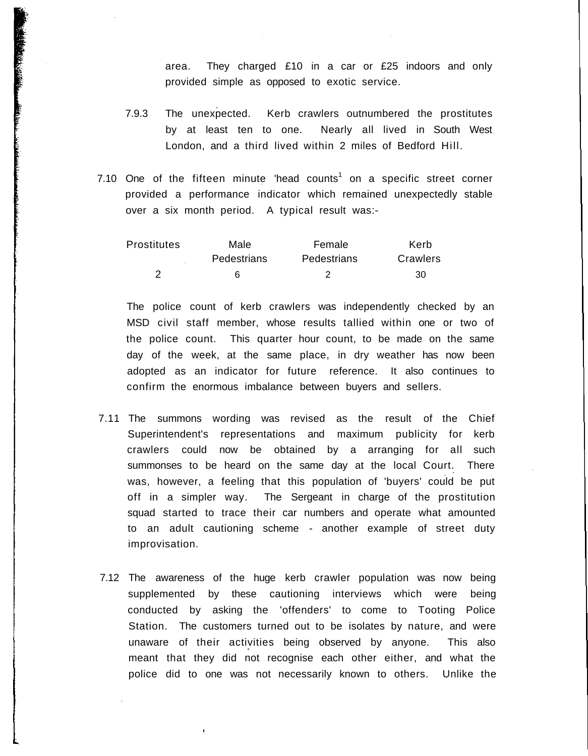area. They charged £10 in a car or £25 indoors and only provided simple as opposed to exotic service.

7.9.3 The unexpected. Kerb crawlers outnumbered the prostitutes by at least ten to one. Nearly all lived in South West London, and a third lived within 2 miles of Bedford Hill.

7.10 One of the fifteen minute 'head counts[1] on a specific street corner provided a performance indicator which remained unexpectedly stable over a six month period. A typical result was:-

| Prostitutes | Male Pedestrians | Female Pedestrians | Kerb Crawlers |
|---|---|---|---|
| 2 | 6 | 2 | 30 |

The police count of kerb crawlers was independently checked by an MSD civil staff member, whose results tallied within one or two of the police count. This quarter hour count, to be made on the same day of the week, at the same place, in dry weather has now been adopted as an indicator for future reference. It also continues to confirm the enormous imbalance between buyers and sellers.

7.11 The summons wording was revised as the result of the Chief Superintendent's representations and maximum publicity for kerb crawlers could now be obtained by a arranging for all such summonses to be heard on the same day at the local Court. There was, however, a feeling that this population of 'buyers' could be put off in a simpler way. The Sergeant in charge of the prostitution squad started to trace their car numbers and operate what amounted to an adult cautioning scheme - another example of street duty improvisation.

7.12 The awareness of the huge kerb crawler population was now being supplemented by these cautioning interviews which were being conducted by asking the 'offenders' to come to Tooting Police Station. The customers turned out to be isolates by nature, and were unaware of their activities being observed by anyone. This also meant that they did not recognise each other either, and what the police did to one was not necessarily known to others. Unlike the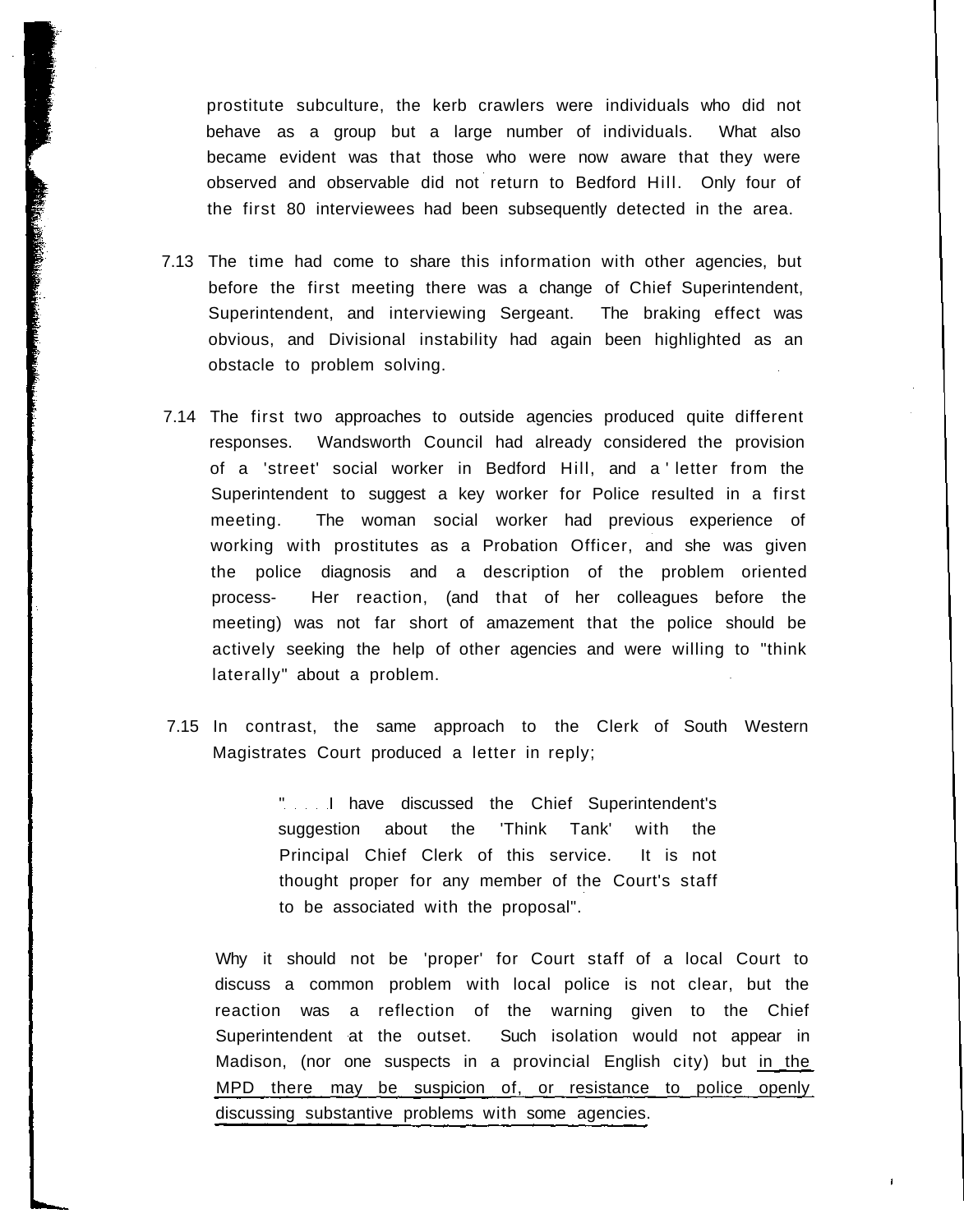prostitute subculture, the kerb crawlers were individuals who did not behave as a group but a large number of individuals. What also became evident was that those who were now aware that they were observed and observable did not return to Bedford Hill. Only four of the first 80 interviewees had been subsequently detected in the area.

7.13 The time had come to share this information with other agencies, but before the first meeting there was a change of Chief Superintendent, Superintendent, and interviewing Sergeant. The braking effect was obvious, and Divisional instability had again been highlighted as an obstacle to problem solving.

7.14 The first two approaches to outside agencies produced quite different responses. Wandsworth Council had already considered the provision of a 'street' social worker in Bedford Hill, and a letter from the Superintendent to suggest a key worker for Police resulted in a first meeting. The woman social worker had previous experience of working with prostitutes as a Probation Officer, and she was given the police diagnosis and a description of the problem oriented process- Her reaction, (and that of her colleagues before the meeting) was not far short of amazement that the police should be actively seeking the help of other agencies and were willing to "think laterally" about a problem.

7.15 In contrast, the same approach to the Clerk of South Western Magistrates Court produced a letter in reply;

> ". . . . .I have discussed the Chief Superintendent's suggestion about the 'Think Tank' with the Principal Chief Clerk of this service. It is not thought proper for any member of the Court's staff to be associated with the proposal".

Why it should not be 'proper' for Court staff of a local Court to discuss a common problem with local police is not clear, but the reaction was a reflection of the warning given to the Chief Superintendent at the outset. Such isolation would not appear in Madison, (nor one suspects in a provincial English city) but <u>in the MPD there may be suspicion of, or resistance to police openly discussing substantive problems with some agencies</u>.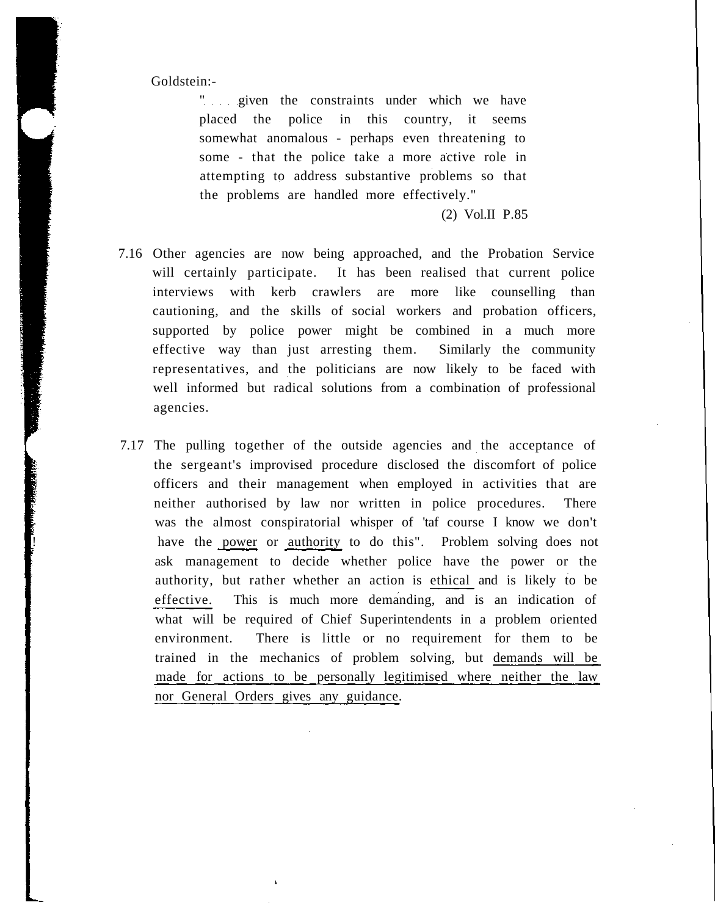Goldstein:-

> "....given the constraints under which we have placed the police in this country, it seems somewhat anomalous - perhaps even threatening to some - that the police take a more active role in attempting to address substantive problems so that the problems are handled more effectively."
>
> (2) Vol.II P.85

7.16 Other agencies are now being approached, and the Probation Service will certainly participate. It has been realised that current police interviews with kerb crawlers are more like counselling than cautioning, and the skills of social workers and probation officers, supported by police power might be combined in a much more effective way than just arresting them. Similarly the community representatives, and the politicians are now likely to be faced with well informed but radical solutions from a combination of professional agencies.

7.17 The pulling together of the outside agencies and the acceptance of the sergeant's improvised procedure disclosed the discomfort of police officers and their management when employed in activities that are neither authorised by law nor written in police procedures. There was the almost conspiratorial whisper of "taf course I know we don't have the <u>power</u> or <u>authority</u> to do this". Problem solving does not ask management to decide whether police have the power or the authority, but rather whether an action is <u>ethical</u> and is likely to be <u>effective.</u> This is much more demanding, and is an indication of what will be required of Chief Superintendents in a problem oriented environment. There is little or no requirement for them to be trained in the mechanics of problem solving, but <u>demands will be made for actions to be personally legitimised where neither the law nor General Orders gives any guidance</u>.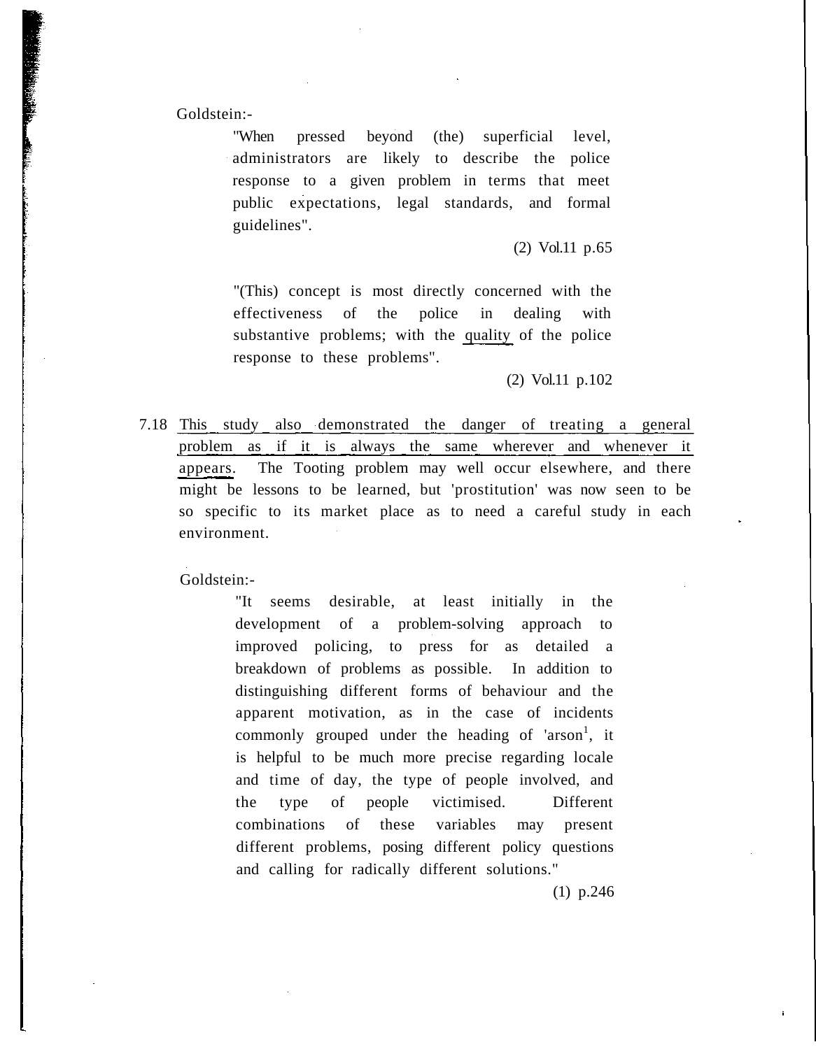Goldstein:-

> "When pressed beyond (the) superficial level, administrators are likely to describe the police response to a given problem in terms that meet public expectations, legal standards, and formal guidelines".
>
> (2) Vol.11 p.65

> "(This) concept is most directly concerned with the effectiveness of the police in dealing with substantive problems; with the <u>quality</u> of the police response to these problems".
>
> (2) Vol.11 p.102

7.18 <u>This study also demonstrated the danger of treating a general problem as if it is always the same wherever and whenever it appears.</u> The Tooting problem may well occur elsewhere, and there might be lessons to be learned, but 'prostitution' was now seen to be so specific to its market place as to need a careful study in each environment.

Goldstein:-

> "It seems desirable, at least initially in the development of a problem-solving approach to improved policing, to press for as detailed a breakdown of problems as possible. In addition to distinguishing different forms of behaviour and the apparent motivation, as in the case of incidents commonly grouped under the heading of 'arson[1], it is helpful to be much more precise regarding locale and time of day, the type of people involved, and the type of people victimised. Different combinations of these variables may present different problems, posing different policy questions and calling for radically different solutions."
>
> (1) p.246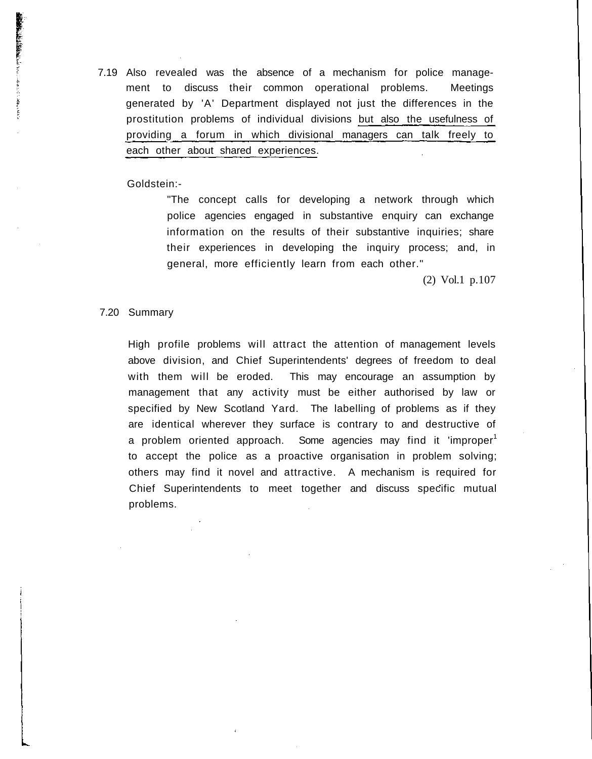7.19 Also revealed was the absence of a mechanism for police management to discuss their common operational problems. Meetings generated by 'A' Department displayed not just the differences in the prostitution problems of individual divisions <u>but also the usefulness of providing a forum in which divisional managers can talk freely to each other about shared experiences</u>.

Goldstein:-

> "The concept calls for developing a network through which police agencies engaged in substantive enquiry can exchange information on the results of their substantive inquiries; share their experiences in developing the inquiry process; and, in general, more efficiently learn from each other."
>
> (2) Vol.1 p.107

7.20 Summary

High profile problems will attract the attention of management levels above division, and Chief Superintendents' degrees of freedom to deal with them will be eroded. This may encourage an assumption by management that any activity must be either authorised by law or specified by New Scotland Yard. The labelling of problems as if they are identical wherever they surface is contrary to and destructive of a problem oriented approach. Some agencies may find it 'improper[1] to accept the police as a proactive organisation in problem solving; others may find it novel and attractive. A mechanism is required for Chief Superintendents to meet together and discuss specific mutual problems.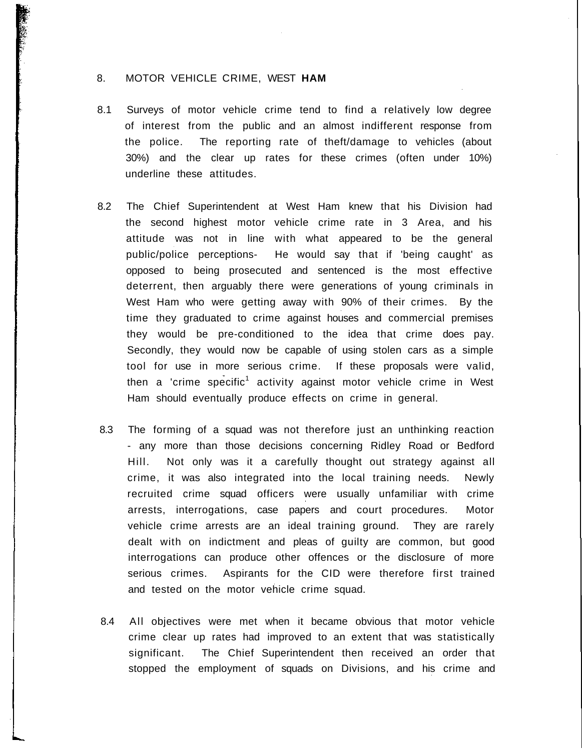## 8. MOTOR VEHICLE CRIME, WEST HAM

8.1 Surveys of motor vehicle crime tend to find a relatively low degree of interest from the public and an almost indifferent response from the police. The reporting rate of theft/damage to vehicles (about 30%) and the clear up rates for these crimes (often under 10%) underline these attitudes.

8.2 The Chief Superintendent at West Ham knew that his Division had the second highest motor vehicle crime rate in 3 Area, and his attitude was not in line with what appeared to be the general public/police perceptions- He would say that if 'being caught' as opposed to being prosecuted and sentenced is the most effective deterrent, then arguably there were generations of young criminals in West Ham who were getting away with 90% of their crimes. By the time they graduated to crime against houses and commercial premises they would be pre-conditioned to the idea that crime does pay. Secondly, they would now be capable of using stolen cars as a simple tool for use in more serious crime. If these proposals were valid, then a 'crime specific[1] activity against motor vehicle crime in West Ham should eventually produce effects on crime in general.

8.3 The forming of a squad was not therefore just an unthinking reaction - any more than those decisions concerning Ridley Road or Bedford Hill. Not only was it a carefully thought out strategy against all crime, it was also integrated into the local training needs. Newly recruited crime squad officers were usually unfamiliar with crime arrests, interrogations, case papers and court procedures. Motor vehicle crime arrests are an ideal training ground. They are rarely dealt with on indictment and pleas of guilty are common, but good interrogations can produce other offences or the disclosure of more serious crimes. Aspirants for the CID were therefore first trained and tested on the motor vehicle crime squad.

8.4 All objectives were met when it became obvious that motor vehicle crime clear up rates had improved to an extent that was statistically significant. The Chief Superintendent then received an order that stopped the employment of squads on Divisions, and his crime and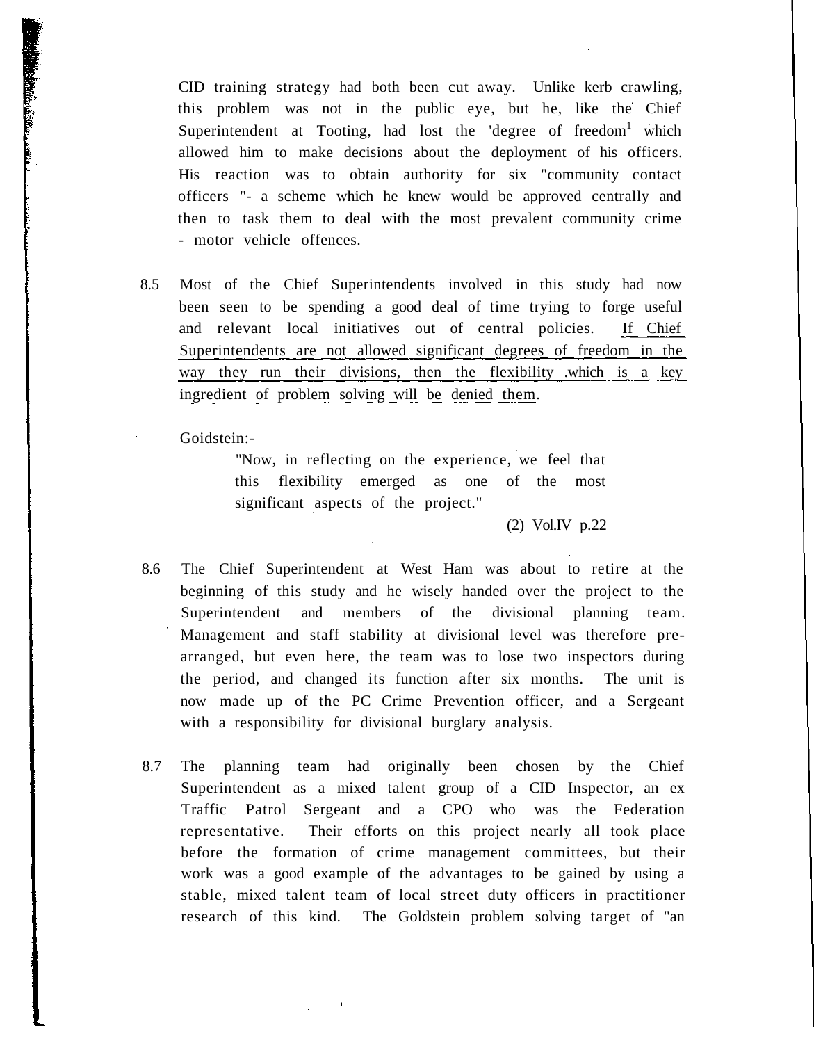CID training strategy had both been cut away. Unlike kerb crawling, this problem was not in the public eye, but he, like the Chief Superintendent at Tooting, had lost the 'degree of freedom[1] which allowed him to make decisions about the deployment of his officers. His reaction was to obtain authority for six "community contact officers "- a scheme which he knew would be approved centrally and then to task them to deal with the most prevalent community crime - motor vehicle offences.

8.5 Most of the Chief Superintendents involved in this study had now been seen to be spending a good deal of time trying to forge useful and relevant local initiatives out of central policies. <u>If Chief Superintendents are not allowed significant degrees of freedom in the way they run their divisions, then the flexibility .which is a key ingredient of problem solving will be denied them</u>.

Goidstein:-

> "Now, in reflecting on the experience, we feel that this flexibility emerged as one of the most significant aspects of the project."
>
> (2) Vol.IV p.22

8.6 The Chief Superintendent at West Ham was about to retire at the beginning of this study and he wisely handed over the project to the Superintendent and members of the divisional planning team. Management and staff stability at divisional level was therefore pre-arranged, but even here, the team was to lose two inspectors during the period, and changed its function after six months. The unit is now made up of the PC Crime Prevention officer, and a Sergeant with a responsibility for divisional burglary analysis.

8.7 The planning team had originally been chosen by the Chief Superintendent as a mixed talent group of a CID Inspector, an ex Traffic Patrol Sergeant and a CPO who was the Federation representative. Their efforts on this project nearly all took place before the formation of crime management committees, but their work was a good example of the advantages to be gained by using a stable, mixed talent team of local street duty officers in practitioner research of this kind. The Goldstein problem solving target of "an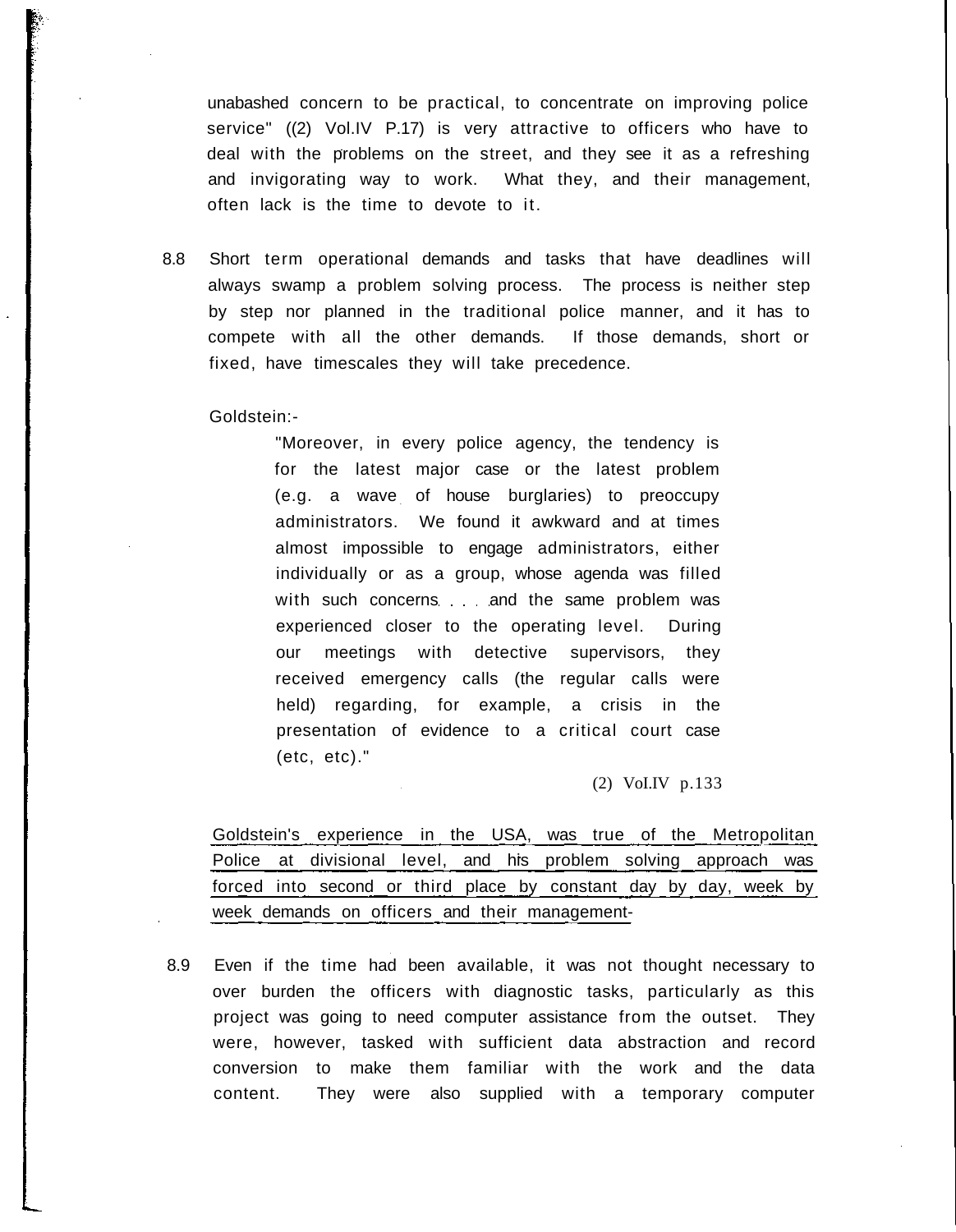unabashed concern to be practical, to concentrate on improving police service" ((2) Vol.IV P.17) is very attractive to officers who have to deal with the problems on the street, and they see it as a refreshing and invigorating way to work. What they, and their management, often lack is the time to devote to it.

8.8 Short term operational demands and tasks that have deadlines will always swamp a problem solving process. The process is neither step by step nor planned in the traditional police manner, and it has to compete with all the other demands. If those demands, short or fixed, have timescales they will take precedence.

Goldstein:-

> "Moreover, in every police agency, the tendency is for the latest major case or the latest problem (e.g. a wave of house burglaries) to preoccupy administrators. We found it awkward and at times almost impossible to engage administrators, either individually or as a group, whose agenda was filled with such concerns. . . . and the same problem was experienced closer to the operating level. During our meetings with detective supervisors, they received emergency calls (the regular calls were held) regarding, for example, a crisis in the presentation of evidence to a critical court case (etc, etc)."
>
> (2) Vol.IV p.133

<u>Goldstein's experience in the USA, was true of the Metropolitan Police at divisional level, and his problem solving approach was forced into second or third place by constant day by day, week by week demands on officers and their management-</u>

8.9 Even if the time had been available, it was not thought necessary to over burden the officers with diagnostic tasks, particularly as this project was going to need computer assistance from the outset. They were, however, tasked with sufficient data abstraction and record conversion to make them familiar with the work and the data content. They were also supplied with a temporary computer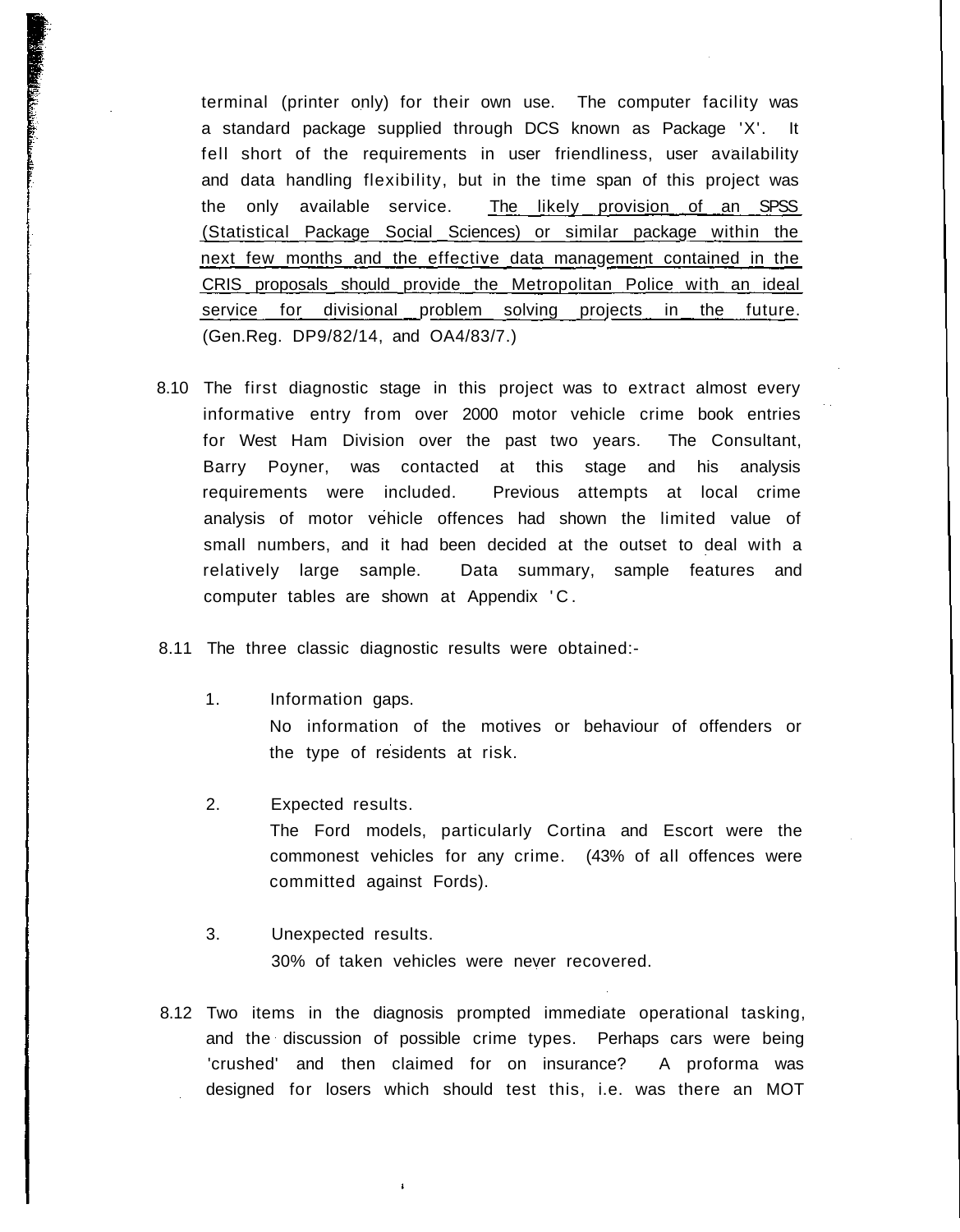terminal (printer only) for their own use. The computer facility was a standard package supplied through DCS known as Package 'X'. It fell short of the requirements in user friendliness, user availability and data handling flexibility, but in the time span of this project was the only available service. <u>The likely provision of an SPSS (Statistical Package Social Sciences) or similar package within the next few months and the effective data management contained in the CRIS proposals should provide the Metropolitan Police with an ideal service for divisional problem solving projects in the future</u>. (Gen.Reg. DP9/82/14, and OA4/83/7.)

8.10 The first diagnostic stage in this project was to extract almost every informative entry from over 2000 motor vehicle crime book entries for West Ham Division over the past two years. The Consultant, Barry Poyner, was contacted at this stage and his analysis requirements were included. Previous attempts at local crime analysis of motor vehicle offences had shown the limited value of small numbers, and it had been decided at the outset to deal with a relatively large sample. Data summary, sample features and computer tables are shown at Appendix 'C.

8.11 The three classic diagnostic results were obtained:-

1. Information gaps.
   No information of the motives or behaviour of offenders or the type of residents at risk.

2. Expected results.
   The Ford models, particularly Cortina and Escort were the commonest vehicles for any crime. (43% of all offences were committed against Fords).

3. Unexpected results.
   30% of taken vehicles were never recovered.

8.12 Two items in the diagnosis prompted immediate operational tasking, and the discussion of possible crime types. Perhaps cars were being 'crushed' and then claimed for on insurance? A proforma was designed for losers which should test this, i.e. was there an MOT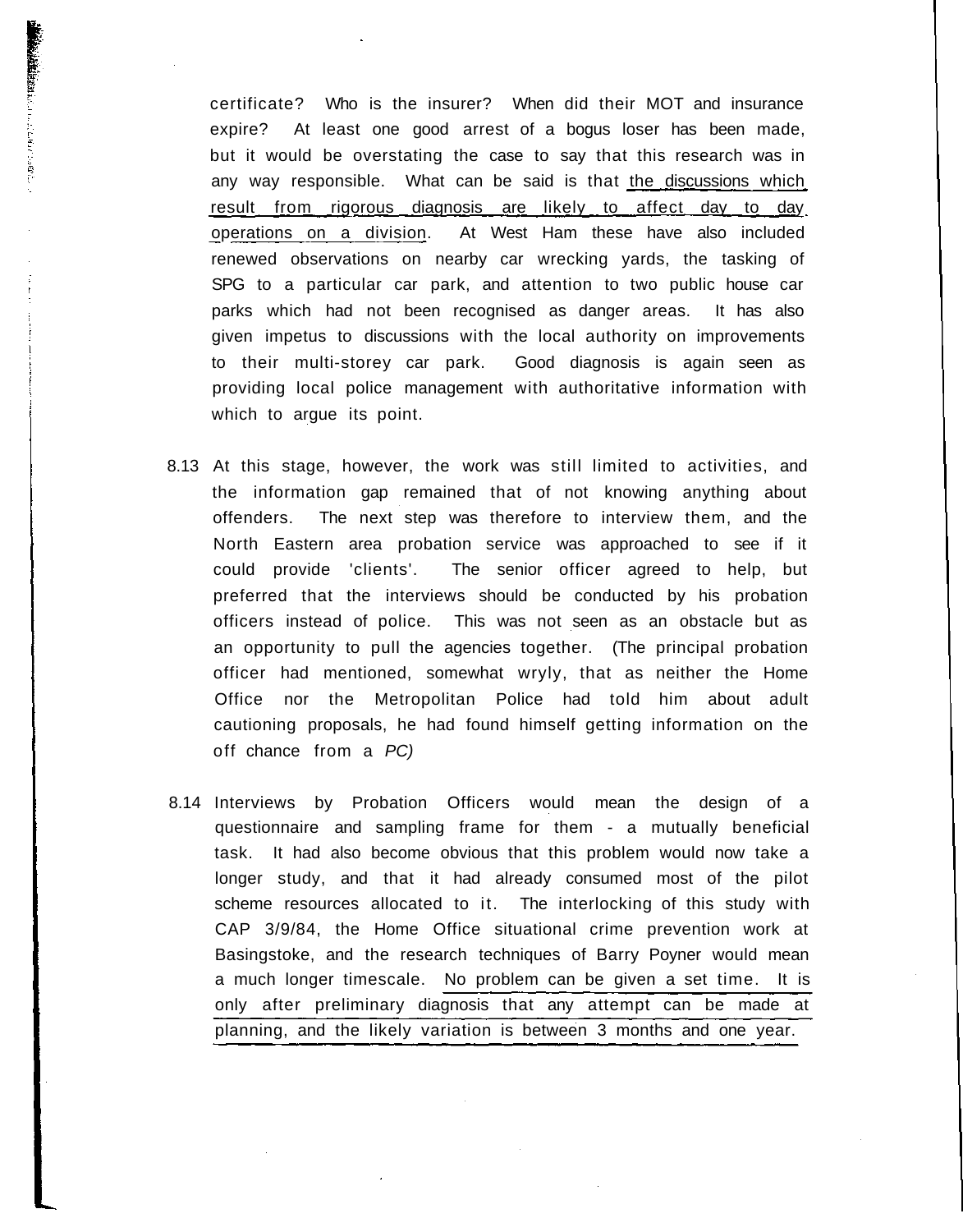certificate? Who is the insurer? When did their MOT and insurance expire? At least one good arrest of a bogus loser has been made, but it would be overstating the case to say that this research was in any way responsible. What can be said is that <u>the discussions which result from rigorous diagnosis are likely to affect day to day operations on a division</u>. At West Ham these have also included renewed observations on nearby car wrecking yards, the tasking of SPG to a particular car park, and attention to two public house car parks which had not been recognised as danger areas. It has also given impetus to discussions with the local authority on improvements to their multi-storey car park. Good diagnosis is again seen as providing local police management with authoritative information with which to argue its point.

8.13 At this stage, however, the work was still limited to activities, and the information gap remained that of not knowing anything about offenders. The next step was therefore to interview them, and the North Eastern area probation service was approached to see if it could provide 'clients'. The senior officer agreed to help, but preferred that the interviews should be conducted by his probation officers instead of police. This was not seen as an obstacle but as an opportunity to pull the agencies together. (The principal probation officer had mentioned, somewhat wryly, that as neither the Home Office nor the Metropolitan Police had told him about adult cautioning proposals, he had found himself getting information on the off chance from a *PC)*

8.14 Interviews by Probation Officers would mean the design of a questionnaire and sampling frame for them - a mutually beneficial task. It had also become obvious that this problem would now take a longer study, and that it had already consumed most of the pilot scheme resources allocated to it. The interlocking of this study with CAP 3/9/84, the Home Office situational crime prevention work at Basingstoke, and the research techniques of Barry Poyner would mean a much longer timescale. <u>No problem can be given a set time. It is only after preliminary diagnosis that any attempt can be made at planning, and the likely variation is between 3 months and one year.</u>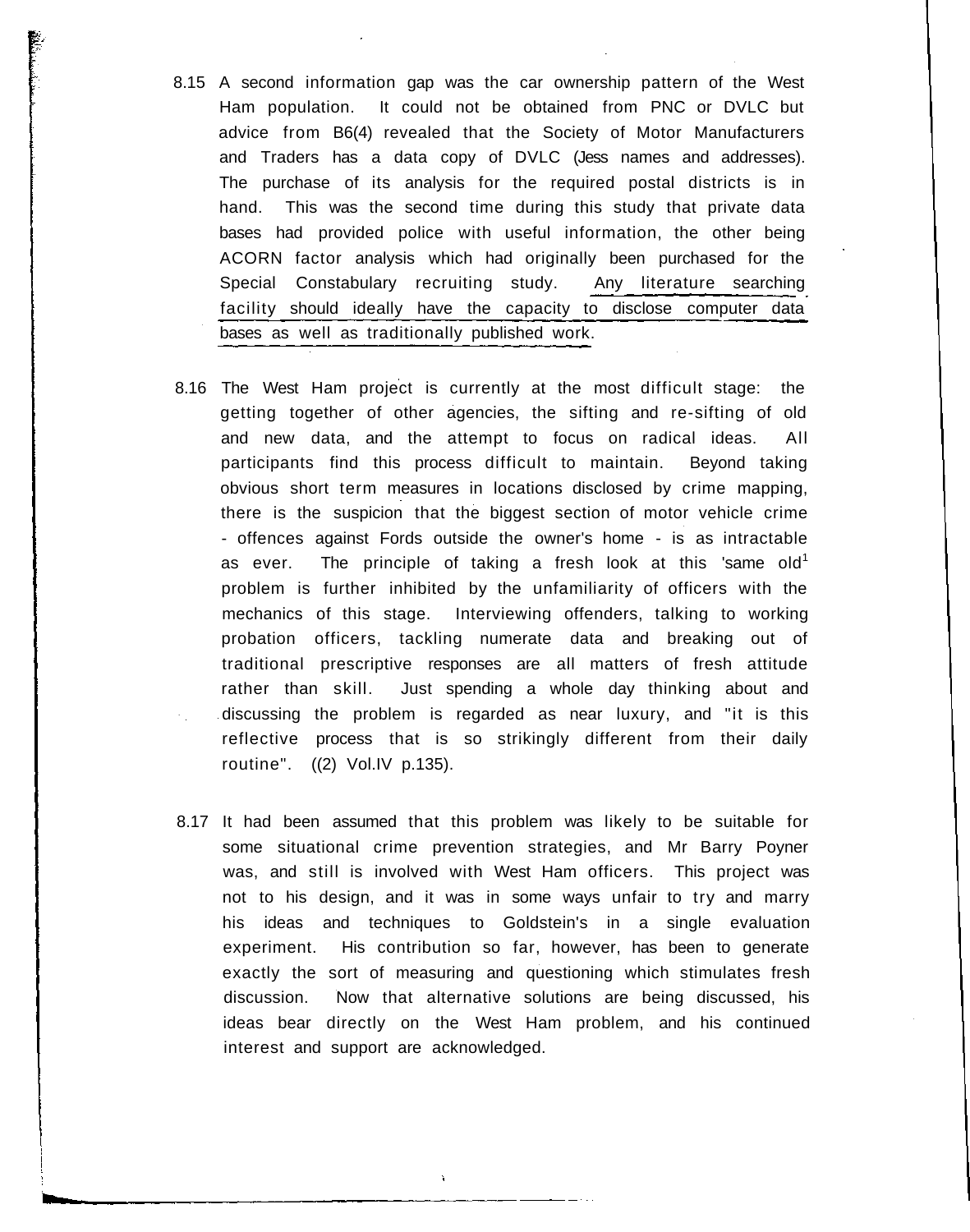8.15 A second information gap was the car ownership pattern of the West Ham population. It could not be obtained from PNC or DVLC but advice from B6(4) revealed that the Society of Motor Manufacturers and Traders has a data copy of DVLC (Jess names and addresses). The purchase of its analysis for the required postal districts is in hand. This was the second time during this study that private data bases had provided police with useful information, the other being ACORN factor analysis which had originally been purchased for the Special Constabulary recruiting study. Any literature searching facility should ideally have the capacity to disclose computer data bases as well as traditionally published work.

8.16 The West Ham project is currently at the most difficult stage: the getting together of other agencies, the sifting and re-sifting of old and new data, and the attempt to focus on radical ideas. All participants find this process difficult to maintain. Beyond taking obvious short term measures in locations disclosed by crime mapping, there is the suspicion that the biggest section of motor vehicle crime - offences against Fords outside the owner's home - is as intractable as ever. The principle of taking a fresh look at this 'same old[1] problem is further inhibited by the unfamiliarity of officers with the mechanics of this stage. Interviewing offenders, talking to working probation officers, tackling numerate data and breaking out of traditional prescriptive responses are all matters of fresh attitude rather than skill. Just spending a whole day thinking about and discussing the problem is regarded as near luxury, and "it is this reflective process that is so strikingly different from their daily routine". ((2) Vol.IV p.135).

8.17 It had been assumed that this problem was likely to be suitable for some situational crime prevention strategies, and Mr Barry Poyner was, and still is involved with West Ham officers. This project was not to his design, and it was in some ways unfair to try and marry his ideas and techniques to Goldstein's in a single evaluation experiment. His contribution so far, however, has been to generate exactly the sort of measuring and questioning which stimulates fresh discussion. Now that alternative solutions are being discussed, his ideas bear directly on the West Ham problem, and his continued interest and support are acknowledged.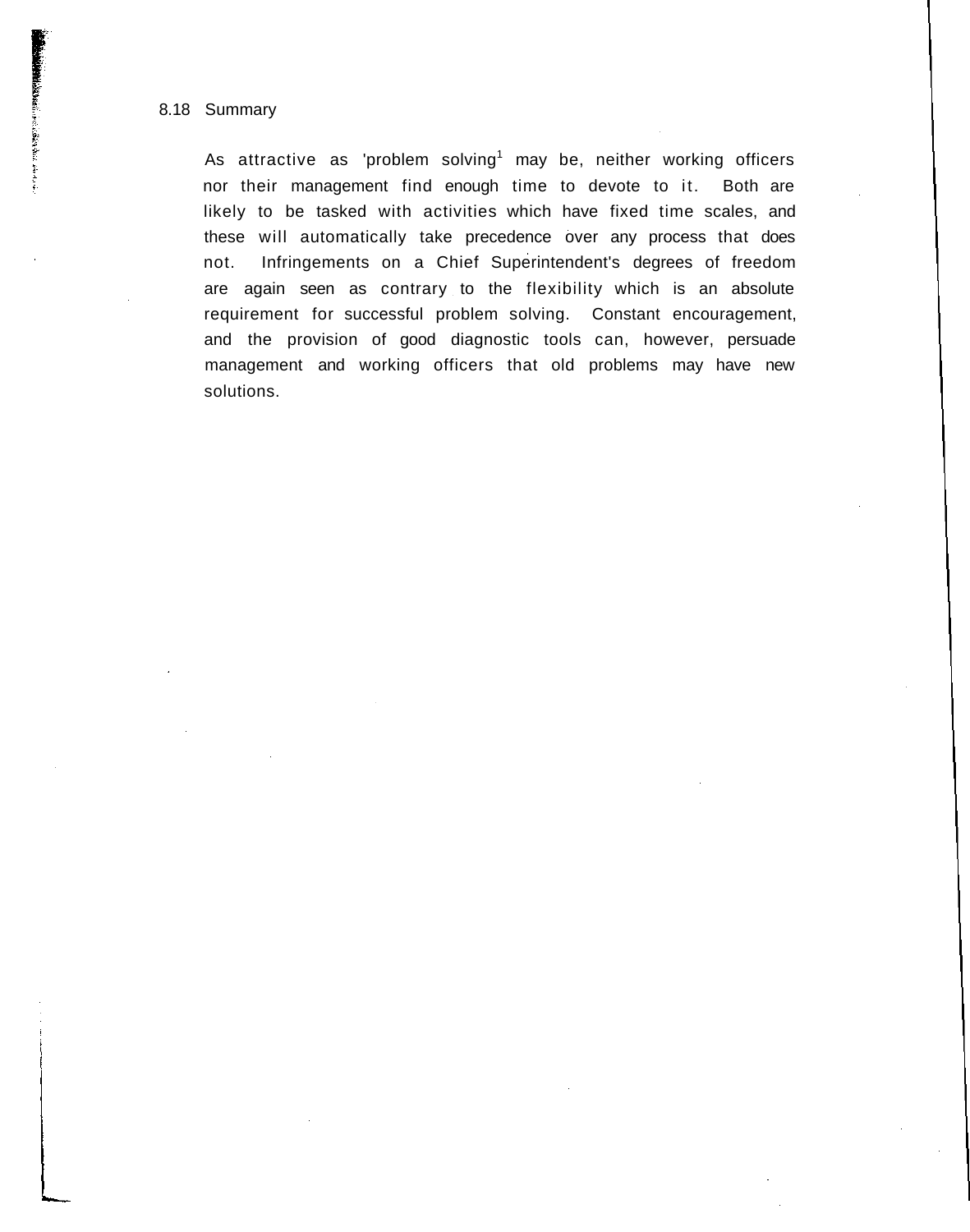## 8.18 Summary

As attractive as 'problem solving[1] may be, neither working officers nor their management find enough time to devote to it. Both are likely to be tasked with activities which have fixed time scales, and these will automatically take precedence over any process that does not. Infringements on a Chief Superintendent's degrees of freedom are again seen as contrary to the flexibility which is an absolute requirement for successful problem solving. Constant encouragement, and the provision of good diagnostic tools can, however, persuade management and working officers that old problems may have new solutions.